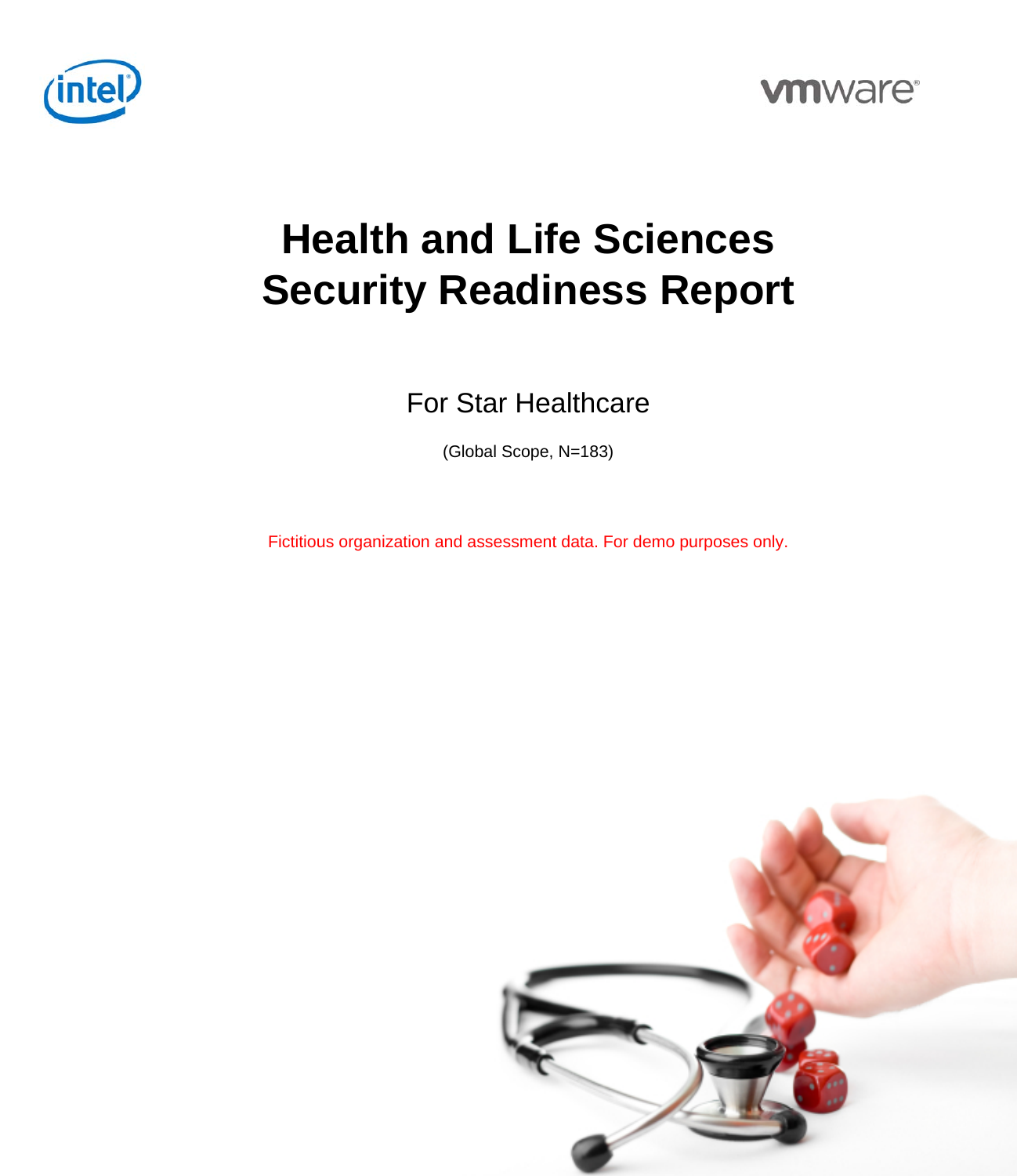# Health and Life Sciences Security Readiness Report

For Star Healthcare

(Global Scope, N=183)

Fictitious organization and assessment data. For demo purposes only.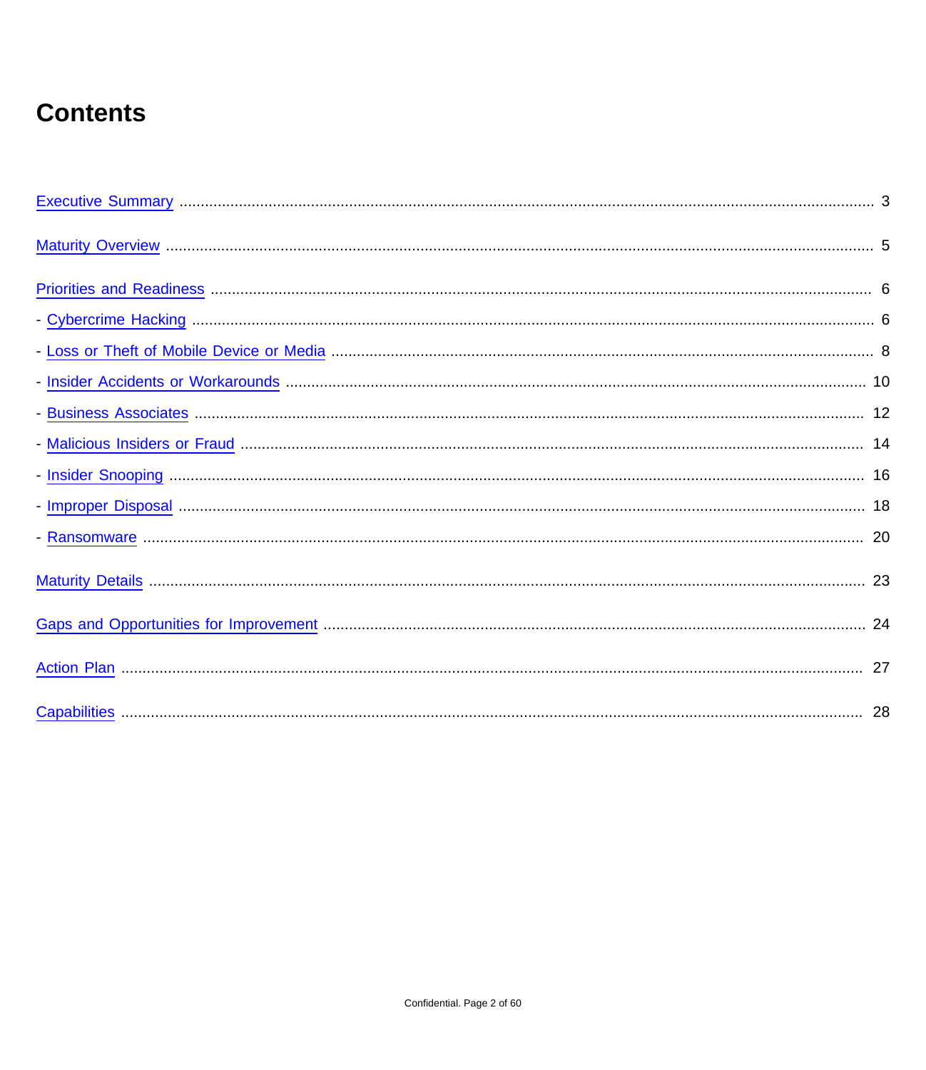# Contents

Executive Summary ........ 3

Maturity Overview ........ 5

Priorities and Readiness ........ 6

- Cybercrime Hacking ........ 6
- Loss or Theft of Mobile Device or Media ........ 8
- Insider Accidents or Workarounds ........ 10
- Business Associates ........ 12
- Malicious Insiders or Fraud ........ 14
- Insider Snooping ........ 16
- Improper Disposal ........ 18
- Ransomware ........ 20

Maturity Details ........ 23

Gaps and Opportunities for Improvement ........ 24

Action Plan ........ 27

Capabilities ........ 28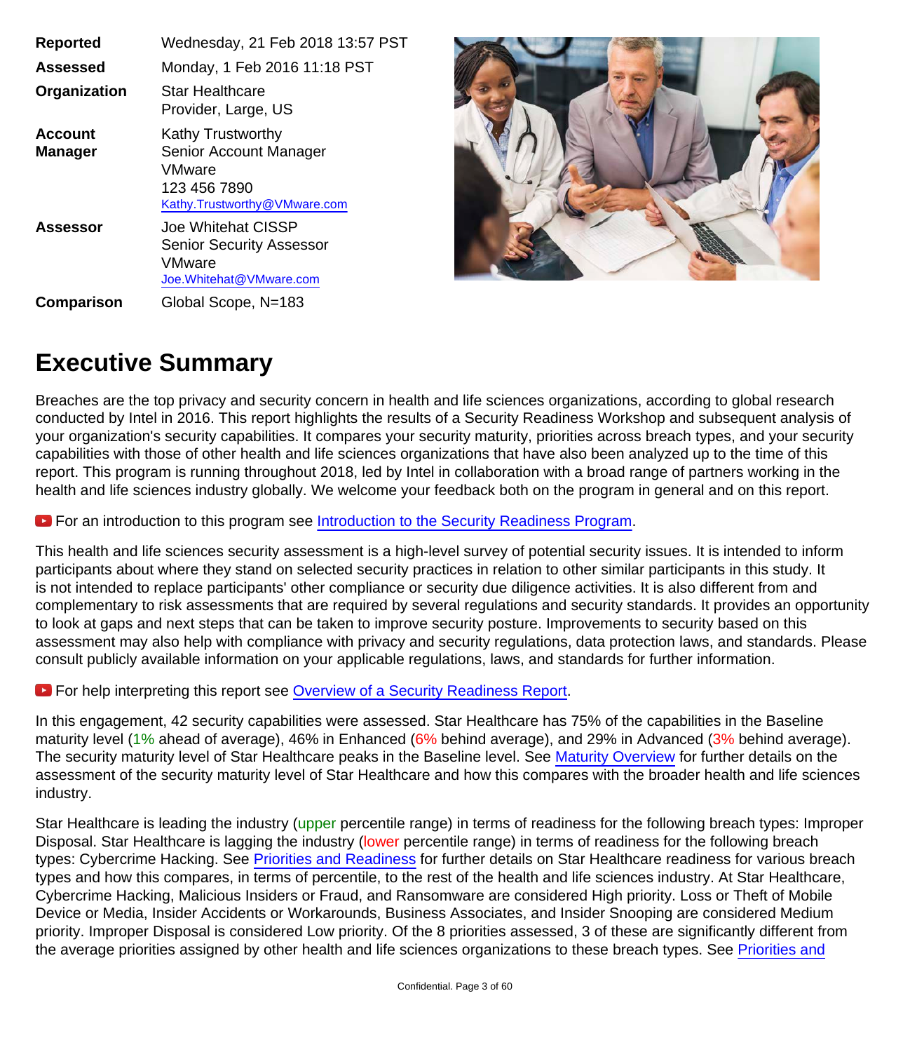| | |
|---|---|
| **Reported** | Wednesday, 21 Feb 2018 13:57 PST |
| **Assessed** | Monday, 1 Feb 2016 11:18 PST |
| **Organization** | Star Healthcare<br>Provider, Large, US |
| **Account Manager** | Kathy Trustworthy<br>Senior Account Manager<br>VMware<br>123 456 7890<br>Kathy.Trustworthy@VMware.com |
| **Assessor** | Joe Whitehat CISSP<br>Senior Security Assessor<br>VMware<br>Joe.Whitehat@VMware.com |
| **Comparison** | Global Scope, N=183 |

# Executive Summary

Breaches are the top privacy and security concern in health and life sciences organizations, according to global research conducted by Intel in 2016. This report highlights the results of a Security Readiness Workshop and subsequent analysis of your organization's security capabilities. It compares your security maturity, priorities across breach types, and your security capabilities with those of other health and life sciences organizations that have also been analyzed up to the time of this report. This program is running throughout 2018, led by Intel in collaboration with a broad range of partners working in the health and life sciences industry globally. We welcome your feedback both on the program in general and on this report.

For an introduction to this program see Introduction to the Security Readiness Program.

This health and life sciences security assessment is a high-level survey of potential security issues. It is intended to inform participants about where they stand on selected security practices in relation to other similar participants in this study. It is not intended to replace participants' other compliance or security due diligence activities. It is also different from and complementary to risk assessments that are required by several regulations and security standards. It provides an opportunity to look at gaps and next steps that can be taken to improve security posture. Improvements to security based on this assessment may also help with compliance with privacy and security regulations, data protection laws, and standards. Please consult publicly available information on your applicable regulations, laws, and standards for further information.

For help interpreting this report see Overview of a Security Readiness Report.

In this engagement, 42 security capabilities were assessed. Star Healthcare has 75% of the capabilities in the Baseline maturity level (1% ahead of average), 46% in Enhanced (6% behind average), and 29% in Advanced (3% behind average). The security maturity level of Star Healthcare peaks in the Baseline level. See Maturity Overview for further details on the assessment of the security maturity level of Star Healthcare and how this compares with the broader health and life sciences industry.

Star Healthcare is leading the industry (upper percentile range) in terms of readiness for the following breach types: Improper Disposal. Star Healthcare is lagging the industry (lower percentile range) in terms of readiness for the following breach types: Cybercrime Hacking. See Priorities and Readiness for further details on Star Healthcare readiness for various breach types and how this compares, in terms of percentile, to the rest of the health and life sciences industry. At Star Healthcare, Cybercrime Hacking, Malicious Insiders or Fraud, and Ransomware are considered High priority. Loss or Theft of Mobile Device or Media, Insider Accidents or Workarounds, Business Associates, and Insider Snooping are considered Medium priority. Improper Disposal is considered Low priority. Of the 8 priorities assessed, 3 of these are significantly different from the average priorities assigned by other health and life sciences organizations to these breach types. See Priorities and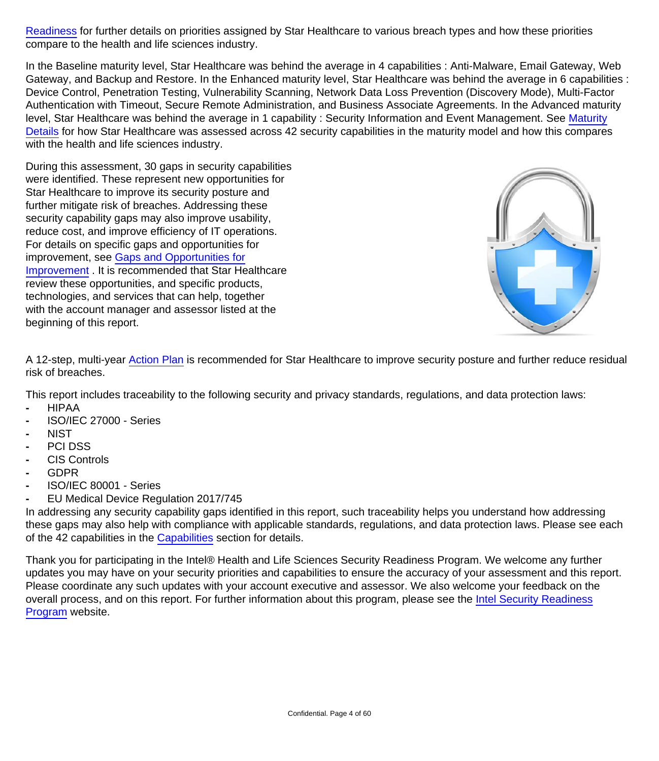Readiness for further details on priorities assigned by Star Healthcare to various breach types and how these priorities compare to the health and life sciences industry.

In the Baseline maturity level, Star Healthcare was behind the average in 4 capabilities : Anti-Malware, Email Gateway, Web Gateway, and Backup and Restore. In the Enhanced maturity level, Star Healthcare was behind the average in 6 capabilities : Device Control, Penetration Testing, Vulnerability Scanning, Network Data Loss Prevention (Discovery Mode), Multi-Factor Authentication with Timeout, Secure Remote Administration, and Business Associate Agreements. In the Advanced maturity level, Star Healthcare was behind the average in 1 capability : Security Information and Event Management. See Maturity Details for how Star Healthcare was assessed across 42 security capabilities in the maturity model and how this compares with the health and life sciences industry.

During this assessment, 30 gaps in security capabilities were identified. These represent new opportunities for Star Healthcare to improve its security posture and further mitigate risk of breaches. Addressing these security capability gaps may also improve usability, reduce cost, and improve efficiency of IT operations. For details on specific gaps and opportunities for improvement, see Gaps and Opportunities for Improvement . It is recommended that Star Healthcare review these opportunities, and specific products, technologies, and services that can help, together with the account manager and assessor listed at the beginning of this report.

A 12-step, multi-year Action Plan is recommended for Star Healthcare to improve security posture and further reduce residual risk of breaches.

This report includes traceability to the following security and privacy standards, regulations, and data protection laws:

- HIPAA
- ISO/IEC 27000 - Series
- NIST
- PCI DSS
- CIS Controls
- GDPR
- ISO/IEC 80001 - Series
- EU Medical Device Regulation 2017/745

In addressing any security capability gaps identified in this report, such traceability helps you understand how addressing these gaps may also help with compliance with applicable standards, regulations, and data protection laws. Please see each of the 42 capabilities in the Capabilities section for details.

Thank you for participating in the Intel® Health and Life Sciences Security Readiness Program. We welcome any further updates you may have on your security priorities and capabilities to ensure the accuracy of your assessment and this report. Please coordinate any such updates with your account executive and assessor. We also welcome your feedback on the overall process, and on this report. For further information about this program, please see the Intel Security Readiness Program website.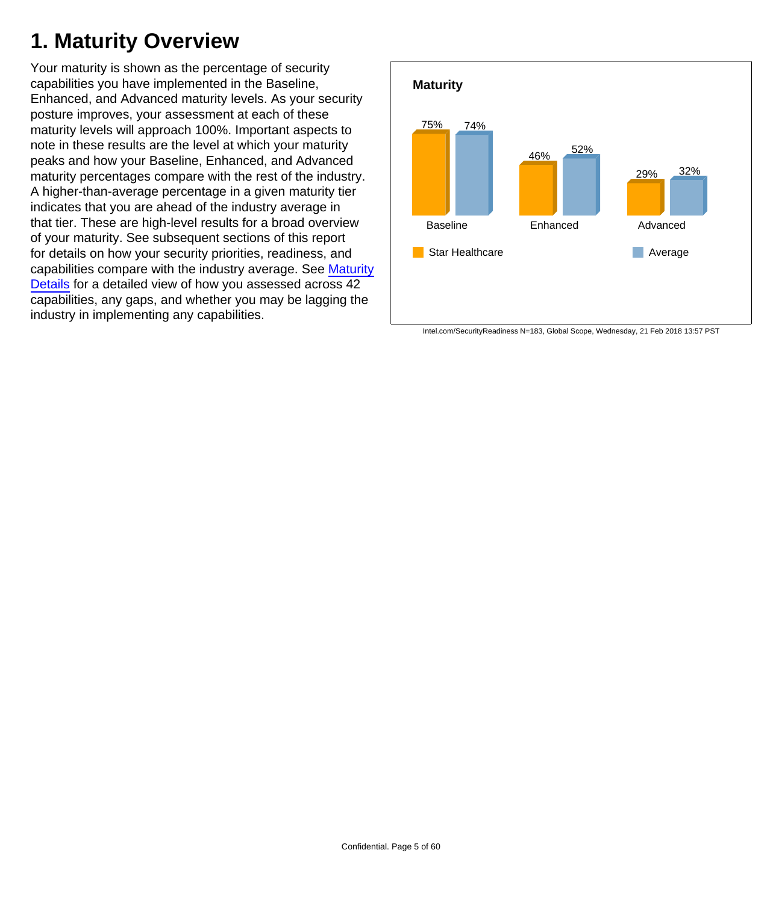# 1. Maturity Overview

Your maturity is shown as the percentage of security capabilities you have implemented in the Baseline, Enhanced, and Advanced maturity levels. As your security posture improves, your assessment at each of these maturity levels will approach 100%. Important aspects to note in these results are the level at which your maturity peaks and how your Baseline, Enhanced, and Advanced maturity percentages compare with the rest of the industry. A higher-than-average percentage in a given maturity tier indicates that you are ahead of the industry average in that tier. These are high-level results for a broad overview of your maturity. See subsequent sections of this report for details on how your security priorities, readiness, and capabilities compare with the industry average. See Maturity Details for a detailed view of how you assessed across 42 capabilities, any gaps, and whether you may be lagging the industry in implementing any capabilities.

**Maturity**

| | Star Healthcare | Average |
|---|---|---|
| Baseline | 75% | 74% |
| Enhanced | 46% | 52% |
| Advanced | 29% | 32% |

Intel.com/SecurityReadiness N=183, Global Scope, Wednesday, 21 Feb 2018 13:57 PST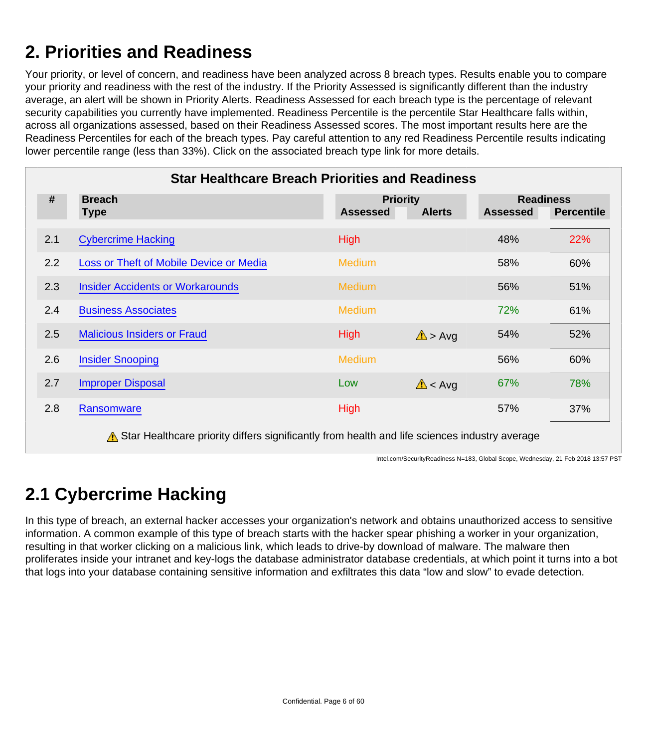## 2. Priorities and Readiness

Your priority, or level of concern, and readiness have been analyzed across 8 breach types. Results enable you to compare your priority and readiness with the rest of the industry. If the Priority Assessed is significantly different than the industry average, an alert will be shown in Priority Alerts. Readiness Assessed for each breach type is the percentage of relevant security capabilities you currently have implemented. Readiness Percentile is the percentile Star Healthcare falls within, across all organizations assessed, based on their Readiness Assessed scores. The most important results here are the Readiness Percentiles for each of the breach types. Pay careful attention to any red Readiness Percentile results indicating lower percentile range (less than 33%). Click on the associated breach type link for more details.

**Star Healthcare Breach Priorities and Readiness**

| # | Breach Type | Priority | | Readiness | |
|---|---|---|---|---|---|
| | | Assessed | Alerts | Assessed | Percentile |
| 2.1 | Cybercrime Hacking | High | | 48% | 22% |
| 2.2 | Loss or Theft of Mobile Device or Media | Medium | | 58% | 60% |
| 2.3 | Insider Accidents or Workarounds | Medium | | 56% | 51% |
| 2.4 | Business Associates | Medium | | 72% | 61% |
| 2.5 | Malicious Insiders or Fraud | High | ⚠ > Avg | 54% | 52% |
| 2.6 | Insider Snooping | Medium | | 56% | 60% |
| 2.7 | Improper Disposal | Low | ⚠ < Avg | 67% | 78% |
| 2.8 | Ransomware | High | | 57% | 37% |

⚠ Star Healthcare priority differs significantly from health and life sciences industry average

Intel.com/SecurityReadiness N=183, Global Scope, Wednesday, 21 Feb 2018 13:57 PST

## 2.1 Cybercrime Hacking

In this type of breach, an external hacker accesses your organization's network and obtains unauthorized access to sensitive information. A common example of this type of breach starts with the hacker spear phishing a worker in your organization, resulting in that worker clicking on a malicious link, which leads to drive-by download of malware. The malware then proliferates inside your intranet and key-logs the database administrator database credentials, at which point it turns into a bot that logs into your database containing sensitive information and exfiltrates this data “low and slow” to evade detection.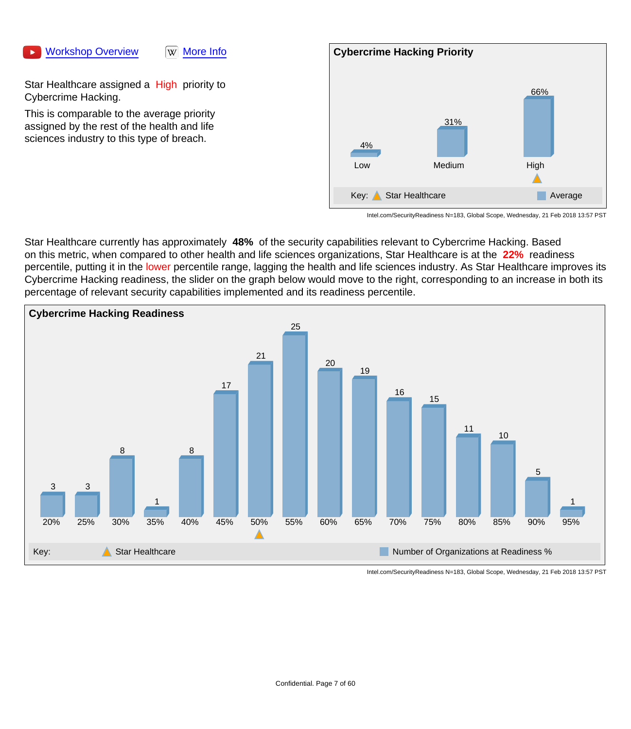Workshop Overview    More Info

Star Healthcare assigned a High priority to Cybercrime Hacking.

This is comparable to the average priority assigned by the rest of the health and life sciences industry to this type of breach.

**Cybercrime Hacking Priority**

| Priority | Average |
|---|---|
| Low | 4% |
| Medium | 31% |
| High | 66% |

Key: ▲ Star Healthcare (High) ■ Average

Intel.com/SecurityReadiness N=183, Global Scope, Wednesday, 21 Feb 2018 13:57 PST

Star Healthcare currently has approximately **48%** of the security capabilities relevant to Cybercrime Hacking. Based on this metric, when compared to other health and life sciences organizations, Star Healthcare is at the **22%** readiness percentile, putting it in the lower percentile range, lagging the health and life sciences industry. As Star Healthcare improves its Cybercrime Hacking readiness, the slider on the graph below would move to the right, corresponding to an increase in both its percentage of relevant security capabilities implemented and its readiness percentile.

**Cybercrime Hacking Readiness**

| Readiness % | 20% | 25% | 30% | 35% | 40% | 45% | 50% | 55% | 60% | 65% | 70% | 75% | 80% | 85% | 90% | 95% |
|---|---|---|---|---|---|---|---|---|---|---|---|---|---|---|---|---|
| Number of Organizations | 3 | 3 | 8 | 1 | 8 | 17 | 21 | 25 | 20 | 19 | 16 | 15 | 11 | 10 | 5 | 1 |

Key: ▲ Star Healthcare (50%) ■ Number of Organizations at Readiness %

Intel.com/SecurityReadiness N=183, Global Scope, Wednesday, 21 Feb 2018 13:57 PST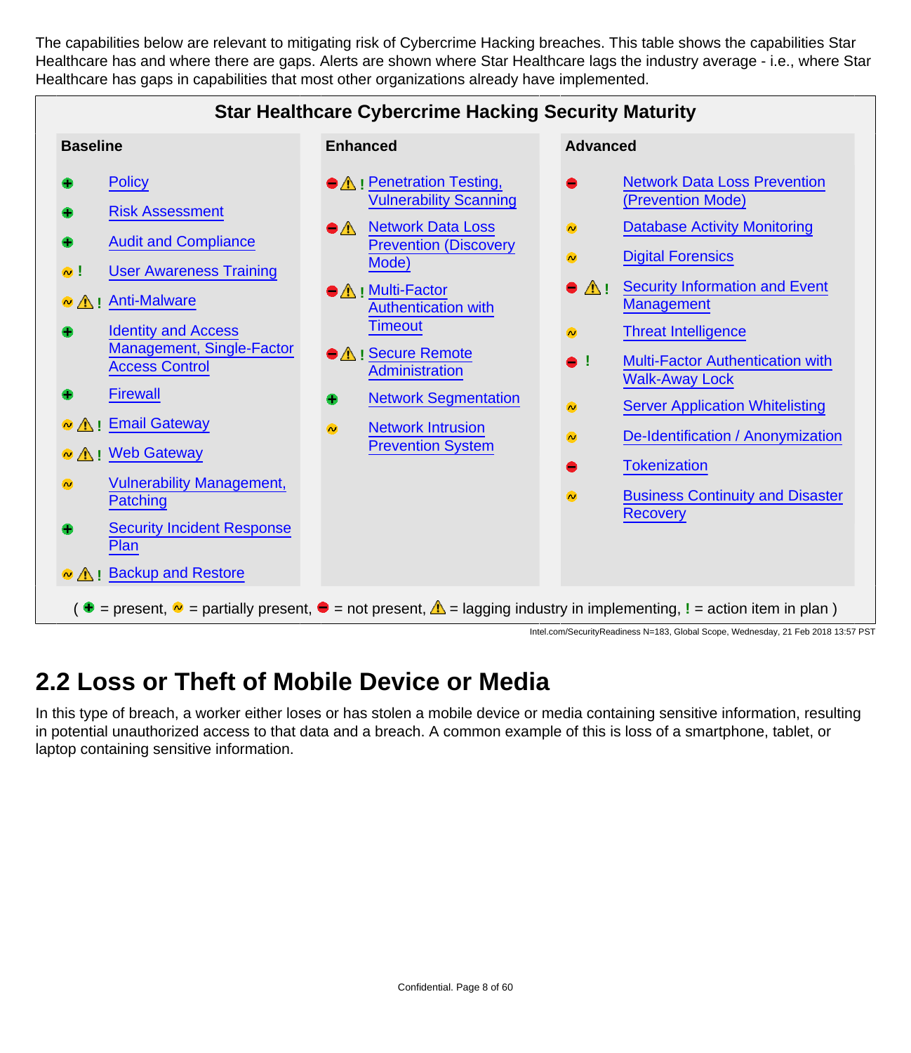The capabilities below are relevant to mitigating risk of Cybercrime Hacking breaches. This table shows the capabilities Star Healthcare has and where there are gaps. Alerts are shown where Star Healthcare lags the industry average - i.e., where Star Healthcare has gaps in capabilities that most other organizations already have implemented.

**Star Healthcare Cybercrime Hacking Security Maturity**

| Baseline | Enhanced | Advanced |
|---|---|---|
| ⊕ Policy | ⊖ ⚠ ! Penetration Testing, Vulnerability Scanning | ⊖ Network Data Loss Prevention (Prevention Mode) |
| ⊕ Risk Assessment | ⊖ ⚠ Network Data Loss Prevention (Discovery Mode) | ~ Database Activity Monitoring |
| ⊕ Audit and Compliance | ⊖ ⚠ ! Multi-Factor Authentication with Timeout | ~ Digital Forensics |
| ~ ! User Awareness Training | ⊖ ⚠ ! Secure Remote Administration | ⊖ ⚠ ! Security Information and Event Management |
| ~ ⚠ ! Anti-Malware | ⊕ Network Segmentation | ~ Threat Intelligence |
| ⊕ Identity and Access Management, Single-Factor Access Control | ~ Network Intrusion Prevention System | ⊖ ! Multi-Factor Authentication with Walk-Away Lock |
| ⊕ Firewall | | ~ Server Application Whitelisting |
| ~ ⚠ ! Email Gateway | | ~ De-Identification / Anonymization |
| ~ ⚠ ! Web Gateway | | ⊖ Tokenization |
| ~ Vulnerability Management, Patching | | ~ Business Continuity and Disaster Recovery |
| ⊕ Security Incident Response Plan | | |
| ~ ⚠ ! Backup and Restore | | |

( ⊕ = present, ~ = partially present, ⊖ = not present, ⚠ = lagging industry in implementing, ! = action item in plan )

Intel.com/SecurityReadiness N=183, Global Scope, Wednesday, 21 Feb 2018 13:57 PST

## 2.2 Loss or Theft of Mobile Device or Media

In this type of breach, a worker either loses or has stolen a mobile device or media containing sensitive information, resulting in potential unauthorized access to that data and a breach. A common example of this is loss of a smartphone, tablet, or laptop containing sensitive information.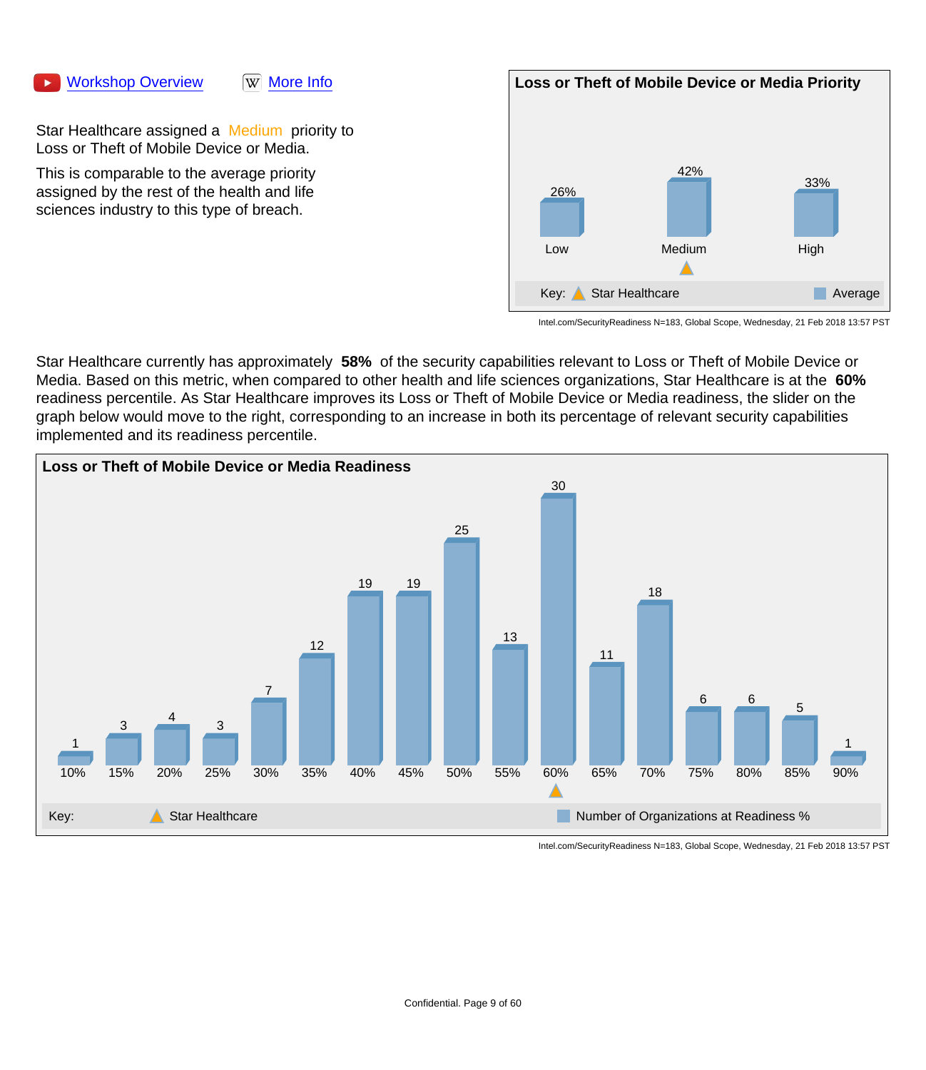Workshop Overview    More Info

Star Healthcare assigned a Medium priority to Loss or Theft of Mobile Device or Media.

This is comparable to the average priority assigned by the rest of the health and life sciences industry to this type of breach.

**Loss or Theft of Mobile Device or Media Priority**

| Priority | Average |
|---|---|
| Low | 26% |
| Medium (Star Healthcare) | 42% |
| High | 33% |

Key: Star Healthcare / Average

Intel.com/SecurityReadiness N=183, Global Scope, Wednesday, 21 Feb 2018 13:57 PST

Star Healthcare currently has approximately **58%** of the security capabilities relevant to Loss or Theft of Mobile Device or Media. Based on this metric, when compared to other health and life sciences organizations, Star Healthcare is at the **60%** readiness percentile. As Star Healthcare improves its Loss or Theft of Mobile Device or Media readiness, the slider on the graph below would move to the right, corresponding to an increase in both its percentage of relevant security capabilities implemented and its readiness percentile.

**Loss or Theft of Mobile Device or Media Readiness**

| Readiness % | 10% | 15% | 20% | 25% | 30% | 35% | 40% | 45% | 50% | 55% | 60% | 65% | 70% | 75% | 80% | 85% | 90% |
|---|---|---|---|---|---|---|---|---|---|---|---|---|---|---|---|---|---|
| Number of Organizations | 1 | 3 | 4 | 3 | 7 | 12 | 19 | 19 | 25 | 13 | 30 | 11 | 18 | 6 | 6 | 5 | 1 |

Star Healthcare: 60%

Key: Star Healthcare / Number of Organizations at Readiness %

Intel.com/SecurityReadiness N=183, Global Scope, Wednesday, 21 Feb 2018 13:57 PST

Confidential.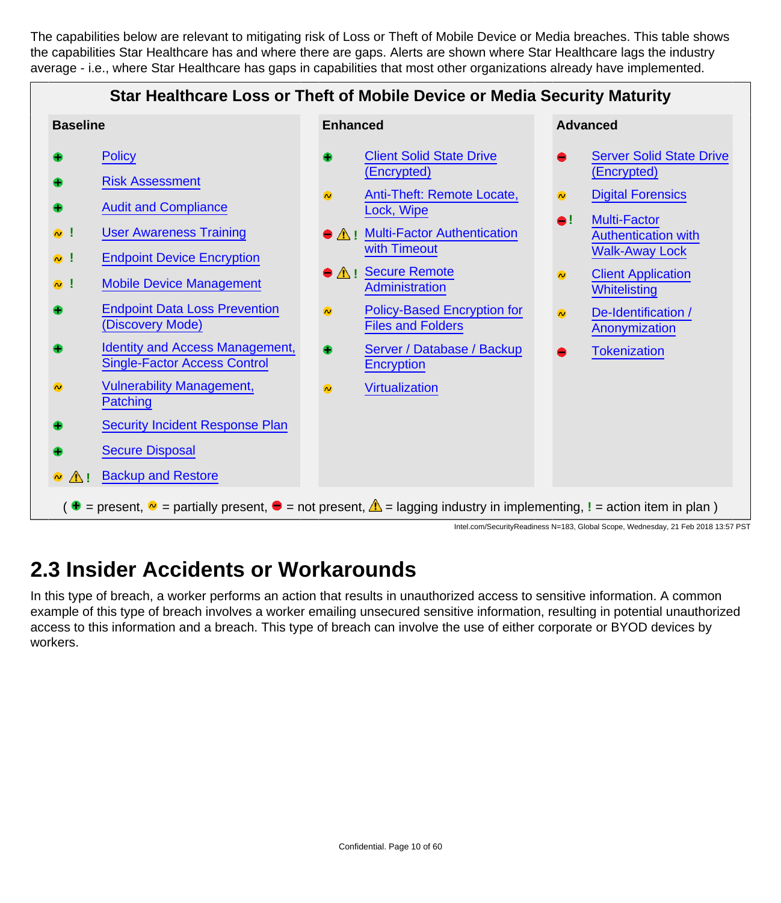The capabilities below are relevant to mitigating risk of Loss or Theft of Mobile Device or Media breaches. This table shows the capabilities Star Healthcare has and where there are gaps. Alerts are shown where Star Healthcare lags the industry average - i.e., where Star Healthcare has gaps in capabilities that most other organizations already have implemented.

**Star Healthcare Loss or Theft of Mobile Device or Media Security Maturity**

| Baseline | | Enhanced | | Advanced | |
|---|---|---|---|---|---|
| ⊕ | Policy | ⊕ | Client Solid State Drive (Encrypted) | ⊖ | Server Solid State Drive (Encrypted) |
| ⊕ | Risk Assessment | ~ | Anti-Theft: Remote Locate, Lock, Wipe | ~ | Digital Forensics |
| ⊕ | Audit and Compliance | ⊖ ⚠ ! | Multi-Factor Authentication with Timeout | ⊖ ! | Multi-Factor Authentication with Walk-Away Lock |
| ~ ! | User Awareness Training | ⊖ ⚠ ! | Secure Remote Administration | ~ | Client Application Whitelisting |
| ~ ! | Endpoint Device Encryption | ~ | Policy-Based Encryption for Files and Folders | ~ | De-Identification / Anonymization |
| ~ ! | Mobile Device Management | ⊕ | Server / Database / Backup Encryption | ⊖ | Tokenization |
| ⊕ | Endpoint Data Loss Prevention (Discovery Mode) | ~ | Virtualization | | |
| ⊕ | Identity and Access Management, Single-Factor Access Control | | | | |
| ~ | Vulnerability Management, Patching | | | | |
| ⊕ | Security Incident Response Plan | | | | |
| ⊕ | Secure Disposal | | | | |
| ~ ⚠ ! | Backup and Restore | | | | |

( ⊕ = present, ~ = partially present, ⊖ = not present, ⚠ = lagging industry in implementing, ! = action item in plan )

Intel.com/SecurityReadiness N=183, Global Scope, Wednesday, 21 Feb 2018 13:57 PST

## 2.3 Insider Accidents or Workarounds

In this type of breach, a worker performs an action that results in unauthorized access to sensitive information. A common example of this type of breach involves a worker emailing unsecured sensitive information, resulting in potential unauthorized access to this information and a breach. This type of breach can involve the use of either corporate or BYOD devices by workers.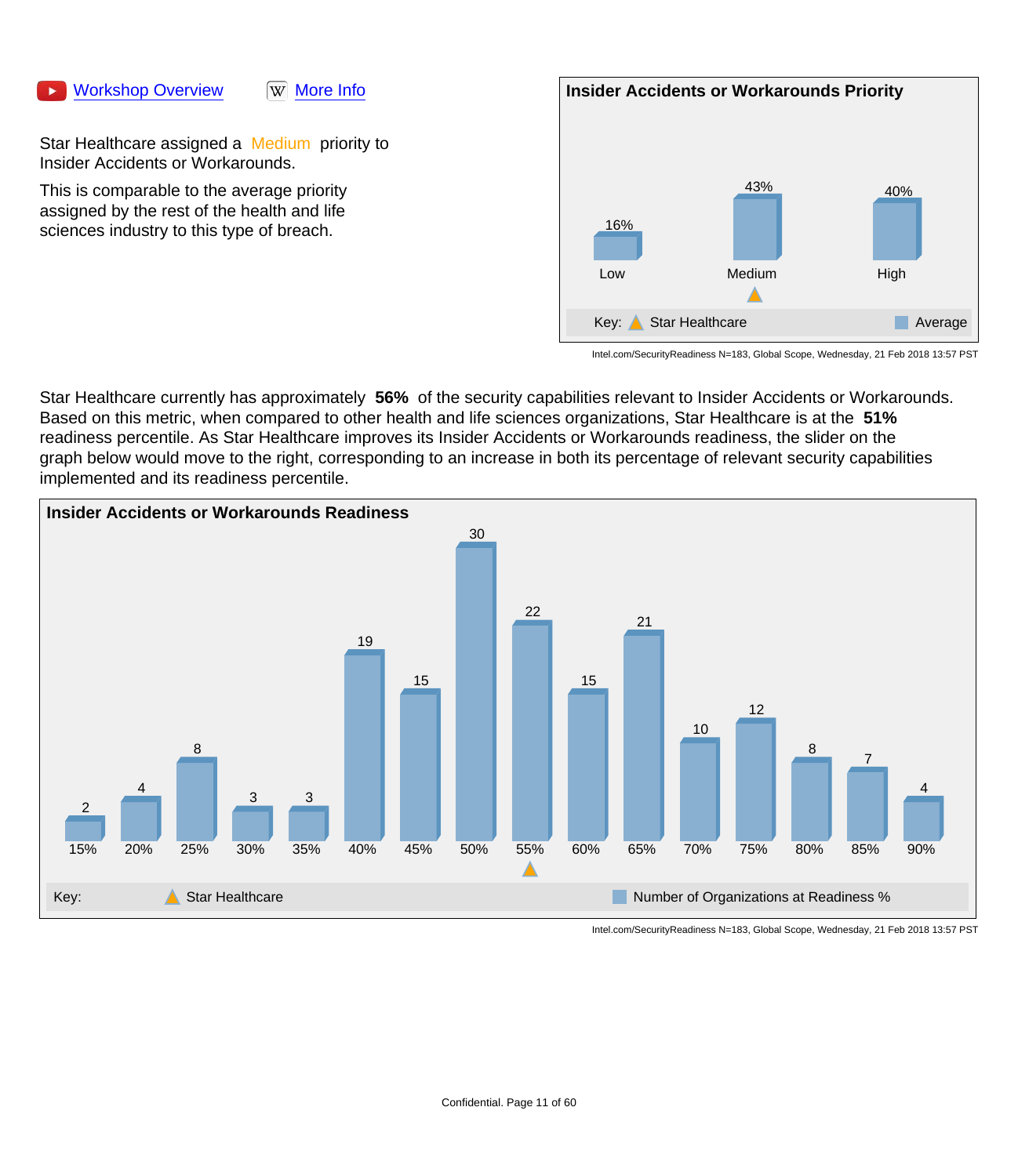Workshop Overview    More Info

Star Healthcare assigned a Medium priority to Insider Accidents or Workarounds.

This is comparable to the average priority assigned by the rest of the health and life sciences industry to this type of breach.

**Insider Accidents or Workarounds Priority**

| Priority | Average | Star Healthcare |
| --- | --- | --- |
| Low | 16% | |
| Medium | 43% | ▲ |
| High | 40% | |

Key: ▲ Star Healthcare ■ Average

Intel.com/SecurityReadiness N=183, Global Scope, Wednesday, 21 Feb 2018 13:57 PST

Star Healthcare currently has approximately **56%** of the security capabilities relevant to Insider Accidents or Workarounds. Based on this metric, when compared to other health and life sciences organizations, Star Healthcare is at the **51%** readiness percentile. As Star Healthcare improves its Insider Accidents or Workarounds readiness, the slider on the graph below would move to the right, corresponding to an increase in both its percentage of relevant security capabilities implemented and its readiness percentile.

**Insider Accidents or Workarounds Readiness**

| Readiness % | 15% | 20% | 25% | 30% | 35% | 40% | 45% | 50% | 55% | 60% | 65% | 70% | 75% | 80% | 85% | 90% |
| --- | --- | --- | --- | --- | --- | --- | --- | --- | --- | --- | --- | --- | --- | --- | --- | --- |
| Number of Organizations | 2 | 4 | 8 | 3 | 3 | 19 | 15 | 30 | 22 | 15 | 21 | 10 | 12 | 8 | 7 | 4 |
| Star Healthcare | | | | | | | | | ▲ | | | | | | | |

Key: ▲ Star Healthcare ■ Number of Organizations at Readiness %

Intel.com/SecurityReadiness N=183, Global Scope, Wednesday, 21 Feb 2018 13:57 PST

Confidential.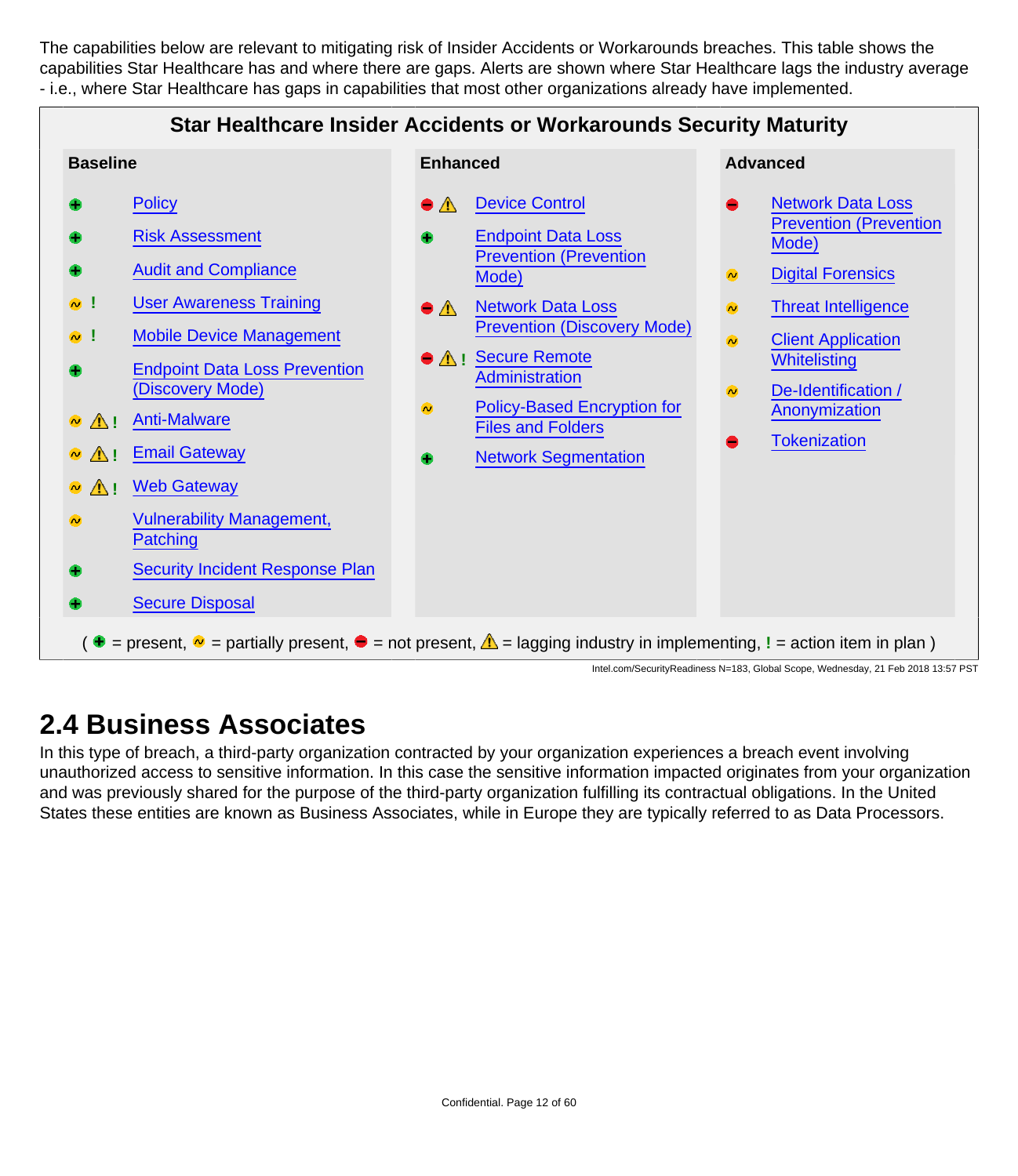The capabilities below are relevant to mitigating risk of Insider Accidents or Workarounds breaches. This table shows the capabilities Star Healthcare has and where there are gaps. Alerts are shown where Star Healthcare lags the industry average - i.e., where Star Healthcare has gaps in capabilities that most other organizations already have implemented.

**Star Healthcare Insider Accidents or Workarounds Security Maturity**

| Baseline | | Enhanced | | Advanced | |
|---|---|---|---|---|---|
| ⊕ | Policy | ⊖ ⚠ | Device Control | ⊖ | Network Data Loss Prevention (Prevention Mode) |
| ⊕ | Risk Assessment | ⊕ | Endpoint Data Loss Prevention (Prevention Mode) | ~ | Digital Forensics |
| ⊕ | Audit and Compliance | ⊖ ⚠ | Network Data Loss Prevention (Discovery Mode) | ~ | Threat Intelligence |
| ~ ! | User Awareness Training | ⊖ ⚠ ! | Secure Remote Administration | ~ | Client Application Whitelisting |
| ~ ! | Mobile Device Management | ~ | Policy-Based Encryption for Files and Folders | ~ | De-Identification / Anonymization |
| ⊕ | Endpoint Data Loss Prevention (Discovery Mode) | ⊕ | Network Segmentation | ⊖ | Tokenization |
| ~ ⚠ ! | Anti-Malware | | | | |
| ~ ⚠ ! | Email Gateway | | | | |
| ~ ⚠ ! | Web Gateway | | | | |
| ~ | Vulnerability Management, Patching | | | | |
| ⊕ | Security Incident Response Plan | | | | |
| ⊕ | Secure Disposal | | | | |

( ⊕ = present, ~ = partially present, ⊖ = not present, ⚠ = lagging industry in implementing, ! = action item in plan )

Intel.com/SecurityReadiness N=183, Global Scope, Wednesday, 21 Feb 2018 13:57 PST

## 2.4 Business Associates

In this type of breach, a third-party organization contracted by your organization experiences a breach event involving unauthorized access to sensitive information. In this case the sensitive information impacted originates from your organization and was previously shared for the purpose of the third-party organization fulfilling its contractual obligations. In the United States these entities are known as Business Associates, while in Europe they are typically referred to as Data Processors.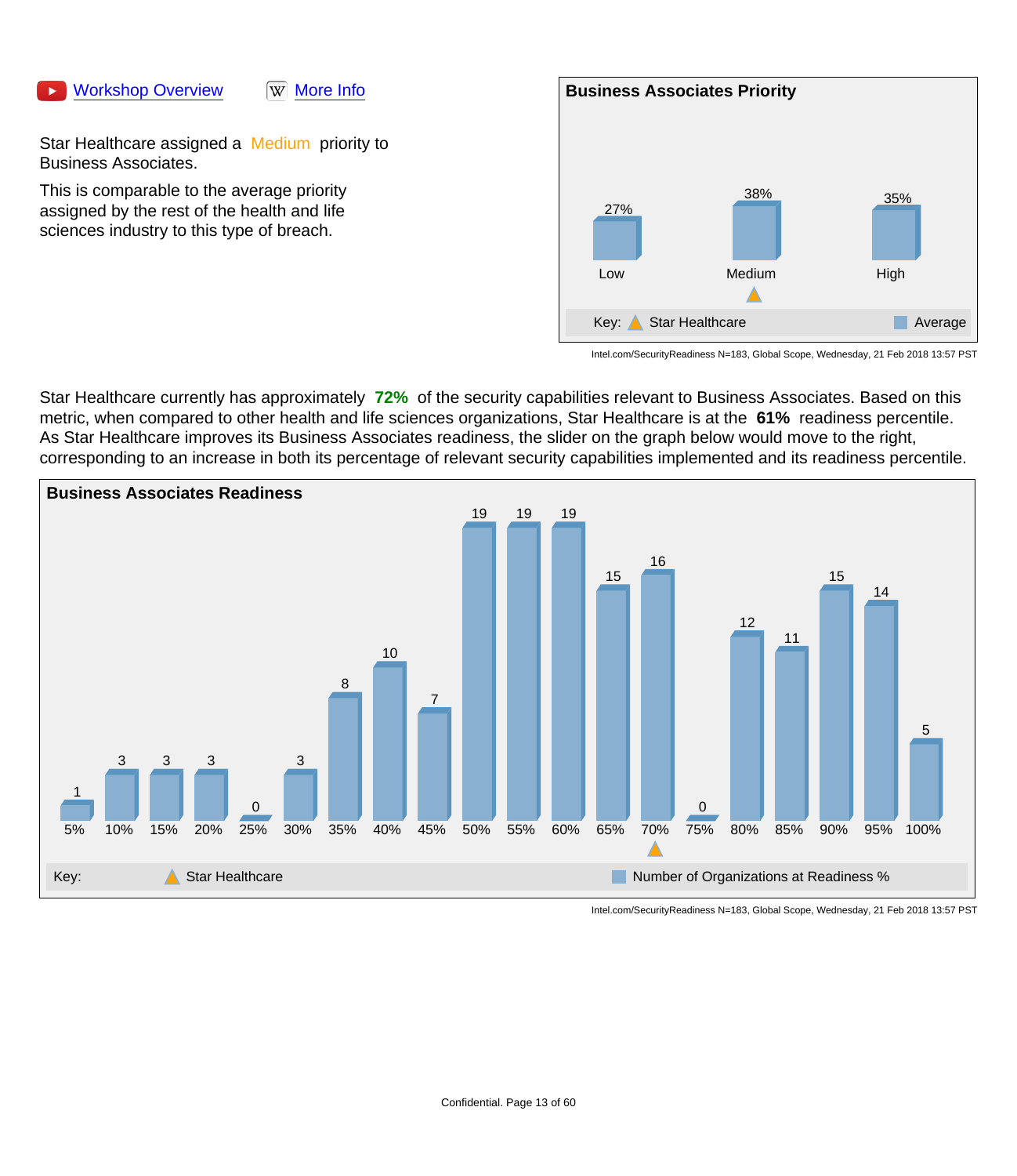Workshop Overview     More Info

Star Healthcare assigned a Medium priority to Business Associates.

This is comparable to the average priority assigned by the rest of the health and life sciences industry to this type of breach.

**Business Associates Priority**

| Priority | Average |
|---|---|
| Low | 27% |
| Medium | 38% |
| High | 35% |

Star Healthcare: Medium

Key: Star Healthcare | Average

Intel.com/SecurityReadiness N=183, Global Scope, Wednesday, 21 Feb 2018 13:57 PST

Star Healthcare currently has approximately **72%** of the security capabilities relevant to Business Associates. Based on this metric, when compared to other health and life sciences organizations, Star Healthcare is at the **61%** readiness percentile. As Star Healthcare improves its Business Associates readiness, the slider on the graph below would move to the right, corresponding to an increase in both its percentage of relevant security capabilities implemented and its readiness percentile.

**Business Associates Readiness**

| Readiness % | Number of Organizations |
|---|---|
| 5% | 1 |
| 10% | 3 |
| 15% | 3 |
| 20% | 3 |
| 25% | 0 |
| 30% | 3 |
| 35% | 8 |
| 40% | 10 |
| 45% | 7 |
| 50% | 19 |
| 55% | 19 |
| 60% | 19 |
| 65% | 15 |
| 70% | 16 |
| 75% | 0 |
| 80% | 12 |
| 85% | 11 |
| 90% | 15 |
| 95% | 14 |
| 100% | 5 |

Star Healthcare: 70%

Key: Star Healthcare | Number of Organizations at Readiness %

Intel.com/SecurityReadiness N=183, Global Scope, Wednesday, 21 Feb 2018 13:57 PST

Confidential.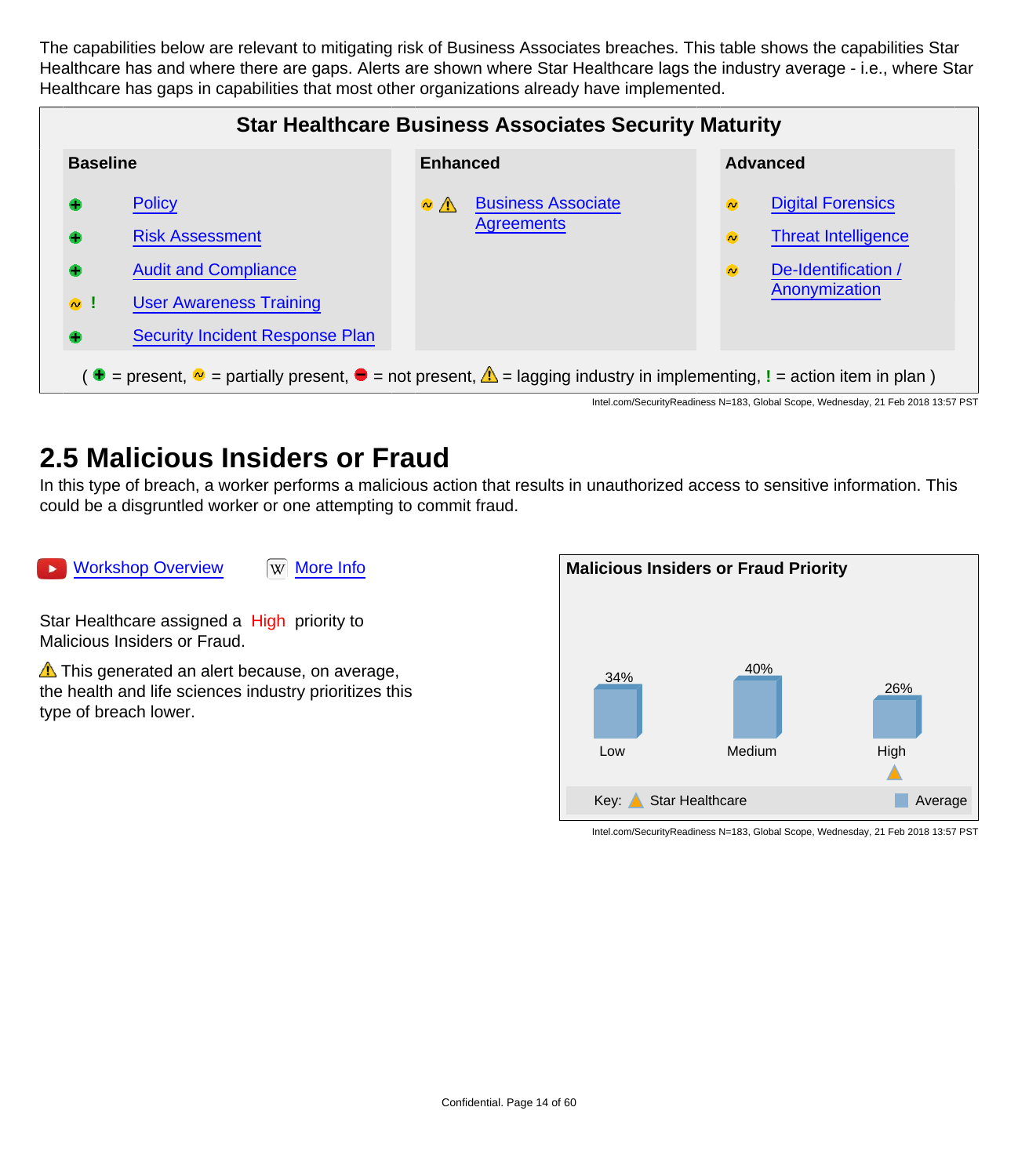The capabilities below are relevant to mitigating risk of Business Associates breaches. This table shows the capabilities Star Healthcare has and where there are gaps. Alerts are shown where Star Healthcare lags the industry average - i.e., where Star Healthcare has gaps in capabilities that most other organizations already have implemented.

**Star Healthcare Business Associates Security Maturity**

| Baseline | Enhanced | Advanced |
|---|---|---|
| ✚ Policy | ~ ⚠ Business Associate Agreements | ~ Digital Forensics |
| ✚ Risk Assessment | | ~ Threat Intelligence |
| ✚ Audit and Compliance | | ~ De-Identification / Anonymization |
| ~ ! User Awareness Training | | |
| ✚ Security Incident Response Plan | | |

( ✚ = present, ~ = partially present, ⊖ = not present, ⚠ = lagging industry in implementing, ! = action item in plan )

Intel.com/SecurityReadiness N=183, Global Scope, Wednesday, 21 Feb 2018 13:57 PST

## 2.5 Malicious Insiders or Fraud

In this type of breach, a worker performs a malicious action that results in unauthorized access to sensitive information. This could be a disgruntled worker or one attempting to commit fraud.

Workshop Overview    More Info

Star Healthcare assigned a High priority to Malicious Insiders or Fraud.

⚠ This generated an alert because, on average, the health and life sciences industry prioritizes this type of breach lower.

**Malicious Insiders or Fraud Priority**

| | Low | Medium | High |
|---|---|---|---|
| Average | 34% | 40% | 26% |
| Star Healthcare | | | ▲ |

Key: ▲ Star Healthcare    ■ Average

Intel.com/SecurityReadiness N=183, Global Scope, Wednesday, 21 Feb 2018 13:57 PST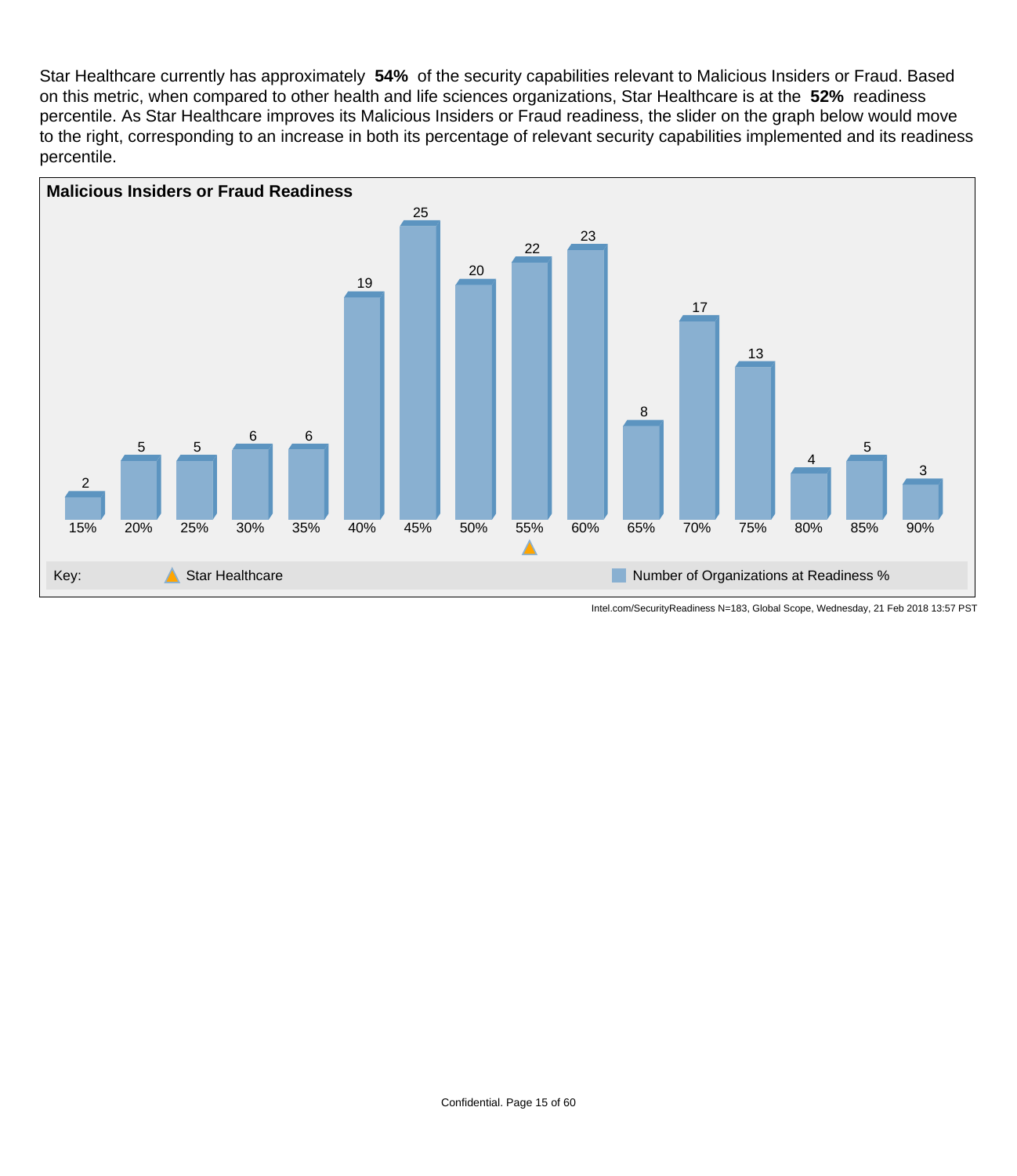Star Healthcare currently has approximately **54%** of the security capabilities relevant to Malicious Insiders or Fraud. Based on this metric, when compared to other health and life sciences organizations, Star Healthcare is at the **52%** readiness percentile. As Star Healthcare improves its Malicious Insiders or Fraud readiness, the slider on the graph below would move to the right, corresponding to an increase in both its percentage of relevant security capabilities implemented and its readiness percentile.

**Malicious Insiders or Fraud Readiness**

| Readiness % | 15% | 20% | 25% | 30% | 35% | 40% | 45% | 50% | 55% | 60% | 65% | 70% | 75% | 80% | 85% | 90% |
|---|---|---|---|---|---|---|---|---|---|---|---|---|---|---|---|---|
| Number of Organizations | 2 | 5 | 5 | 6 | 6 | 19 | 25 | 20 | 22 | 23 | 8 | 17 | 13 | 4 | 5 | 3 |
| Star Healthcare | | | | | | | | | ▲ | | | | | | | |

Key: ▲ Star Healthcare; ■ Number of Organizations at Readiness %

Intel.com/SecurityReadiness N=183, Global Scope, Wednesday, 21 Feb 2018 13:57 PST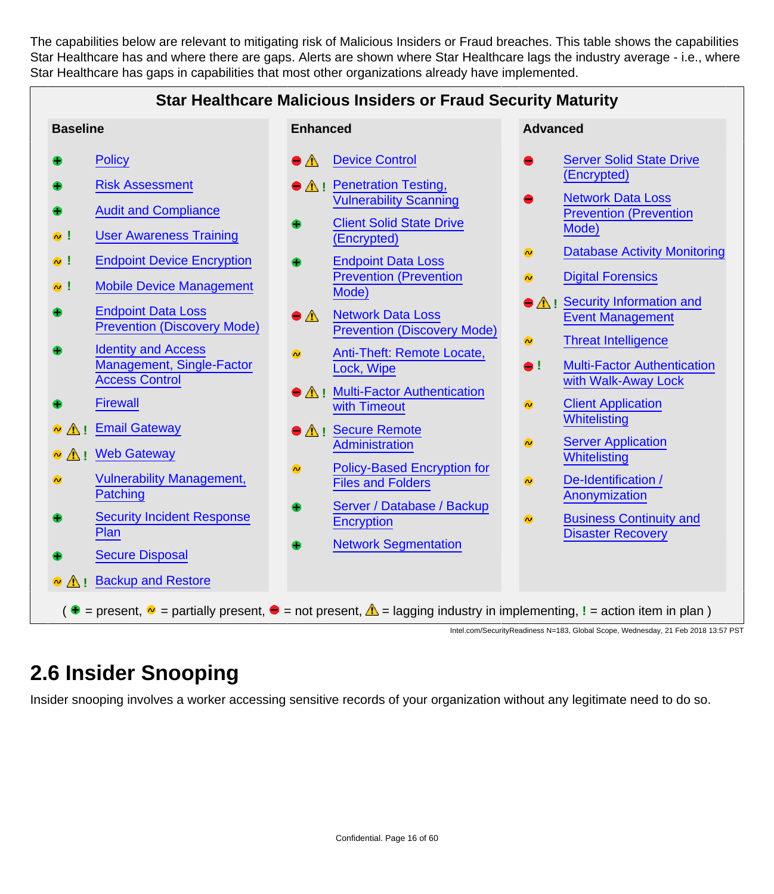The capabilities below are relevant to mitigating risk of Malicious Insiders or Fraud breaches. This table shows the capabilities Star Healthcare has and where there are gaps. Alerts are shown where Star Healthcare lags the industry average - i.e., where Star Healthcare has gaps in capabilities that most other organizations already have implemented.

**Star Healthcare Malicious Insiders or Fraud Security Maturity**

| Baseline | | Enhanced | | Advanced | |
|---|---|---|---|---|---|
| + | Policy | − ⚠ | Device Control | − | Server Solid State Drive (Encrypted) |
| + | Risk Assessment | − ⚠ ! | Penetration Testing, Vulnerability Scanning | − | Network Data Loss Prevention (Prevention Mode) |
| + | Audit and Compliance | + | Client Solid State Drive (Encrypted) | ~ | Database Activity Monitoring |
| ~ ! | User Awareness Training | + | Endpoint Data Loss Prevention (Prevention Mode) | ~ | Digital Forensics |
| ~ ! | Endpoint Device Encryption | − ⚠ | Network Data Loss Prevention (Discovery Mode) | − ⚠ ! | Security Information and Event Management |
| ~ ! | Mobile Device Management | ~ | Anti-Theft: Remote Locate, Lock, Wipe | ~ | Threat Intelligence |
| + | Endpoint Data Loss Prevention (Discovery Mode) | − ⚠ ! | Multi-Factor Authentication with Timeout | − ! | Multi-Factor Authentication with Walk-Away Lock |
| + | Identity and Access Management, Single-Factor Access Control | − ⚠ ! | Secure Remote Administration | ~ | Client Application Whitelisting |
| + | Firewall | ~ | Policy-Based Encryption for Files and Folders | ~ | Server Application Whitelisting |
| ~ ⚠ ! | Email Gateway | + | Server / Database / Backup Encryption | ~ | De-Identification / Anonymization |
| ~ ⚠ ! | Web Gateway | + | Network Segmentation | ~ | Business Continuity and Disaster Recovery |
| ~ | Vulnerability Management, Patching | | | | |
| + | Security Incident Response Plan | | | | |
| + | Secure Disposal | | | | |
| ~ ⚠ ! | Backup and Restore | | | | |

( + = present, ~ = partially present, − = not present, ⚠ = lagging industry in implementing, ! = action item in plan )

Intel.com/SecurityReadiness N=183, Global Scope, Wednesday, 21 Feb 2018 13:57 PST

## 2.6 Insider Snooping

Insider snooping involves a worker accessing sensitive records of your organization without any legitimate need to do so.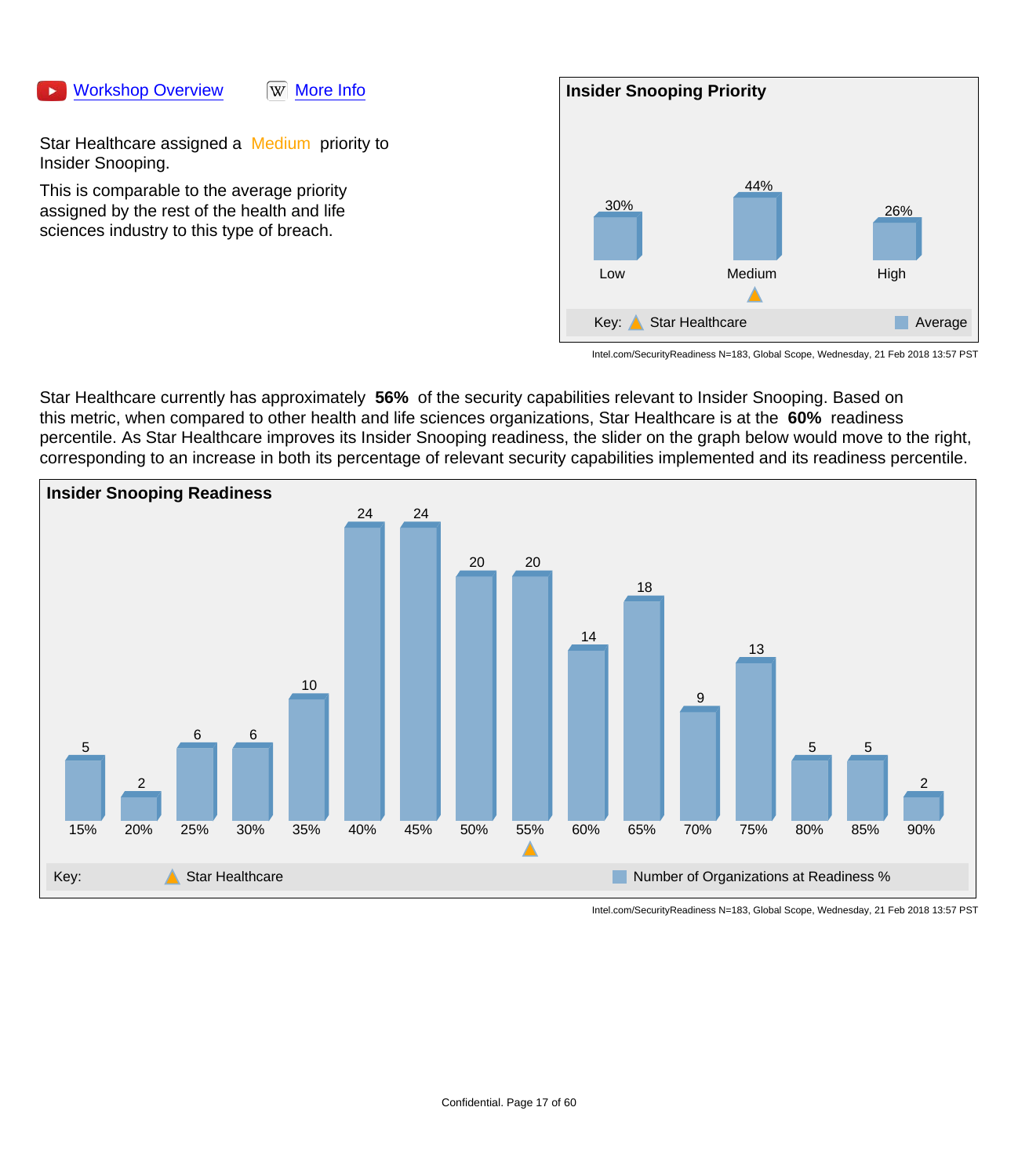Workshop Overview    More Info

Star Healthcare assigned a Medium priority to Insider Snooping.

This is comparable to the average priority assigned by the rest of the health and life sciences industry to this type of breach.

**Insider Snooping Priority**

| Priority | Average |
|---|---|
| Low | 30% |
| Medium | 44% |
| High | 26% |

Key: Star Healthcare (Medium) | Average

Intel.com/SecurityReadiness N=183, Global Scope, Wednesday, 21 Feb 2018 13:57 PST

Star Healthcare currently has approximately **56%** of the security capabilities relevant to Insider Snooping. Based on this metric, when compared to other health and life sciences organizations, Star Healthcare is at the **60%** readiness percentile. As Star Healthcare improves its Insider Snooping readiness, the slider on the graph below would move to the right, corresponding to an increase in both its percentage of relevant security capabilities implemented and its readiness percentile.

**Insider Snooping Readiness**

| Readiness % | 15% | 20% | 25% | 30% | 35% | 40% | 45% | 50% | 55% | 60% | 65% | 70% | 75% | 80% | 85% | 90% |
|---|---|---|---|---|---|---|---|---|---|---|---|---|---|---|---|---|
| Number of Organizations | 5 | 2 | 6 | 6 | 10 | 24 | 24 | 20 | 20 | 14 | 18 | 9 | 13 | 5 | 5 | 2 |

Key: Star Healthcare (55%) | Number of Organizations at Readiness %

Intel.com/SecurityReadiness N=183, Global Scope, Wednesday, 21 Feb 2018 13:57 PST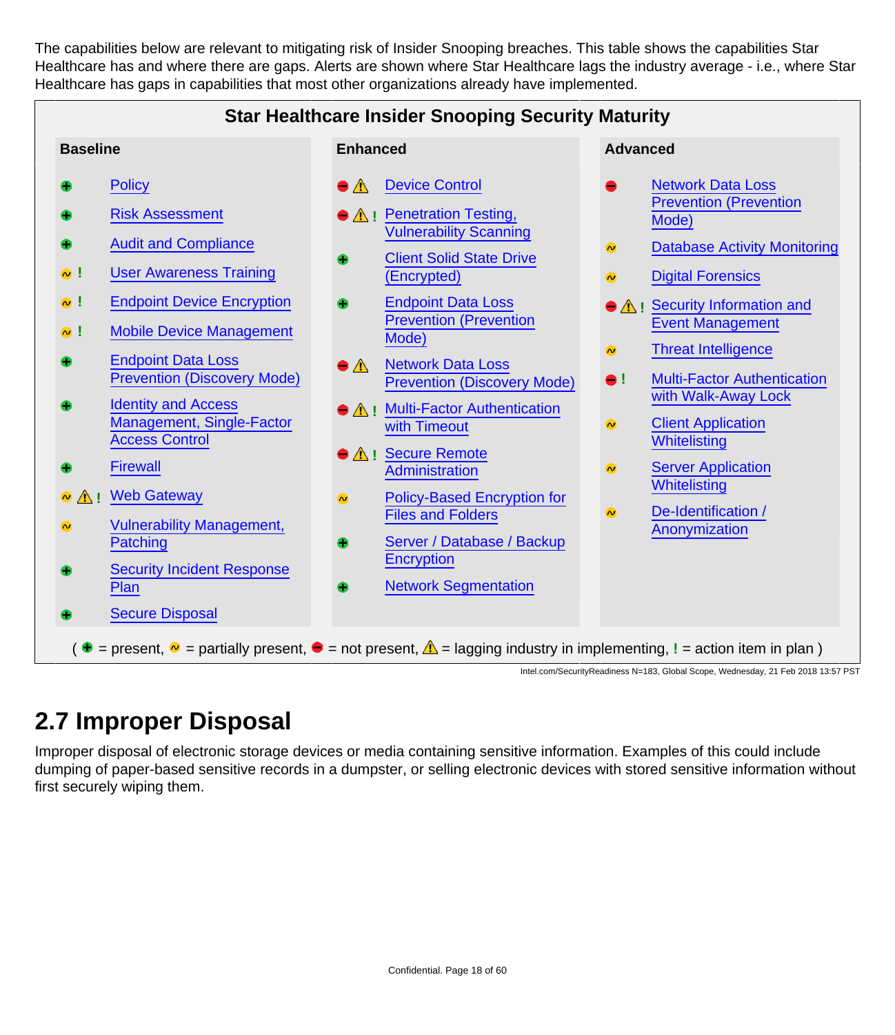The capabilities below are relevant to mitigating risk of Insider Snooping breaches. This table shows the capabilities Star Healthcare has and where there are gaps. Alerts are shown where Star Healthcare lags the industry average - i.e., where Star Healthcare has gaps in capabilities that most other organizations already have implemented.

**Star Healthcare Insider Snooping Security Maturity**

| Baseline | | Enhanced | | Advanced | |
|---|---|---|---|---|---|
| ⊕ | Policy | ⊖ ⚠ | Device Control | ⊖ | Network Data Loss Prevention (Prevention Mode) |
| ⊕ | Risk Assessment | ⊖ ⚠ ! | Penetration Testing, Vulnerability Scanning | ~ | Database Activity Monitoring |
| ⊕ | Audit and Compliance | ⊕ | Client Solid State Drive (Encrypted) | ~ | Digital Forensics |
| ~ ! | User Awareness Training | ⊕ | Endpoint Data Loss Prevention (Prevention Mode) | ⊖ ⚠ ! | Security Information and Event Management |
| ~ ! | Endpoint Device Encryption | ⊖ ⚠ | Network Data Loss Prevention (Discovery Mode) | ~ | Threat Intelligence |
| ~ ! | Mobile Device Management | ⊖ ⚠ ! | Multi-Factor Authentication with Timeout | ⊖ ! | Multi-Factor Authentication with Walk-Away Lock |
| ⊕ | Endpoint Data Loss Prevention (Discovery Mode) | ⊖ ⚠ ! | Secure Remote Administration | ~ | Client Application Whitelisting |
| ⊕ | Identity and Access Management, Single-Factor Access Control | ~ | Policy-Based Encryption for Files and Folders | ~ | Server Application Whitelisting |
| ⊕ | Firewall | ⊕ | Server / Database / Backup Encryption | ~ | De-Identification / Anonymization |
| ~ ⚠ ! | Web Gateway | ⊕ | Network Segmentation | | |
| ~ | Vulnerability Management, Patching | | | | |
| ⊕ | Security Incident Response Plan | | | | |
| ⊕ | Secure Disposal | | | | |

( ⊕ = present, ~ = partially present, ⊖ = not present, ⚠ = lagging industry in implementing, ! = action item in plan )

Intel.com/SecurityReadiness N=183, Global Scope, Wednesday, 21 Feb 2018 13:57 PST

## 2.7 Improper Disposal

Improper disposal of electronic storage devices or media containing sensitive information. Examples of this could include dumping of paper-based sensitive records in a dumpster, or selling electronic devices with stored sensitive information without first securely wiping them.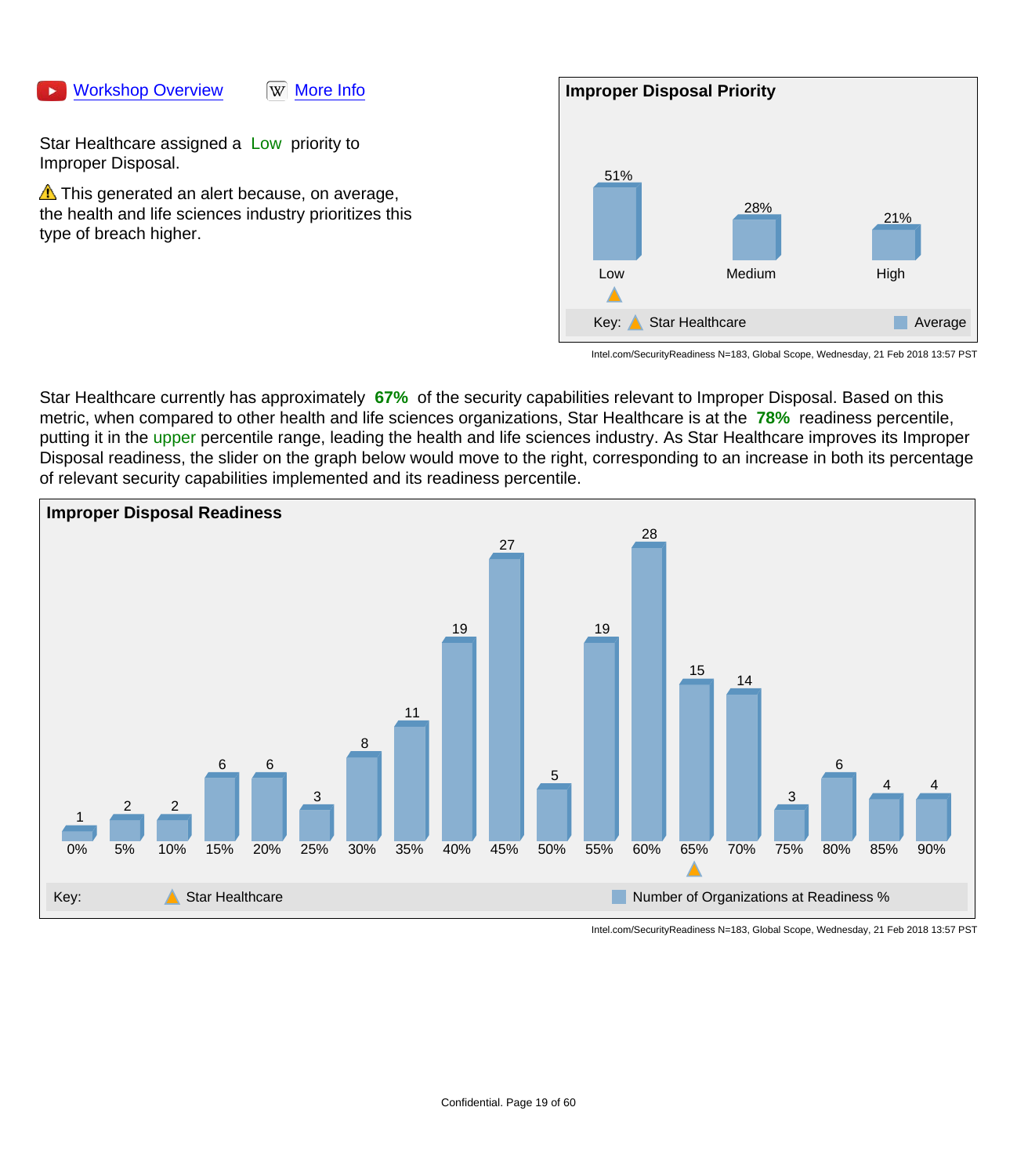Workshop Overview    More Info

Star Healthcare assigned a Low priority to Improper Disposal.

⚠ This generated an alert because, on average, the health and life sciences industry prioritizes this type of breach higher.

**Improper Disposal Priority**

| Priority | Average |
|---|---|
| Low (Star Healthcare) | 51% |
| Medium | 28% |
| High | 21% |

Key: Star Healthcare ▲ Average ■

Intel.com/SecurityReadiness N=183, Global Scope, Wednesday, 21 Feb 2018 13:57 PST

Star Healthcare currently has approximately **67%** of the security capabilities relevant to Improper Disposal. Based on this metric, when compared to other health and life sciences organizations, Star Healthcare is at the **78%** readiness percentile, putting it in the upper percentile range, leading the health and life sciences industry. As Star Healthcare improves its Improper Disposal readiness, the slider on the graph below would move to the right, corresponding to an increase in both its percentage of relevant security capabilities implemented and its readiness percentile.

**Improper Disposal Readiness**

| Readiness % | 0% | 5% | 10% | 15% | 20% | 25% | 30% | 35% | 40% | 45% | 50% | 55% | 60% | 65% | 70% | 75% | 80% | 85% | 90% |
|---|---|---|---|---|---|---|---|---|---|---|---|---|---|---|---|---|---|---|---|
| Number of Organizations | 1 | 2 | 2 | 6 | 6 | 3 | 8 | 11 | 19 | 27 | 5 | 19 | 28 | 15 | 14 | 3 | 6 | 4 | 4 |

Star Healthcare ▲ at 65%

Key: Star Healthcare ▲ Number of Organizations at Readiness % ■

Intel.com/SecurityReadiness N=183, Global Scope, Wednesday, 21 Feb 2018 13:57 PST

Confidential.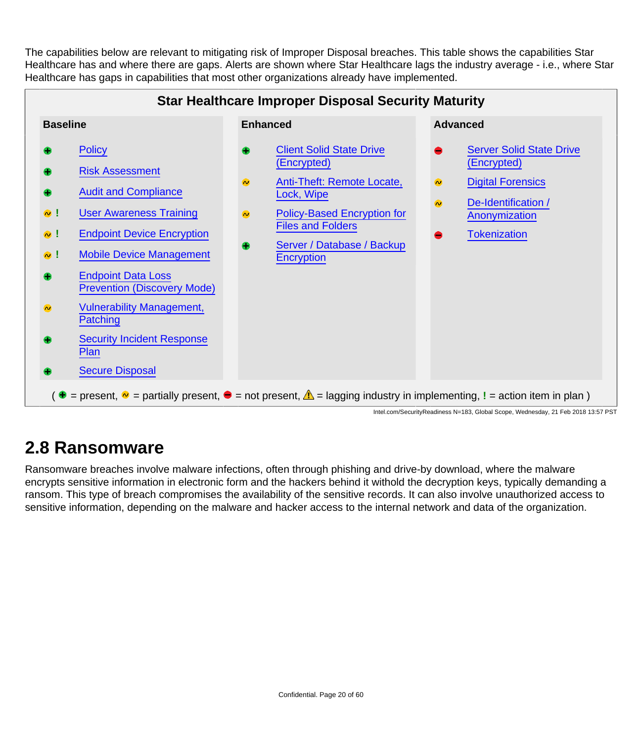The capabilities below are relevant to mitigating risk of Improper Disposal breaches. This table shows the capabilities Star Healthcare has and where there are gaps. Alerts are shown where Star Healthcare lags the industry average - i.e., where Star Healthcare has gaps in capabilities that most other organizations already have implemented.

**Star Healthcare Improper Disposal Security Maturity**

| Baseline | Enhanced | Advanced |
|---|---|---|
| ✚ Policy | ✚ Client Solid State Drive (Encrypted) | ⛔ Server Solid State Drive (Encrypted) |
| ✚ Risk Assessment | ~ Anti-Theft: Remote Locate, Lock, Wipe | ~ Digital Forensics |
| ✚ Audit and Compliance | ~ Policy-Based Encryption for Files and Folders | ~ De-Identification / Anonymization |
| ~ ! User Awareness Training | ✚ Server / Database / Backup Encryption | ⛔ Tokenization |
| ~ ! Endpoint Device Encryption | | |
| ~ ! Mobile Device Management | | |
| ✚ Endpoint Data Loss Prevention (Discovery Mode) | | |
| ~ Vulnerability Management, Patching | | |
| ✚ Security Incident Response Plan | | |
| ✚ Secure Disposal | | |

( ✚ = present, ~ = partially present, ⛔ = not present, ⚠ = lagging industry in implementing, ! = action item in plan )

Intel.com/SecurityReadiness N=183, Global Scope, Wednesday, 21 Feb 2018 13:57 PST

## 2.8 Ransomware

Ransomware breaches involve malware infections, often through phishing and drive-by download, where the malware encrypts sensitive information in electronic form and the hackers behind it withold the decryption keys, typically demanding a ransom. This type of breach compromises the availability of the sensitive records. It can also involve unauthorized access to sensitive information, depending on the malware and hacker access to the internal network and data of the organization.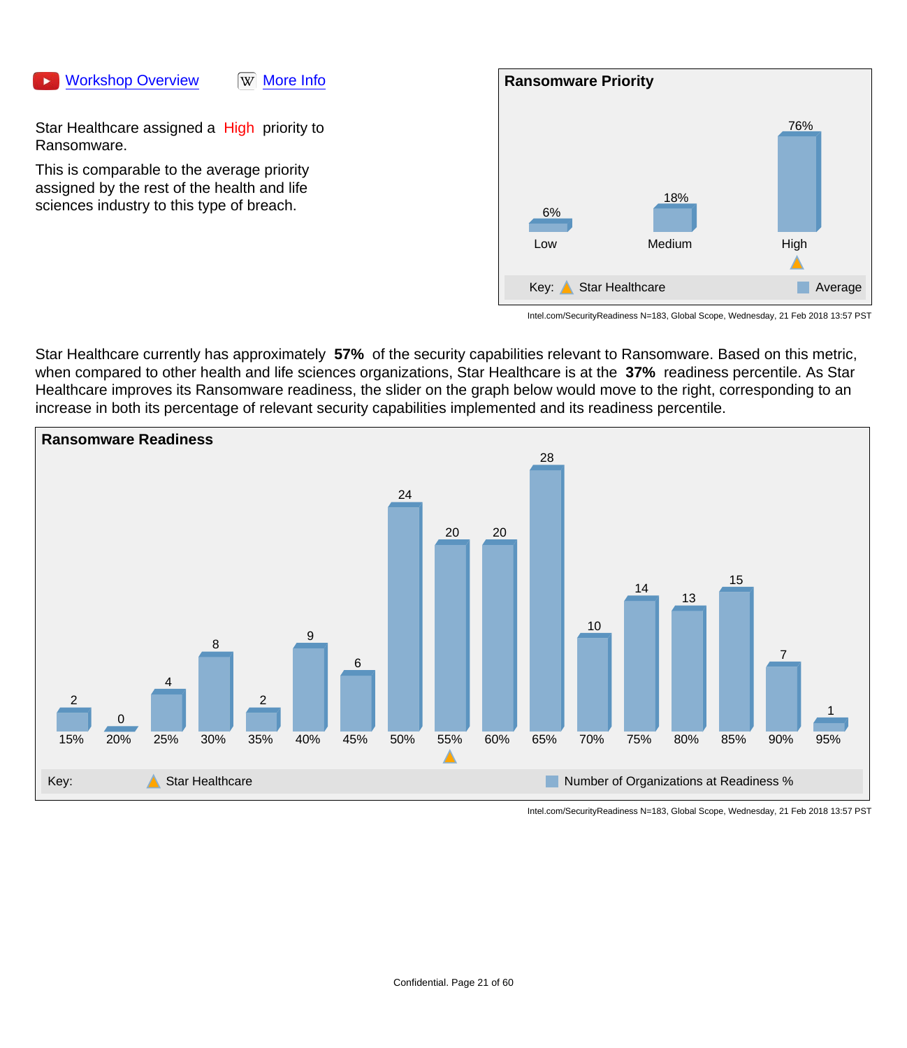Workshop Overview    More Info

Star Healthcare assigned a High priority to Ransomware.

This is comparable to the average priority assigned by the rest of the health and life sciences industry to this type of breach.

**Ransomware Priority**

| Priority | Average |
|---|---|
| Low | 6% |
| Medium | 18% |
| High | 76% |

Key: Star Healthcare (High) — Average

Intel.com/SecurityReadiness N=183, Global Scope, Wednesday, 21 Feb 2018 13:57 PST

Star Healthcare currently has approximately **57%** of the security capabilities relevant to Ransomware. Based on this metric, when compared to other health and life sciences organizations, Star Healthcare is at the **37%** readiness percentile. As Star Healthcare improves its Ransomware readiness, the slider on the graph below would move to the right, corresponding to an increase in both its percentage of relevant security capabilities implemented and its readiness percentile.

**Ransomware Readiness**

| Readiness % | 15% | 20% | 25% | 30% | 35% | 40% | 45% | 50% | 55% | 60% | 65% | 70% | 75% | 80% | 85% | 90% | 95% |
|---|---|---|---|---|---|---|---|---|---|---|---|---|---|---|---|---|---|
| Number of Organizations | 2 | 0 | 4 | 8 | 2 | 9 | 6 | 24 | 20 | 20 | 28 | 10 | 14 | 13 | 15 | 7 | 1 |

Key: Star Healthcare (55%) — Number of Organizations at Readiness %

Intel.com/SecurityReadiness N=183, Global Scope, Wednesday, 21 Feb 2018 13:57 PST

Confidential.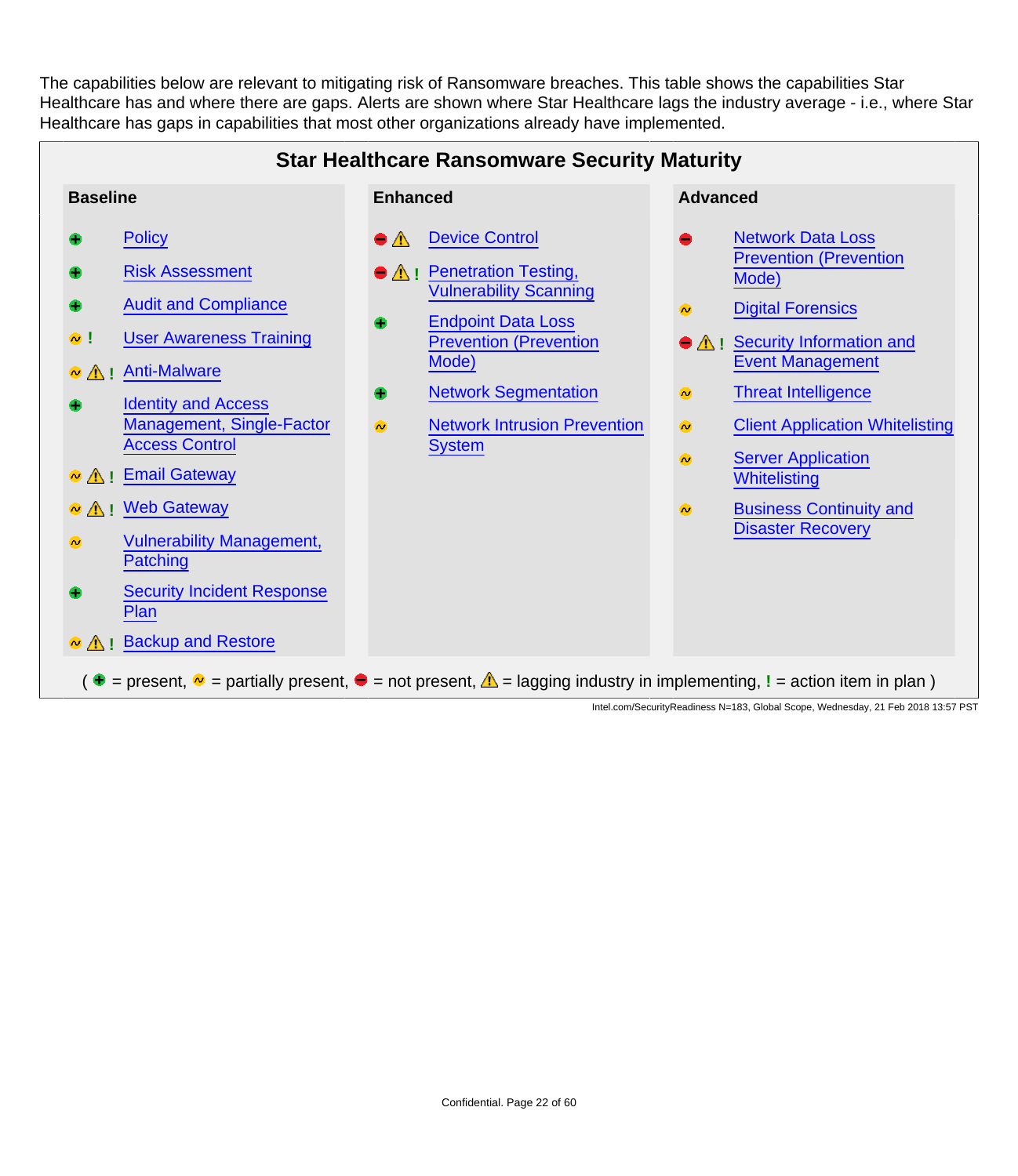The capabilities below are relevant to mitigating risk of Ransomware breaches. This table shows the capabilities Star Healthcare has and where there are gaps. Alerts are shown where Star Healthcare lags the industry average - i.e., where Star Healthcare has gaps in capabilities that most other organizations already have implemented.

## Star Healthcare Ransomware Security Maturity

### Baseline

- ⊕ Policy
- ⊕ Risk Assessment
- ⊕ Audit and Compliance
- ~ ! User Awareness Training
- ~ ⚠ ! Anti-Malware
- ⊕ Identity and Access Management, Single-Factor Access Control
- ~ ⚠ ! Email Gateway
- ~ ⚠ ! Web Gateway
- ~ Vulnerability Management, Patching
- ⊕ Security Incident Response Plan
- ~ ⚠ ! Backup and Restore

### Enhanced

- ⊖ ⚠ Device Control
- ⊖ ⚠ ! Penetration Testing, Vulnerability Scanning
- ⊕ Endpoint Data Loss Prevention (Prevention Mode)
- ⊕ Network Segmentation
- ~ Network Intrusion Prevention System

### Advanced

- ⊖ Network Data Loss Prevention (Prevention Mode)
- ~ Digital Forensics
- ⊖ ⚠ ! Security Information and Event Management
- ~ Threat Intelligence
- ~ Client Application Whitelisting
- ~ Server Application Whitelisting
- ~ Business Continuity and Disaster Recovery

( ⊕ = present, ~ = partially present, ⊖ = not present, ⚠ = lagging industry in implementing, ! = action item in plan )

Intel.com/SecurityReadiness N=183, Global Scope, Wednesday, 21 Feb 2018 13:57 PST

Confidential.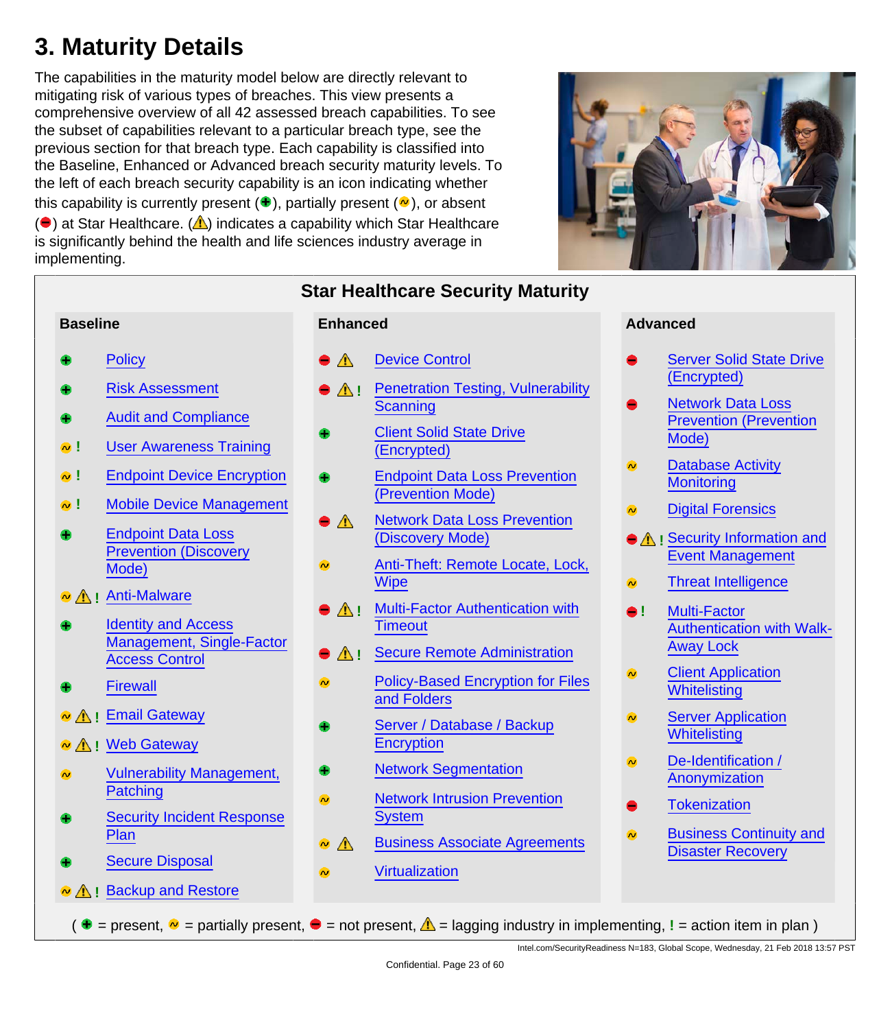# 3. Maturity Details

The capabilities in the maturity model below are directly relevant to mitigating risk of various types of breaches. This view presents a comprehensive overview of all 42 assessed breach capabilities. To see the subset of capabilities relevant to a particular breach type, see the previous section for that breach type. Each capability is classified into the Baseline, Enhanced or Advanced breach security maturity levels. To the left of each breach security capability is an icon indicating whether this capability is currently present (+), partially present (~), or absent (−) at Star Healthcare. (⚠) indicates a capability which Star Healthcare is significantly behind the health and life sciences industry average in implementing.

## Star Healthcare Security Maturity

### Baseline

| Status | Capability |
|---|---|
| + | Policy |
| + | Risk Assessment |
| + | Audit and Compliance |
| ~ ! | User Awareness Training |
| ~ ! | Endpoint Device Encryption |
| ~ ! | Mobile Device Management |
| + | Endpoint Data Loss Prevention (Discovery Mode) |
| ~ ⚠ ! | Anti-Malware |
| + | Identity and Access Management, Single-Factor Access Control |
| + | Firewall |
| ~ ⚠ ! | Email Gateway |
| ~ ⚠ ! | Web Gateway |
| ~ | Vulnerability Management, Patching |
| + | Security Incident Response Plan |
| + | Secure Disposal |
| ~ ⚠ ! | Backup and Restore |

### Enhanced

| Status | Capability |
|---|---|
| − ⚠ | Device Control |
| − ⚠ ! | Penetration Testing, Vulnerability Scanning |
| + | Client Solid State Drive (Encrypted) |
| + | Endpoint Data Loss Prevention (Prevention Mode) |
| − ⚠ | Network Data Loss Prevention (Discovery Mode) |
| ~ | Anti-Theft: Remote Locate, Lock, Wipe |
| − ⚠ ! | Multi-Factor Authentication with Timeout |
| − ⚠ ! | Secure Remote Administration |
| ~ | Policy-Based Encryption for Files and Folders |
| + | Server / Database / Backup Encryption |
| + | Network Segmentation |
| ~ | Network Intrusion Prevention System |
| ~ ⚠ | Business Associate Agreements |
| ~ | Virtualization |

### Advanced

| Status | Capability |
|---|---|
| − | Server Solid State Drive (Encrypted) |
| − | Network Data Loss Prevention (Prevention Mode) |
| ~ | Database Activity Monitoring |
| ~ | Digital Forensics |
| − ⚠ ! | Security Information and Event Management |
| ~ | Threat Intelligence |
| − ! | Multi-Factor Authentication with Walk-Away Lock |
| ~ | Client Application Whitelisting |
| ~ | Server Application Whitelisting |
| ~ | De-Identification / Anonymization |
| − | Tokenization |
| ~ | Business Continuity and Disaster Recovery |

( + = present, ~ = partially present, − = not present, ⚠ = lagging industry in implementing, ! = action item in plan )

Intel.com/SecurityReadiness N=183, Global Scope, Wednesday, 21 Feb 2018 13:57 PST

Confidential.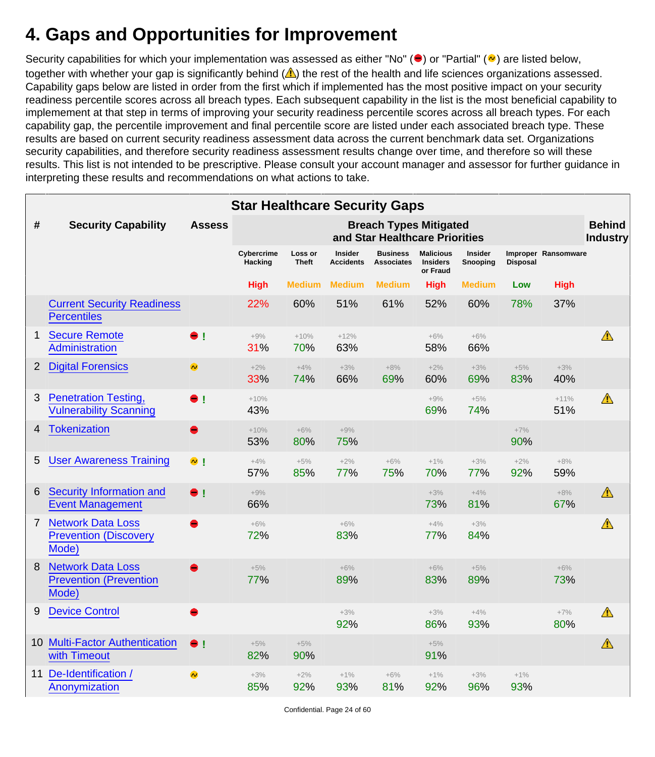# 4. Gaps and Opportunities for Improvement

Security capabilities for which your implementation was assessed as either "No" (⛔) or "Partial" (~) are listed below, together with whether your gap is significantly behind (⚠) the rest of the health and life sciences organizations assessed. Capability gaps below are listed in order from the first which if implemented has the most positive impact on your security readiness percentile scores across all breach types. Each subsequent capability in the list is the most beneficial capability to implemement at that step in terms of improving your security readiness percentile scores across all breach types. For each capability gap, the percentile improvement and final percentile score are listed under each associated breach type. These results are based on current security readiness assessment data across the current benchmark data set. Organizations security capabilities, and therefore security readiness assessment results change over time, and therefore so will these results. This list is not intended to be prescriptive. Please consult your account manager and assessor for further guidance in interpreting these results and recommendations on what actions to take.

**Star Healthcare Security Gaps**

| # | Security Capability | Assess | Breach Types Mitigated and Star Healthcare Priorities | | | | | | | | Behind Industry |
|---|---|---|---|---|---|---|---|---|---|---|---|
| | | | Cybercrime Hacking | Loss or Theft | Insider Accidents | Business Associates | Malicious Insiders or Fraud | Insider Snooping | Improper Disposal | Ransomware | |
| | | | High | Medium | Medium | Medium | High | Medium | Low | High | |
| | Current Security Readiness Percentiles | | 22% | 60% | 51% | 61% | 52% | 60% | 78% | 37% | |
| 1 | Secure Remote Administration | No ! | +9% 31% | +10% 70% | +12% 63% | | +6% 58% | +6% 66% | | | ⚠ |
| 2 | Digital Forensics | Partial | +2% 33% | +4% 74% | +3% 66% | +8% 69% | +2% 60% | +3% 69% | +5% 83% | +3% 40% | |
| 3 | Penetration Testing, Vulnerability Scanning | No ! | +10% 43% | | | | +9% 69% | +5% 74% | | +11% 51% | ⚠ |
| 4 | Tokenization | No | +10% 53% | +6% 80% | +9% 75% | | | | +7% 90% | | |
| 5 | User Awareness Training | Partial ! | +4% 57% | +5% 85% | +2% 77% | +6% 75% | +1% 70% | +3% 77% | +2% 92% | +8% 59% | |
| 6 | Security Information and Event Management | No ! | +9% 66% | | | | +3% 73% | +4% 81% | | +8% 67% | ⚠ |
| 7 | Network Data Loss Prevention (Discovery Mode) | No | +6% 72% | | +6% 83% | | +4% 77% | +3% 84% | | | ⚠ |
| 8 | Network Data Loss Prevention (Prevention Mode) | No | +5% 77% | | +6% 89% | | +6% 83% | +5% 89% | | +6% 73% | |
| 9 | Device Control | No | | | +3% 92% | | +3% 86% | +4% 93% | | +7% 80% | ⚠ |
| 10 | Multi-Factor Authentication with Timeout | No ! | +5% 82% | +5% 90% | | | +5% 91% | | | | ⚠ |
| 11 | De-Identification / Anonymization | Partial | +3% 85% | +2% 92% | +1% 93% | +6% 81% | +1% 92% | +3% 96% | +1% 93% | | |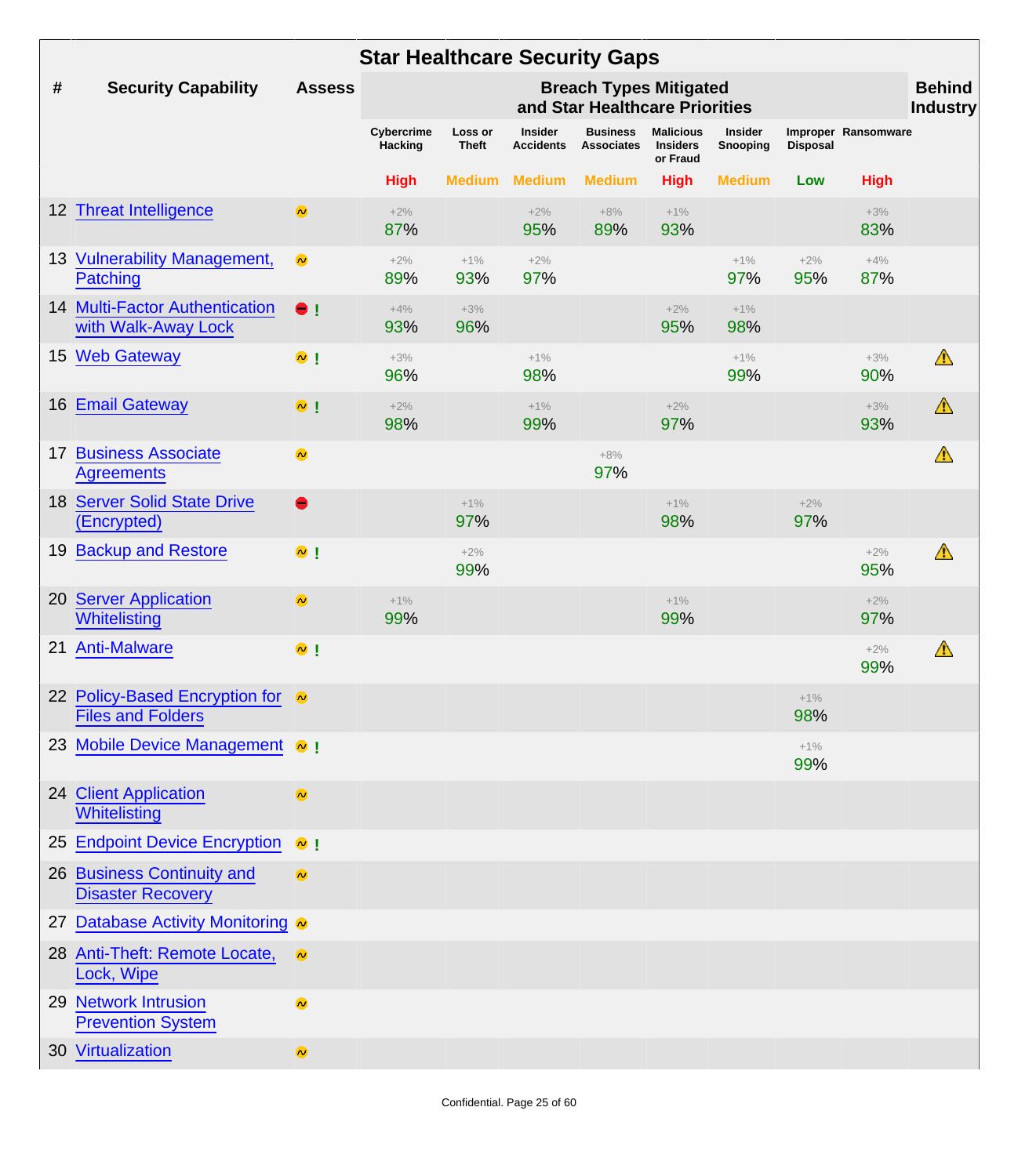# Star Healthcare Security Gaps

| # | Security Capability | Assess | Cybercrime Hacking | Loss or Theft | Insider Accidents | Business Associates | Malicious Insiders or Fraud | Insider Snooping | Improper Disposal | Ransomware | Behind Industry |
|---|---|---|---|---|---|---|---|---|---|---|---|
| | | | Breach Types Mitigated and Star Healthcare Priorities | | | | | | | | |
| | | | High | Medium | Medium | Medium | High | Medium | Low | High | |
| 12 | Threat Intelligence | ~ | +2% 87% | | +2% 95% | +8% 89% | +1% 93% | | | +3% 83% | |
| 13 | Vulnerability Management, Patching | ~ | +2% 89% | +1% 93% | +2% 97% | | | +1% 97% | +2% 95% | +4% 87% | |
| 14 | Multi-Factor Authentication with Walk-Away Lock | − ! | +4% 93% | +3% 96% | | | +2% 95% | +1% 98% | | | |
| 15 | Web Gateway | ~ ! | +3% 96% | | +1% 98% | | | +1% 99% | | +3% 90% | ⚠ |
| 16 | Email Gateway | ~ ! | +2% 98% | | +1% 99% | | +2% 97% | | | +3% 93% | ⚠ |
| 17 | Business Associate Agreements | ~ | | | | +8% 97% | | | | | ⚠ |
| 18 | Server Solid State Drive (Encrypted) | − | | +1% 97% | | | +1% 98% | | +2% 97% | | |
| 19 | Backup and Restore | ~ ! | | +2% 99% | | | | | | +2% 95% | ⚠ |
| 20 | Server Application Whitelisting | ~ | +1% 99% | | | | +1% 99% | | | +2% 97% | |
| 21 | Anti-Malware | ~ ! | | | | | | | | +2% 99% | ⚠ |
| 22 | Policy-Based Encryption for Files and Folders | ~ | | | | | | | +1% 98% | | |
| 23 | Mobile Device Management | ~ ! | | | | | | | +1% 99% | | |
| 24 | Client Application Whitelisting | ~ | | | | | | | | | |
| 25 | Endpoint Device Encryption | ~ ! | | | | | | | | | |
| 26 | Business Continuity and Disaster Recovery | ~ | | | | | | | | | |
| 27 | Database Activity Monitoring | ~ | | | | | | | | | |
| 28 | Anti-Theft: Remote Locate, Lock, Wipe | ~ | | | | | | | | | |
| 29 | Network Intrusion Prevention System | ~ | | | | | | | | | |
| 30 | Virtualization | ~ | | | | | | | | | |

Confidential.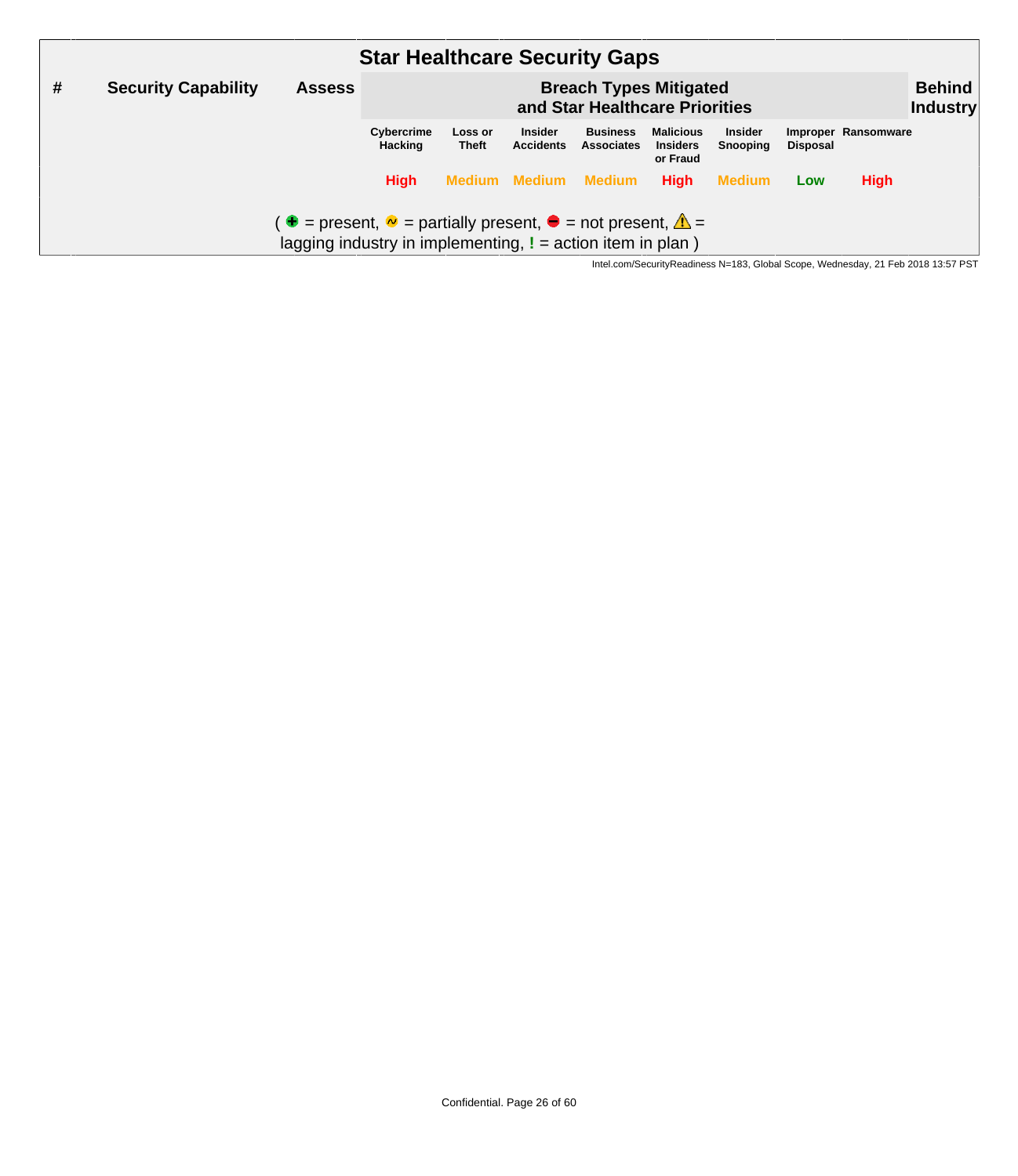## Star Healthcare Security Gaps

| # | Security Capability | Assess | Breach Types Mitigated and Star Healthcare Priorities | | | | | | | | Behind Industry |
|---|---|---|---|---|---|---|---|---|---|---|---|
| | | | Cybercrime Hacking | Loss or Theft | Insider Accidents | Business Associates | Malicious Insiders or Fraud | Insider Snooping | Improper Disposal | Ransomware | |
| | | | High | Medium | Medium | Medium | High | Medium | Low | High | |

( ⊕ = present, ~ = partially present, ⊖ = not present, ⚠ = lagging industry in implementing, ! = action item in plan )

Intel.com/SecurityReadiness N=183, Global Scope, Wednesday, 21 Feb 2018 13:57 PST

Confidential.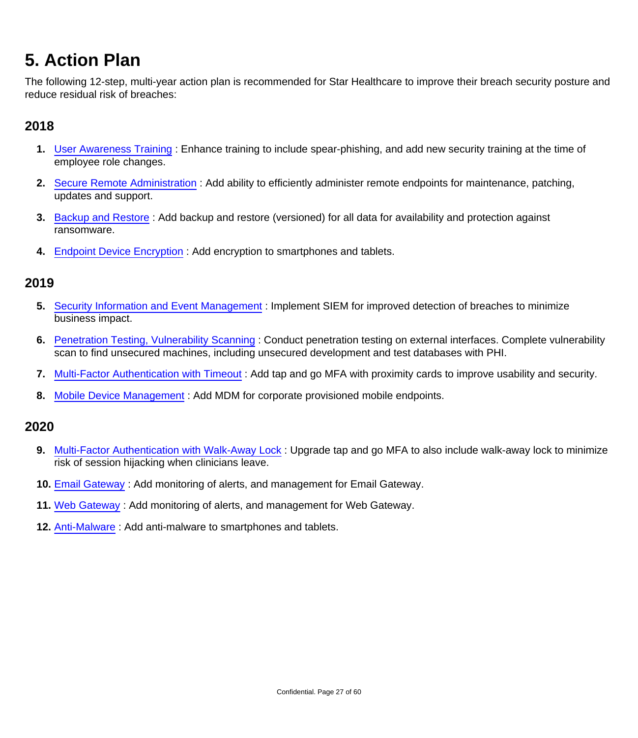# 5. Action Plan

The following 12-step, multi-year action plan is recommended for Star Healthcare to improve their breach security posture and reduce residual risk of breaches:

## 2018

1. User Awareness Training : Enhance training to include spear-phishing, and add new security training at the time of employee role changes.
2. Secure Remote Administration : Add ability to efficiently administer remote endpoints for maintenance, patching, updates and support.
3. Backup and Restore : Add backup and restore (versioned) for all data for availability and protection against ransomware.
4. Endpoint Device Encryption : Add encryption to smartphones and tablets.

## 2019

5. Security Information and Event Management : Implement SIEM for improved detection of breaches to minimize business impact.
6. Penetration Testing, Vulnerability Scanning : Conduct penetration testing on external interfaces. Complete vulnerability scan to find unsecured machines, including unsecured development and test databases with PHI.
7. Multi-Factor Authentication with Timeout : Add tap and go MFA with proximity cards to improve usability and security.
8. Mobile Device Management : Add MDM for corporate provisioned mobile endpoints.

## 2020

9. Multi-Factor Authentication with Walk-Away Lock : Upgrade tap and go MFA to also include walk-away lock to minimize risk of session hijacking when clinicians leave.
10. Email Gateway : Add monitoring of alerts, and management for Email Gateway.
11. Web Gateway : Add monitoring of alerts, and management for Web Gateway.
12. Anti-Malware : Add anti-malware to smartphones and tablets.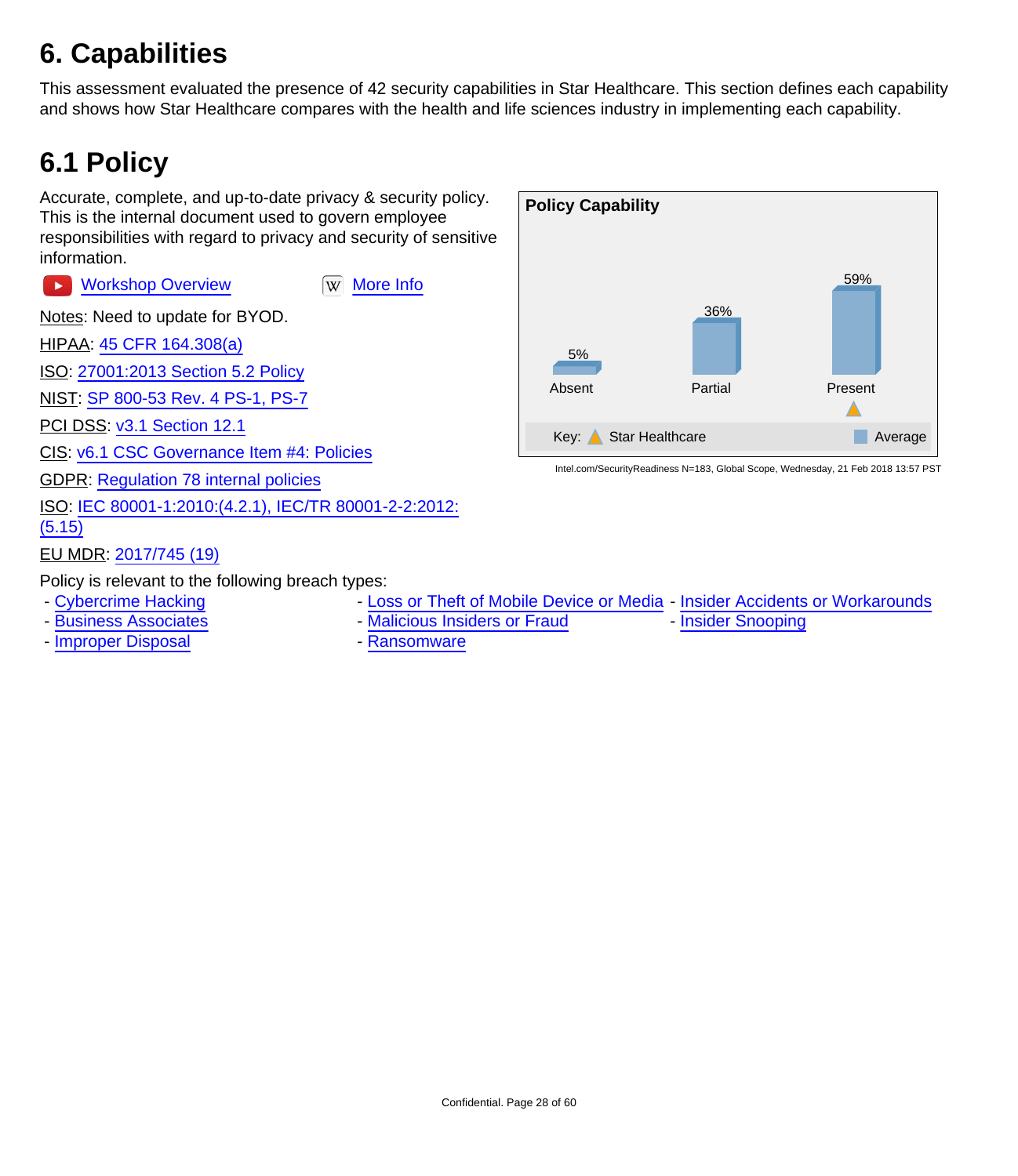# 6. Capabilities

This assessment evaluated the presence of 42 security capabilities in Star Healthcare. This section defines each capability and shows how Star Healthcare compares with the health and life sciences industry in implementing each capability.

## 6.1 Policy

Accurate, complete, and up-to-date privacy & security policy. This is the internal document used to govern employee responsibilities with regard to privacy and security of sensitive information.

Workshop Overview More Info

Notes: Need to update for BYOD.

HIPAA: 45 CFR 164.308(a)

ISO: 27001:2013 Section 5.2 Policy

NIST: SP 800-53 Rev. 4 PS-1, PS-7

PCI DSS: v3.1 Section 12.1

CIS: v6.1 CSC Governance Item #4: Policies

GDPR: Regulation 78 internal policies

ISO: IEC 80001-1:2010:(4.2.1), IEC/TR 80001-2-2:2012:(5.15)

EU MDR: 2017/745 (19)

**Policy Capability**

| | Absent | Partial | Present |
|---|---|---|---|
| Average | 5% | 36% | 59% |
| Star Healthcare | | | ▲ |

Key: ▲ Star Healthcare ■ Average

Intel.com/SecurityReadiness N=183, Global Scope, Wednesday, 21 Feb 2018 13:57 PST

Policy is relevant to the following breach types:

- Cybercrime Hacking
- Business Associates
- Improper Disposal
- Loss or Theft of Mobile Device or Media
- Malicious Insiders or Fraud
- Ransomware
- Insider Accidents or Workarounds
- Insider Snooping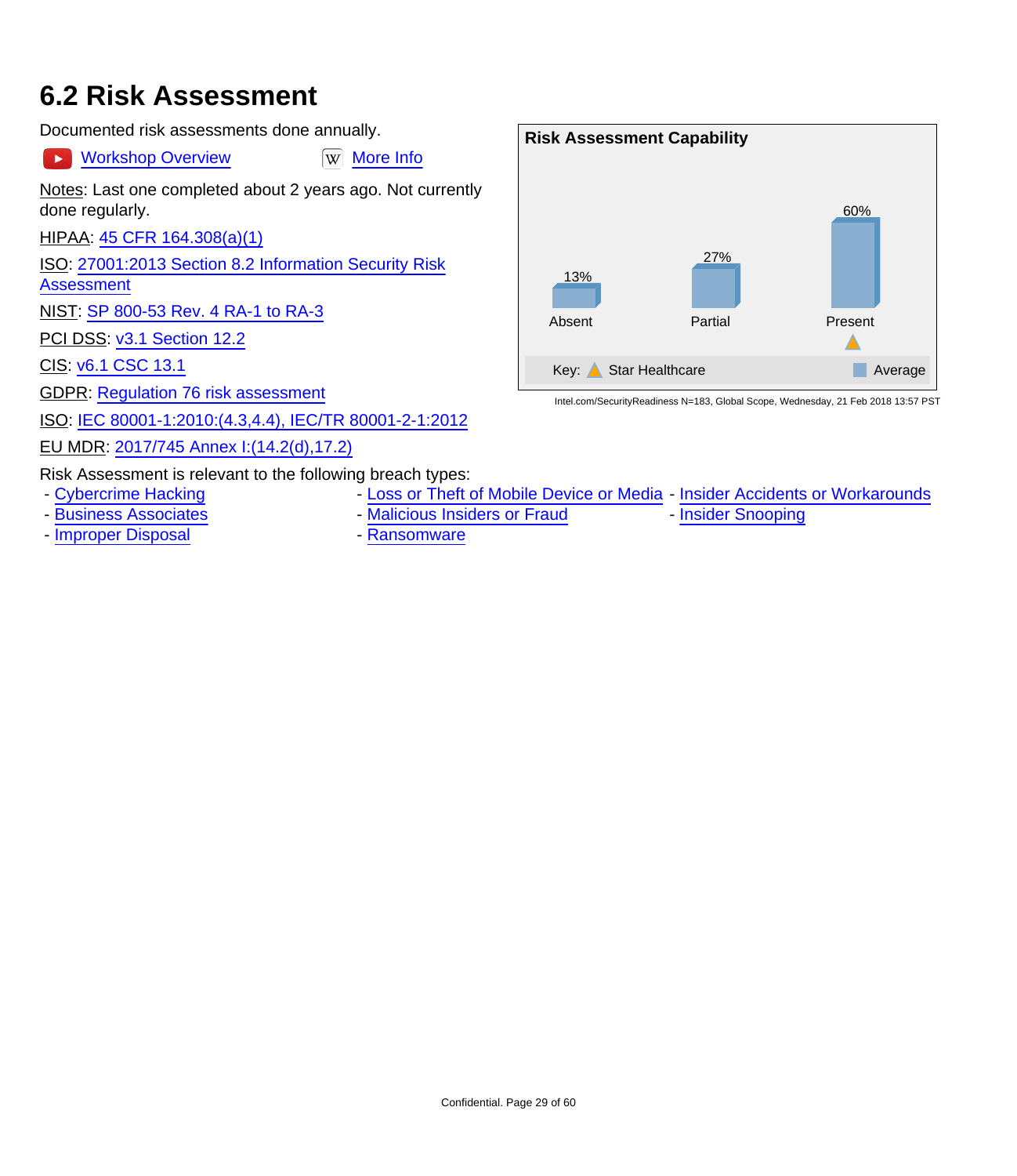## 6.2 Risk Assessment

Documented risk assessments done annually.

Workshop Overview     More Info

Notes: Last one completed about 2 years ago. Not currently done regularly.

HIPAA: 45 CFR 164.308(a)(1)

ISO: 27001:2013 Section 8.2 Information Security Risk Assessment

NIST: SP 800-53 Rev. 4 RA-1 to RA-3

PCI DSS: v3.1 Section 12.2

CIS: v6.1 CSC 13.1

GDPR: Regulation 76 risk assessment

ISO: IEC 80001-1:2010:(4.3,4.4), IEC/TR 80001-2-1:2012

EU MDR: 2017/745 Annex I:(14.2(d),17.2)

**Risk Assessment Capability**

| | Absent | Partial | Present |
|---|---|---|---|
| Average | 13% | 27% | 60% |
| Star Healthcare | | | ▲ |

Key: ▲ Star Healthcare ■ Average

Intel.com/SecurityReadiness N=183, Global Scope, Wednesday, 21 Feb 2018 13:57 PST

Risk Assessment is relevant to the following breach types:

- Cybercrime Hacking
- Business Associates
- Improper Disposal
- Loss or Theft of Mobile Device or Media
- Malicious Insiders or Fraud
- Ransomware
- Insider Accidents or Workarounds
- Insider Snooping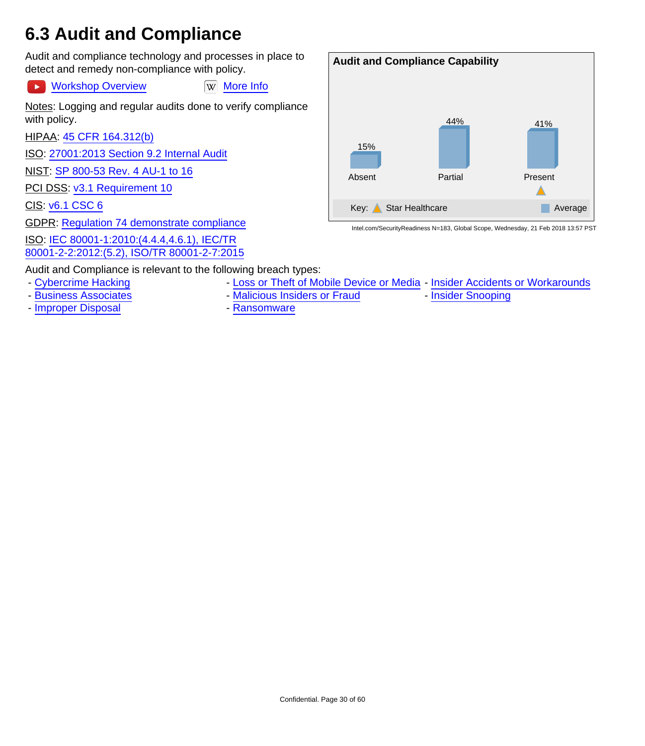# 6.3 Audit and Compliance

Audit and compliance technology and processes in place to detect and remedy non-compliance with policy.

Workshop Overview    More Info

Notes: Logging and regular audits done to verify compliance with policy.

HIPAA: 45 CFR 164.312(b)

ISO: 27001:2013 Section 9.2 Internal Audit

NIST: SP 800-53 Rev. 4 AU-1 to 16

PCI DSS: v3.1 Requirement 10

CIS: v6.1 CSC 6

GDPR: Regulation 74 demonstrate compliance

ISO: IEC 80001-1:2010:(4.4.4,4.6.1), IEC/TR 80001-2-2:2012:(5.2), ISO/TR 80001-2-7:2015

**Audit and Compliance Capability**

| | Absent | Partial | Present |
|---|---|---|---|
| Average | 15% | 44% | 41% |
| Star Healthcare | | | ▲ |

Key: ▲ Star Healthcare    Average

Intel.com/SecurityReadiness N=183, Global Scope, Wednesday, 21 Feb 2018 13:57 PST

Audit and Compliance is relevant to the following breach types:

- Cybercrime Hacking
- Business Associates
- Improper Disposal
- Loss or Theft of Mobile Device or Media
- Malicious Insiders or Fraud
- Ransomware
- Insider Accidents or Workarounds
- Insider Snooping

Confidential.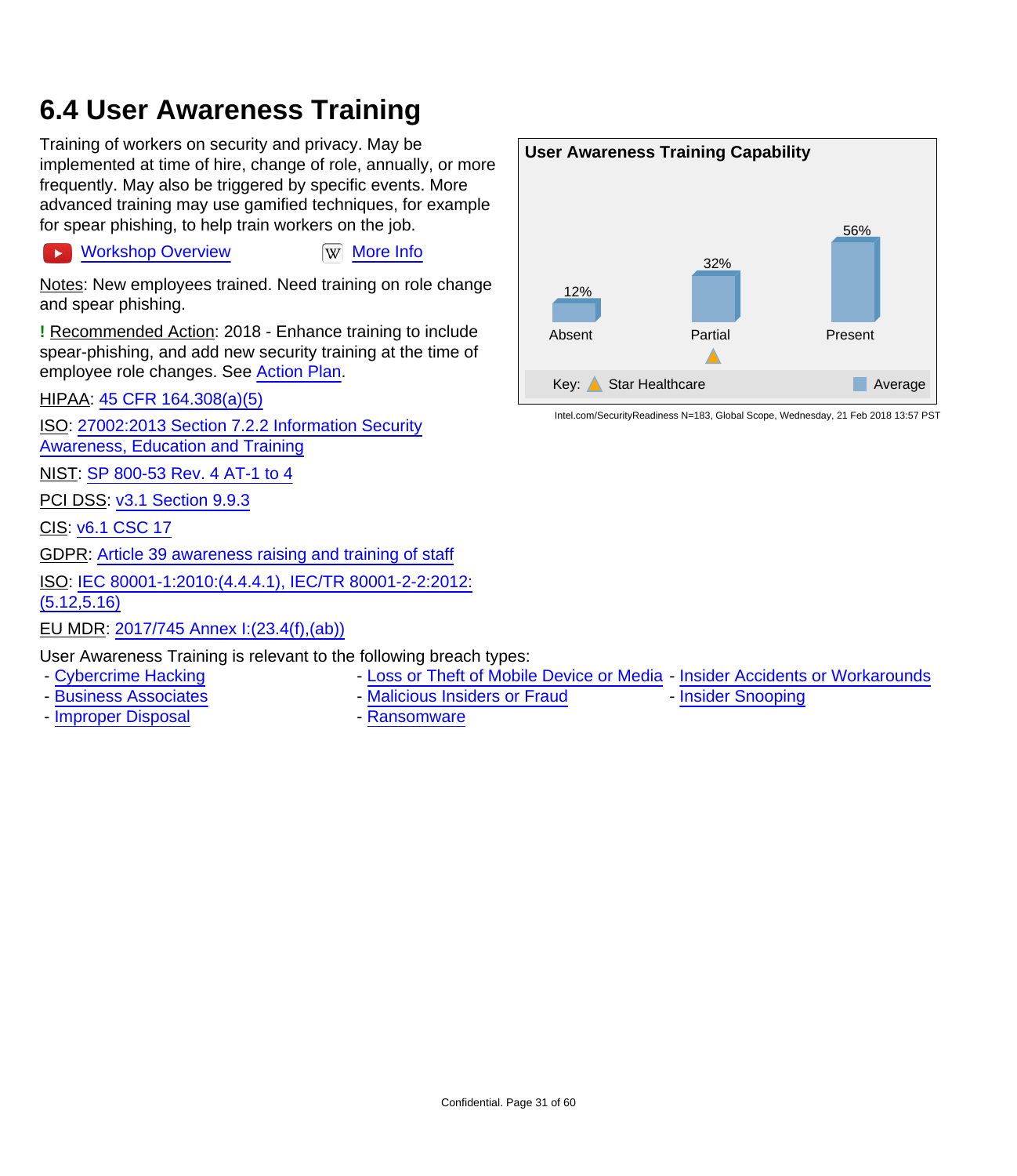## 6.4 User Awareness Training

Training of workers on security and privacy. May be implemented at time of hire, change of role, annually, or more frequently. May also be triggered by specific events. More advanced training may use gamified techniques, for example for spear phishing, to help train workers on the job.

Workshop Overview    More Info

Notes: New employees trained. Need training on role change and spear phishing.

**!** Recommended Action: 2018 - Enhance training to include spear-phishing, and add new security training at the time of employee role changes. See Action Plan.

HIPAA: 45 CFR 164.308(a)(5)

ISO: 27002:2013 Section 7.2.2 Information Security Awareness, Education and Training

NIST: SP 800-53 Rev. 4 AT-1 to 4

PCI DSS: v3.1 Section 9.9.3

CIS: v6.1 CSC 17

GDPR: Article 39 awareness raising and training of staff

ISO: IEC 80001-1:2010:(4.4.4.1), IEC/TR 80001-2-2:2012:(5.12,5.16)

EU MDR: 2017/745 Annex I:(23.4(f),(ab))

**User Awareness Training Capability**

| | Absent | Partial | Present |
|---|---|---|---|
| Average | 12% | 32% | 56% |
| Star Healthcare | | ▲ | |

Key: ▲ Star Healthcare   ■ Average

Intel.com/SecurityReadiness N=183, Global Scope, Wednesday, 21 Feb 2018 13:57 PST

User Awareness Training is relevant to the following breach types:

- Cybercrime Hacking
- Business Associates
- Improper Disposal
- Loss or Theft of Mobile Device or Media
- Malicious Insiders or Fraud
- Ransomware
- Insider Accidents or Workarounds
- Insider Snooping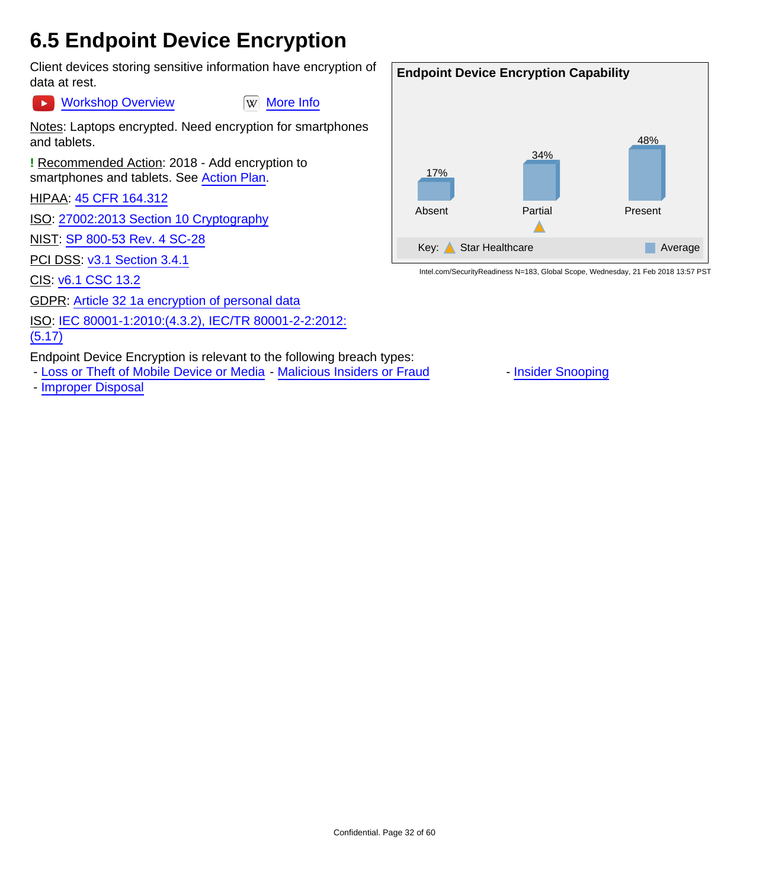# 6.5 Endpoint Device Encryption

Client devices storing sensitive information have encryption of data at rest.

Workshop Overview　　More Info

Notes: Laptops encrypted. Need encryption for smartphones and tablets.

**!** Recommended Action: 2018 - Add encryption to smartphones and tablets. See Action Plan.

HIPAA: 45 CFR 164.312

ISO: 27002:2013 Section 10 Cryptography

NIST: SP 800-53 Rev. 4 SC-28

PCI DSS: v3.1 Section 3.4.1

CIS: v6.1 CSC 13.2

GDPR: Article 32 1a encryption of personal data

ISO: IEC 80001-1:2010:(4.3.2), IEC/TR 80001-2-2:2012:(5.17)

**Endpoint Device Encryption Capability**

| | Absent | Partial | Present |
|---|---|---|---|
| Average | 17% | 34% | 48% |
| Star Healthcare | | ▲ | |

Key: ▲ Star Healthcare　■ Average

Intel.com/SecurityReadiness N=183, Global Scope, Wednesday, 21 Feb 2018 13:57 PST

Endpoint Device Encryption is relevant to the following breach types:

- Loss or Theft of Mobile Device or Media
- Malicious Insiders or Fraud
- Insider Snooping
- Improper Disposal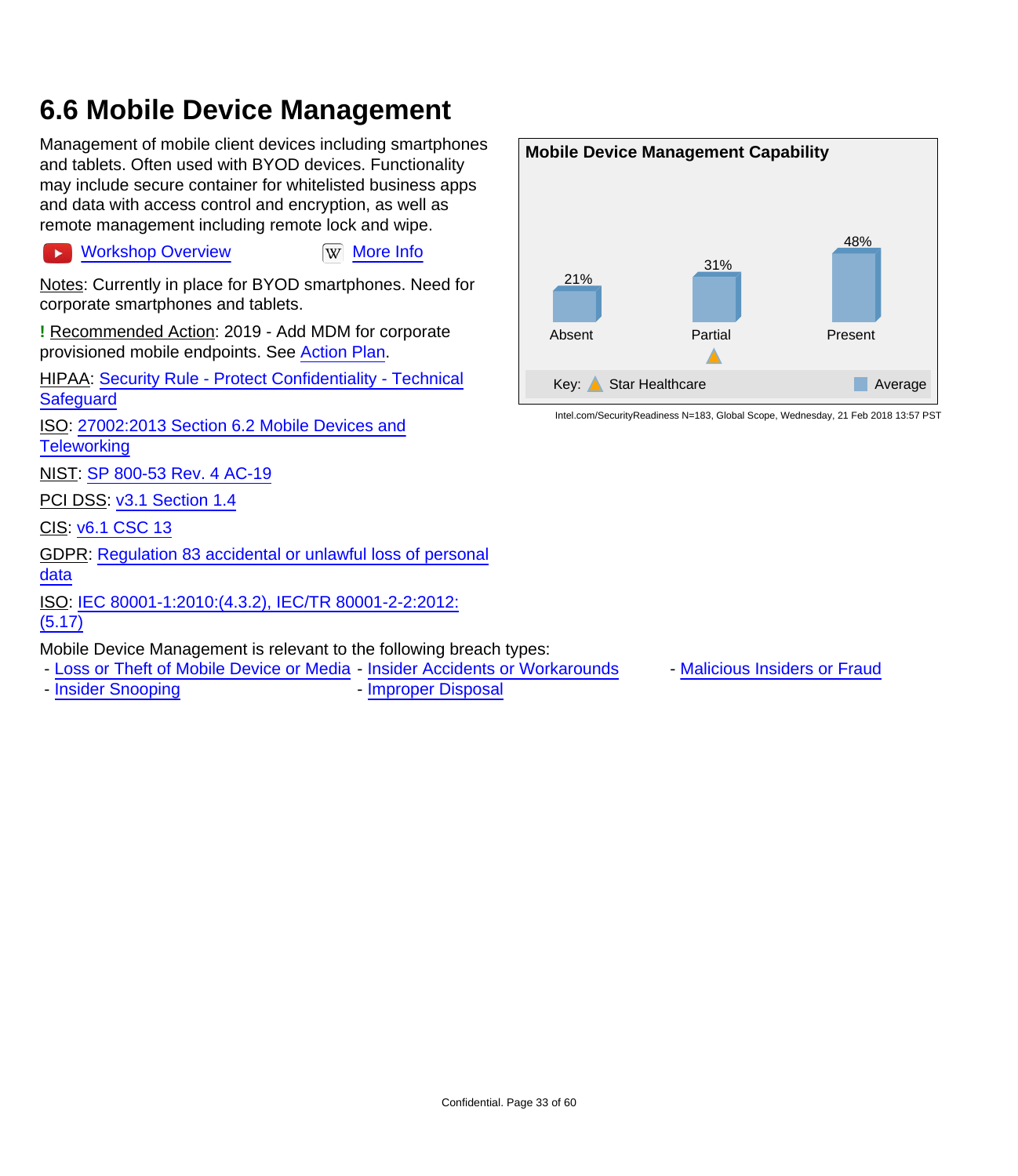## 6.6 Mobile Device Management

Management of mobile client devices including smartphones and tablets. Often used with BYOD devices. Functionality may include secure container for whitelisted business apps and data with access control and encryption, as well as remote management including remote lock and wipe.

Workshop Overview    More Info

Notes: Currently in place for BYOD smartphones. Need for corporate smartphones and tablets.

**!** Recommended Action: 2019 - Add MDM for corporate provisioned mobile endpoints. See Action Plan.

HIPAA: Security Rule - Protect Confidentiality - Technical Safeguard

ISO: 27002:2013 Section 6.2 Mobile Devices and Teleworking

NIST: SP 800-53 Rev. 4 AC-19

PCI DSS: v3.1 Section 1.4

CIS: v6.1 CSC 13

GDPR: Regulation 83 accidental or unlawful loss of personal data

ISO: IEC 80001-1:2010:(4.3.2), IEC/TR 80001-2-2:2012: (5.17)

**Mobile Device Management Capability**

| | Absent | Partial | Present |
|---|---|---|---|
| Average | 21% | 31% | 48% |
| Star Healthcare | | ▲ | |

Key: ▲ Star Healthcare ■ Average

Intel.com/SecurityReadiness N=183, Global Scope, Wednesday, 21 Feb 2018 13:57 PST

Mobile Device Management is relevant to the following breach types:

- Loss or Theft of Mobile Device or Media
- Insider Accidents or Workarounds
- Malicious Insiders or Fraud
- Insider Snooping
- Improper Disposal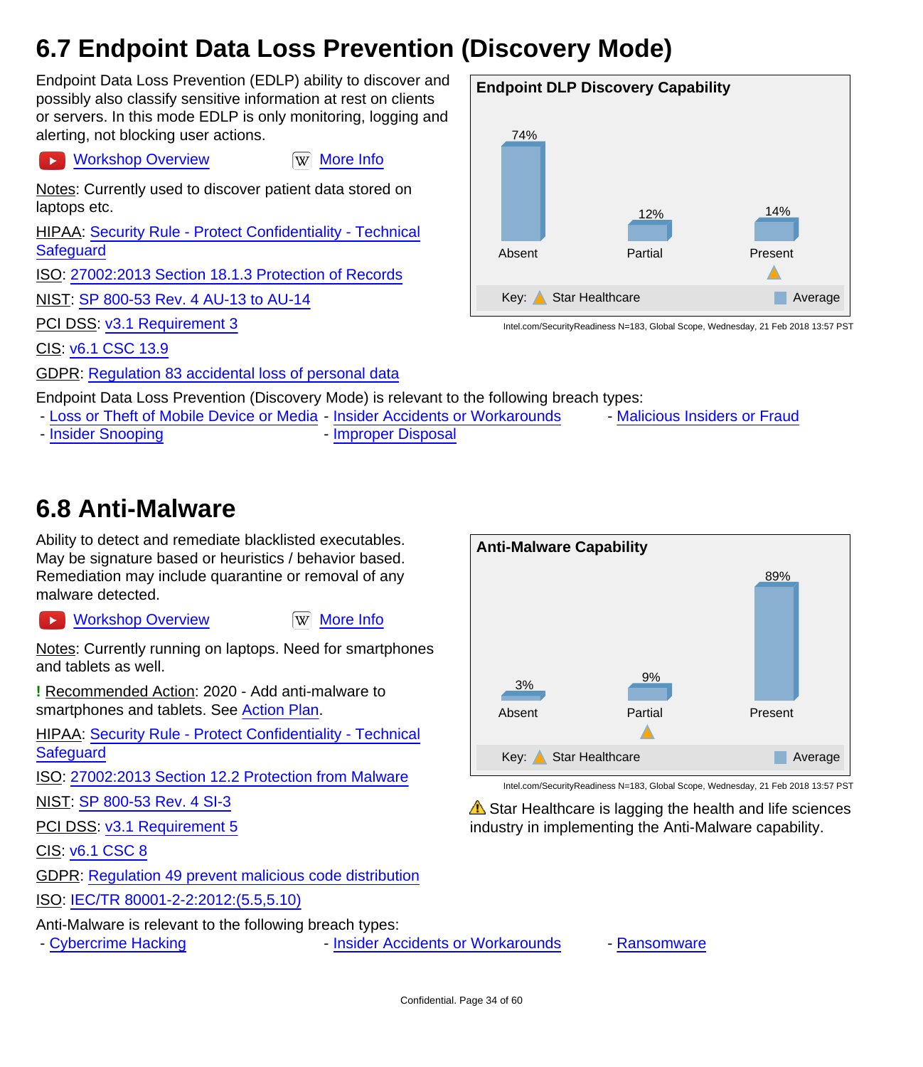## 6.7 Endpoint Data Loss Prevention (Discovery Mode)

Endpoint Data Loss Prevention (EDLP) ability to discover and possibly also classify sensitive information at rest on clients or servers. In this mode EDLP is only monitoring, logging and alerting, not blocking user actions.

Workshop Overview | More Info

Notes: Currently used to discover patient data stored on laptops etc.

HIPAA: Security Rule - Protect Confidentiality - Technical Safeguard

ISO: 27002:2013 Section 18.1.3 Protection of Records

NIST: SP 800-53 Rev. 4 AU-13 to AU-14

PCI DSS: v3.1 Requirement 3

CIS: v6.1 CSC 13.9

GDPR: Regulation 83 accidental loss of personal data

**Endpoint DLP Discovery Capability**

| | Absent | Partial | Present |
|---|---|---|---|
| Average | 74% | 12% | 14% |
| Star Healthcare | | | ▲ |

Key: ▲ Star Healthcare ■ Average

Intel.com/SecurityReadiness N=183, Global Scope, Wednesday, 21 Feb 2018 13:57 PST

Endpoint Data Loss Prevention (Discovery Mode) is relevant to the following breach types:

- Loss or Theft of Mobile Device or Media
- Insider Accidents or Workarounds
- Malicious Insiders or Fraud
- Insider Snooping
- Improper Disposal

## 6.8 Anti-Malware

Ability to detect and remediate blacklisted executables. May be signature based or heuristics / behavior based. Remediation may include quarantine or removal of any malware detected.

Workshop Overview | More Info

Notes: Currently running on laptops. Need for smartphones and tablets as well.

**!** Recommended Action: 2020 - Add anti-malware to smartphones and tablets. See Action Plan.

HIPAA: Security Rule - Protect Confidentiality - Technical Safeguard

ISO: 27002:2013 Section 12.2 Protection from Malware

NIST: SP 800-53 Rev. 4 SI-3

PCI DSS: v3.1 Requirement 5

CIS: v6.1 CSC 8

GDPR: Regulation 49 prevent malicious code distribution

ISO: IEC/TR 80001-2-2:2012:(5.5,5.10)

**Anti-Malware Capability**

| | Absent | Partial | Present |
|---|---|---|---|
| Average | 3% | 9% | 89% |
| Star Healthcare | | ▲ | |

Key: ▲ Star Healthcare ■ Average

Intel.com/SecurityReadiness N=183, Global Scope, Wednesday, 21 Feb 2018 13:57 PST

⚠ Star Healthcare is lagging the health and life sciences industry in implementing the Anti-Malware capability.

Anti-Malware is relevant to the following breach types:

- Cybercrime Hacking
- Insider Accidents or Workarounds
- Ransomware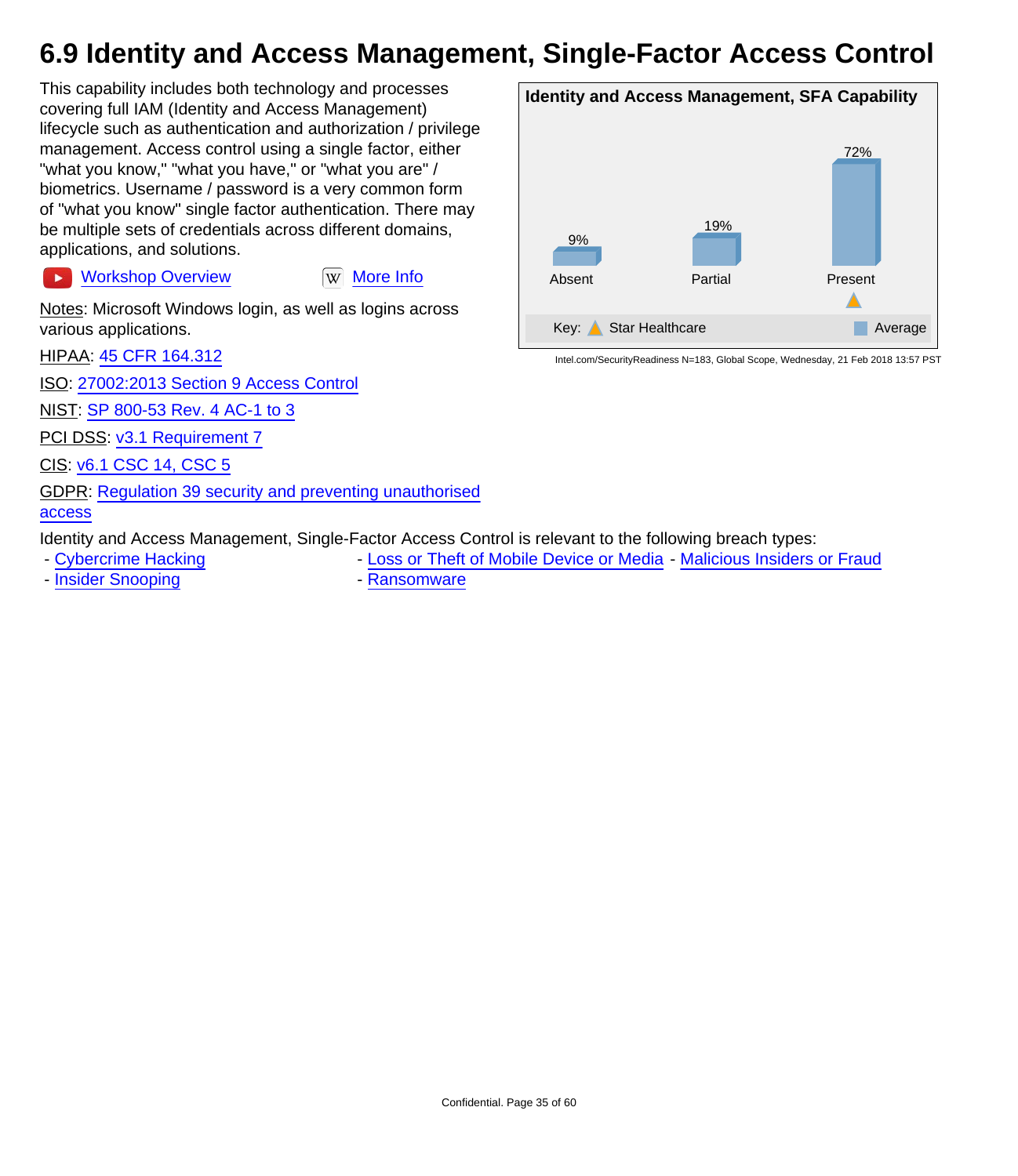# 6.9 Identity and Access Management, Single-Factor Access Control

This capability includes both technology and processes covering full IAM (Identity and Access Management) lifecycle such as authentication and authorization / privilege management. Access control using a single factor, either "what you know," "what you have," or "what you are" / biometrics. Username / password is a very common form of "what you know" single factor authentication. There may be multiple sets of credentials across different domains, applications, and solutions.

Workshop Overview    More Info

Notes: Microsoft Windows login, as well as logins across various applications.

HIPAA: 45 CFR 164.312

ISO: 27002:2013 Section 9 Access Control

NIST: SP 800-53 Rev. 4 AC-1 to 3

PCI DSS: v3.1 Requirement 7

CIS: v6.1 CSC 14, CSC 5

GDPR: Regulation 39 security and preventing unauthorised access

**Identity and Access Management, SFA Capability**

| | Absent | Partial | Present |
|---|---|---|---|
| Average | 9% | 19% | 72% |
| Star Healthcare | | | ▲ |

Intel.com/SecurityReadiness N=183, Global Scope, Wednesday, 21 Feb 2018 13:57 PST

Identity and Access Management, Single-Factor Access Control is relevant to the following breach types:

- Cybercrime Hacking
- Insider Snooping
- Loss or Theft of Mobile Device or Media
- Ransomware
- Malicious Insiders or Fraud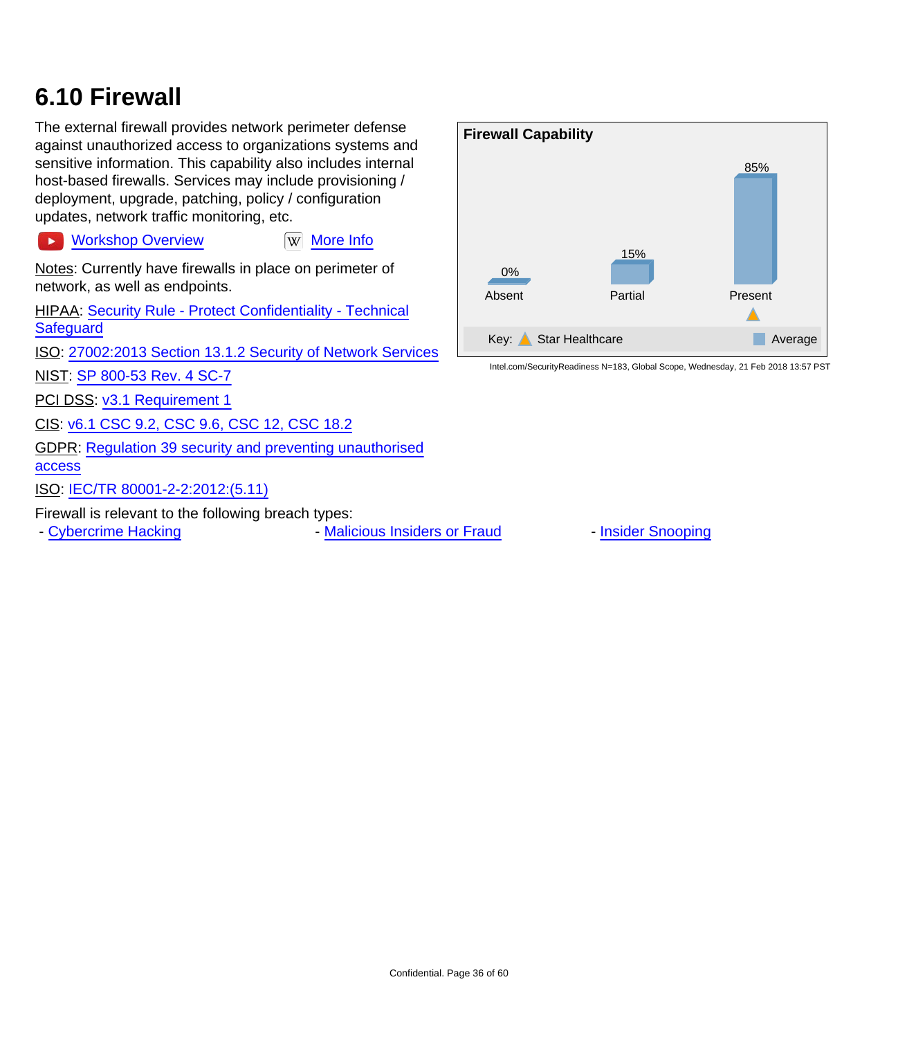## 6.10 Firewall

The external firewall provides network perimeter defense against unauthorized access to organizations systems and sensitive information. This capability also includes internal host-based firewalls. Services may include provisioning / deployment, upgrade, patching, policy / configuration updates, network traffic monitoring, etc.

Workshop Overview More Info

Notes: Currently have firewalls in place on perimeter of network, as well as endpoints.

HIPAA: Security Rule - Protect Confidentiality - Technical Safeguard

ISO: 27002:2013 Section 13.1.2 Security of Network Services

NIST: SP 800-53 Rev. 4 SC-7

PCI DSS: v3.1 Requirement 1

CIS: v6.1 CSC 9.2, CSC 9.6, CSC 12, CSC 18.2

GDPR: Regulation 39 security and preventing unauthorised access

ISO: IEC/TR 80001-2-2:2012:(5.11)

**Firewall Capability**

| | Absent | Partial | Present |
|---|---|---|---|
| Average | 0% | 15% | 85% |
| Star Healthcare | | | ▲ |

Key: ▲ Star Healthcare ■ Average

Intel.com/SecurityReadiness N=183, Global Scope, Wednesday, 21 Feb 2018 13:57 PST

Firewall is relevant to the following breach types:

- Cybercrime Hacking
- Malicious Insiders or Fraud
- Insider Snooping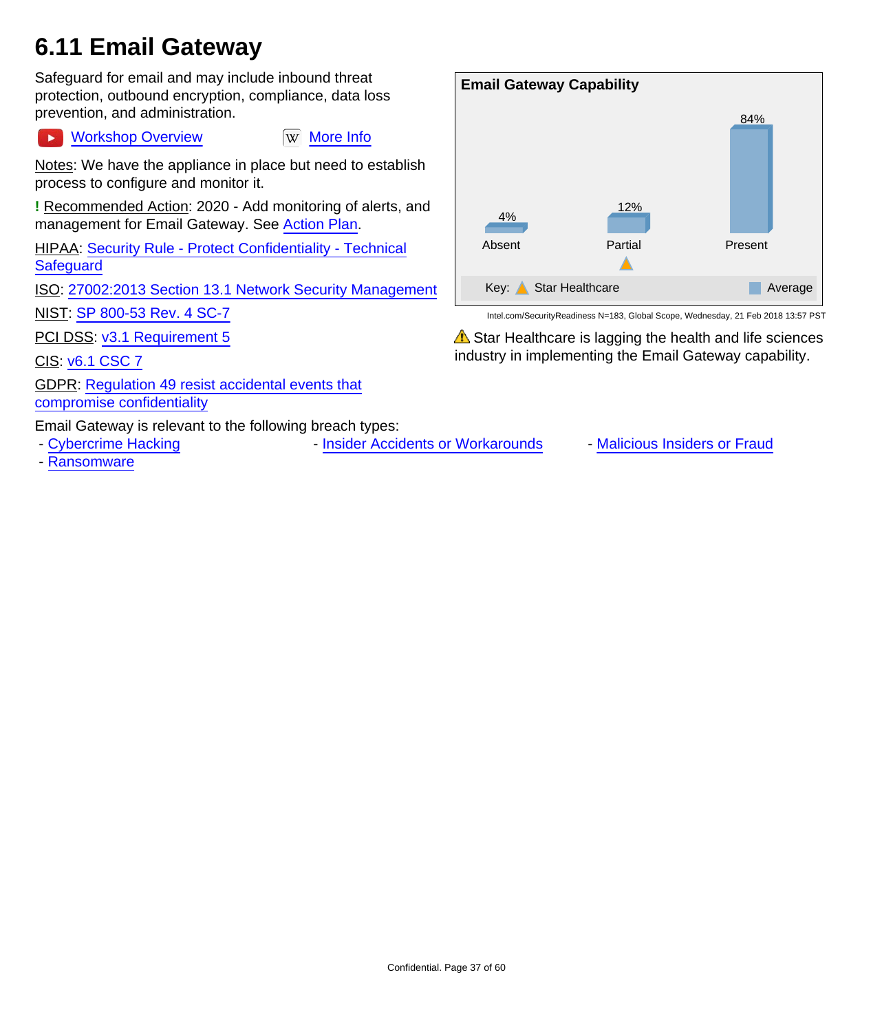# 6.11 Email Gateway

Safeguard for email and may include inbound threat protection, outbound encryption, compliance, data loss prevention, and administration.

Workshop Overview    More Info

Notes: We have the appliance in place but need to establish process to configure and monitor it.

**!** Recommended Action: 2020 - Add monitoring of alerts, and management for Email Gateway. See Action Plan.

HIPAA: Security Rule - Protect Confidentiality - Technical Safeguard

ISO: 27002:2013 Section 13.1 Network Security Management

NIST: SP 800-53 Rev. 4 SC-7

PCI DSS: v3.1 Requirement 5

CIS: v6.1 CSC 7

GDPR: Regulation 49 resist accidental events that compromise confidentiality

**Email Gateway Capability**

| | Absent | Partial | Present |
|---|---|---|---|
| Average | 4% | 12% | 84% |
| Star Healthcare | | ▲ | |

Key: ▲ Star Healthcare    Average

Intel.com/SecurityReadiness N=183, Global Scope, Wednesday, 21 Feb 2018 13:57 PST

⚠ Star Healthcare is lagging the health and life sciences industry in implementing the Email Gateway capability.

Email Gateway is relevant to the following breach types:

- Cybercrime Hacking
- Insider Accidents or Workarounds
- Malicious Insiders or Fraud
- Ransomware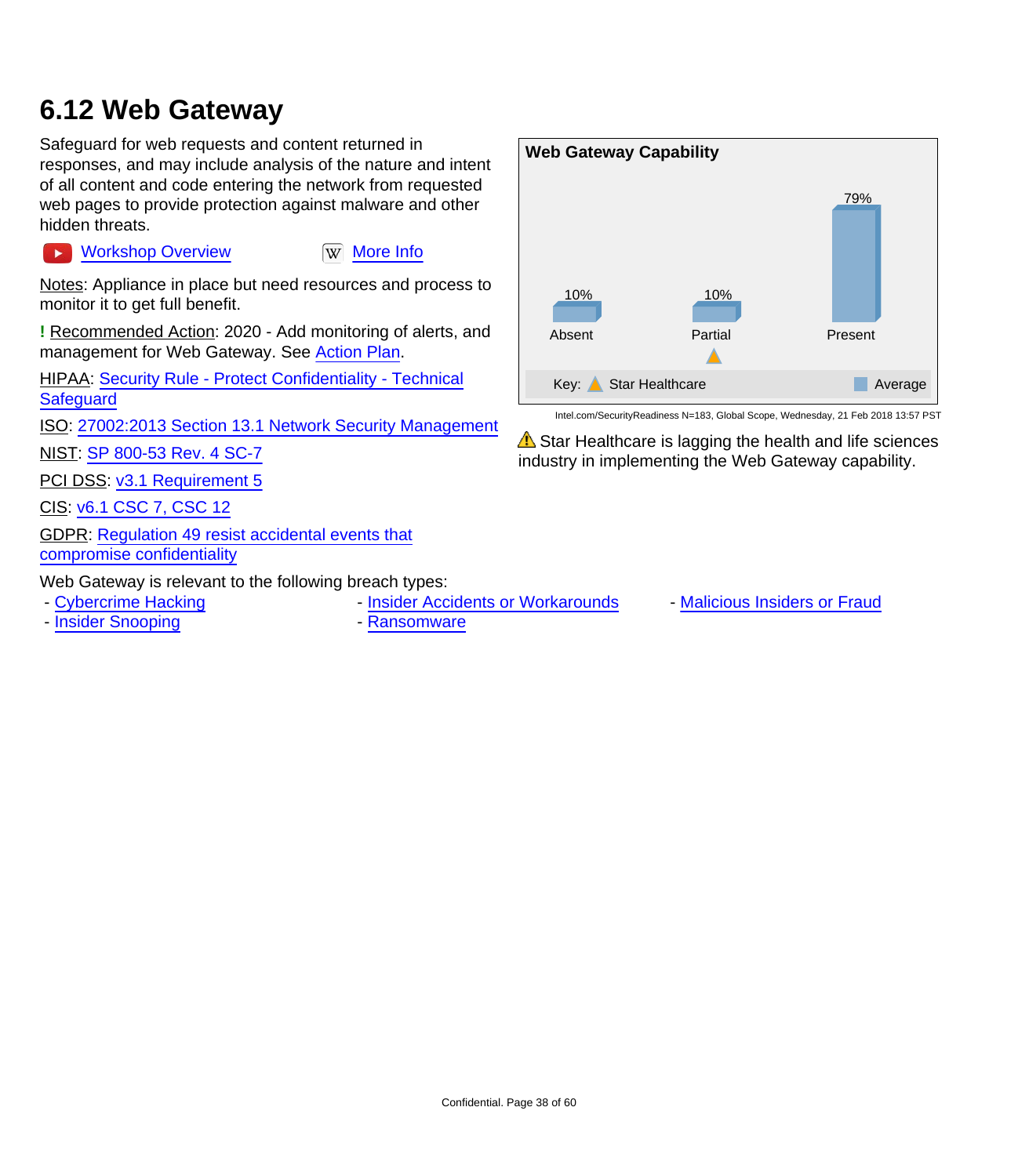## 6.12 Web Gateway

Safeguard for web requests and content returned in responses, and may include analysis of the nature and intent of all content and code entering the network from requested web pages to provide protection against malware and other hidden threats.

Workshop Overview     More Info

Notes: Appliance in place but need resources and process to monitor it to get full benefit.

**!** Recommended Action: 2020 - Add monitoring of alerts, and management for Web Gateway. See Action Plan.

HIPAA: Security Rule - Protect Confidentiality - Technical Safeguard

ISO: 27002:2013 Section 13.1 Network Security Management

NIST: SP 800-53 Rev. 4 SC-7

PCI DSS: v3.1 Requirement 5

CIS: v6.1 CSC 7, CSC 12

GDPR: Regulation 49 resist accidental events that compromise confidentiality

**Web Gateway Capability**

| | Absent | Partial | Present |
|---|---|---|---|
| Average | 10% | 10% | 79% |
| Star Healthcare | | ▲ | |

Key: ▲ Star Healthcare ■ Average

Intel.com/SecurityReadiness N=183, Global Scope, Wednesday, 21 Feb 2018 13:57 PST

⚠ Star Healthcare is lagging the health and life sciences industry in implementing the Web Gateway capability.

Web Gateway is relevant to the following breach types:

- Cybercrime Hacking
- Insider Snooping
- Insider Accidents or Workarounds
- Ransomware
- Malicious Insiders or Fraud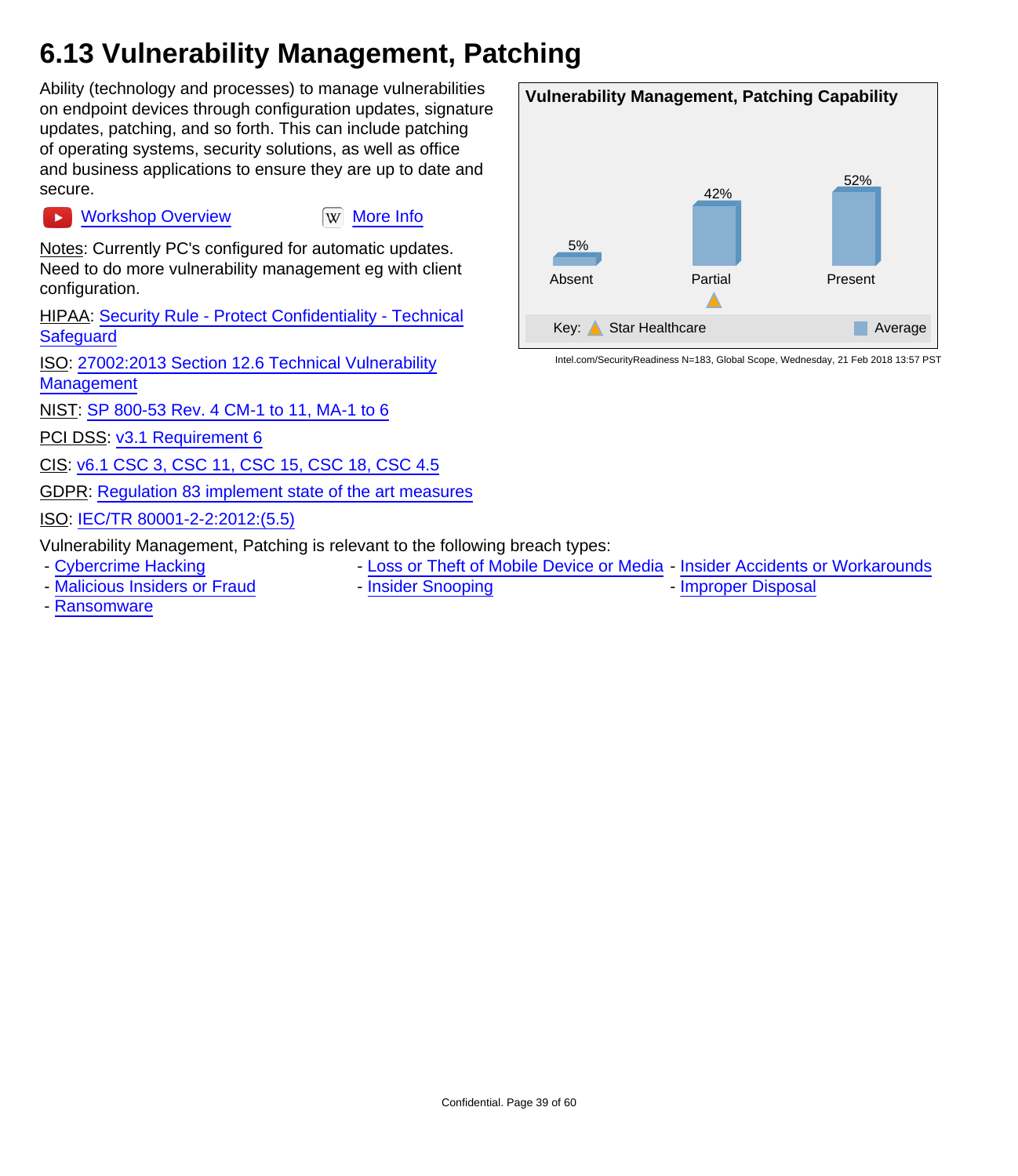# 6.13 Vulnerability Management, Patching

Ability (technology and processes) to manage vulnerabilities on endpoint devices through configuration updates, signature updates, patching, and so forth. This can include patching of operating systems, security solutions, as well as office and business applications to ensure they are up to date and secure.

Workshop Overview        More Info

Notes: Currently PC's configured for automatic updates. Need to do more vulnerability management eg with client configuration.

HIPAA: Security Rule - Protect Confidentiality - Technical Safeguard

ISO: 27002:2013 Section 12.6 Technical Vulnerability Management

NIST: SP 800-53 Rev. 4 CM-1 to 11, MA-1 to 6

PCI DSS: v3.1 Requirement 6

CIS: v6.1 CSC 3, CSC 11, CSC 15, CSC 18, CSC 4.5

GDPR: Regulation 83 implement state of the art measures

ISO: IEC/TR 80001-2-2:2012:(5.5)

**Vulnerability Management, Patching Capability**

| | Absent | Partial | Present |
|---|---|---|---|
| Average | 5% | 42% | 52% |
| Star Healthcare | | ▲ | |

Key: Star Healthcare (▲), Average

Intel.com/SecurityReadiness N=183, Global Scope, Wednesday, 21 Feb 2018 13:57 PST

Vulnerability Management, Patching is relevant to the following breach types:

- Cybercrime Hacking
- Loss or Theft of Mobile Device or Media
- Insider Accidents or Workarounds
- Malicious Insiders or Fraud
- Insider Snooping
- Improper Disposal
- Ransomware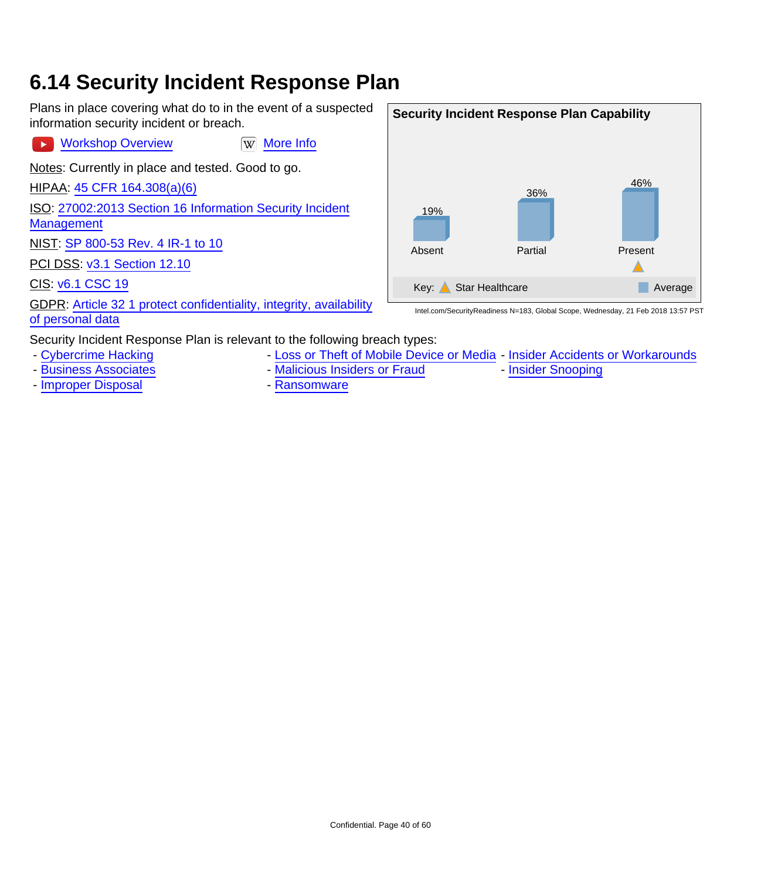# 6.14 Security Incident Response Plan

Plans in place covering what do to in the event of a suspected information security incident or breach.

Workshop Overview    More Info

Notes: Currently in place and tested. Good to go.

HIPAA: 45 CFR 164.308(a)(6)

ISO: 27002:2013 Section 16 Information Security Incident Management

NIST: SP 800-53 Rev. 4 IR-1 to 10

PCI DSS: v3.1 Section 12.10

CIS: v6.1 CSC 19

GDPR: Article 32 1 protect confidentiality, integrity, availability of personal data

**Security Incident Response Plan Capability**

| | Absent | Partial | Present |
|---|---|---|---|
| Average | 19% | 36% | 46% |
| Star Healthcare | | | ▲ |

Intel.com/SecurityReadiness N=183, Global Scope, Wednesday, 21 Feb 2018 13:57 PST

Security Incident Response Plan is relevant to the following breach types:

- Cybercrime Hacking
- Business Associates
- Improper Disposal
- Loss or Theft of Mobile Device or Media
- Malicious Insiders or Fraud
- Ransomware
- Insider Accidents or Workarounds
- Insider Snooping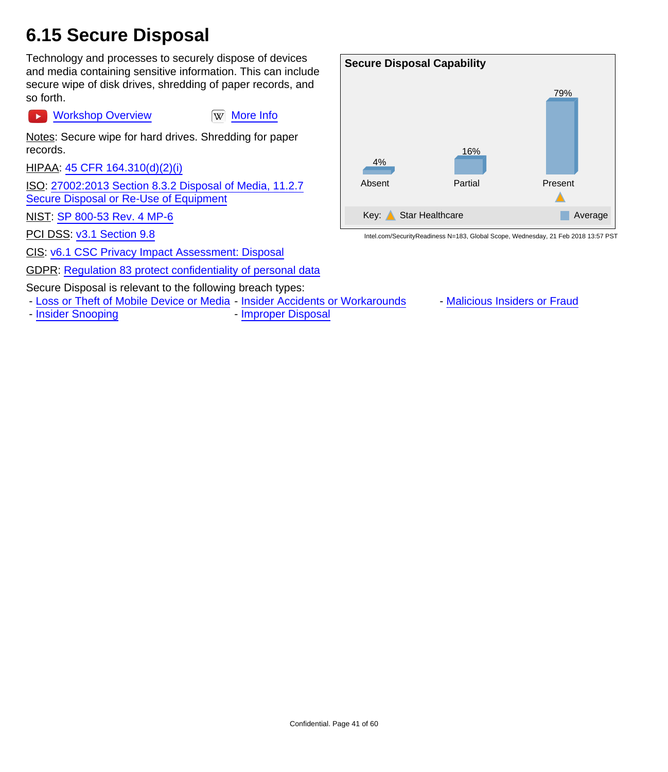# 6.15 Secure Disposal

Technology and processes to securely dispose of devices and media containing sensitive information. This can include secure wipe of disk drives, shredding of paper records, and so forth.

Workshop Overview    More Info

Notes: Secure wipe for hard drives. Shredding for paper records.

HIPAA: 45 CFR 164.310(d)(2)(i)

ISO: 27002:2013 Section 8.3.2 Disposal of Media, 11.2.7 Secure Disposal or Re-Use of Equipment

NIST: SP 800-53 Rev. 4 MP-6

PCI DSS: v3.1 Section 9.8

CIS: v6.1 CSC Privacy Impact Assessment: Disposal

GDPR: Regulation 83 protect confidentiality of personal data

**Secure Disposal Capability**

| | Absent | Partial | Present |
|---|---|---|---|
| Average | 4% | 16% | 79% |
| Star Healthcare | | | ▲ |

Intel.com/SecurityReadiness N=183, Global Scope, Wednesday, 21 Feb 2018 13:57 PST

Secure Disposal is relevant to the following breach types:

- Loss or Theft of Mobile Device or Media
- Insider Accidents or Workarounds
- Malicious Insiders or Fraud
- Insider Snooping
- Improper Disposal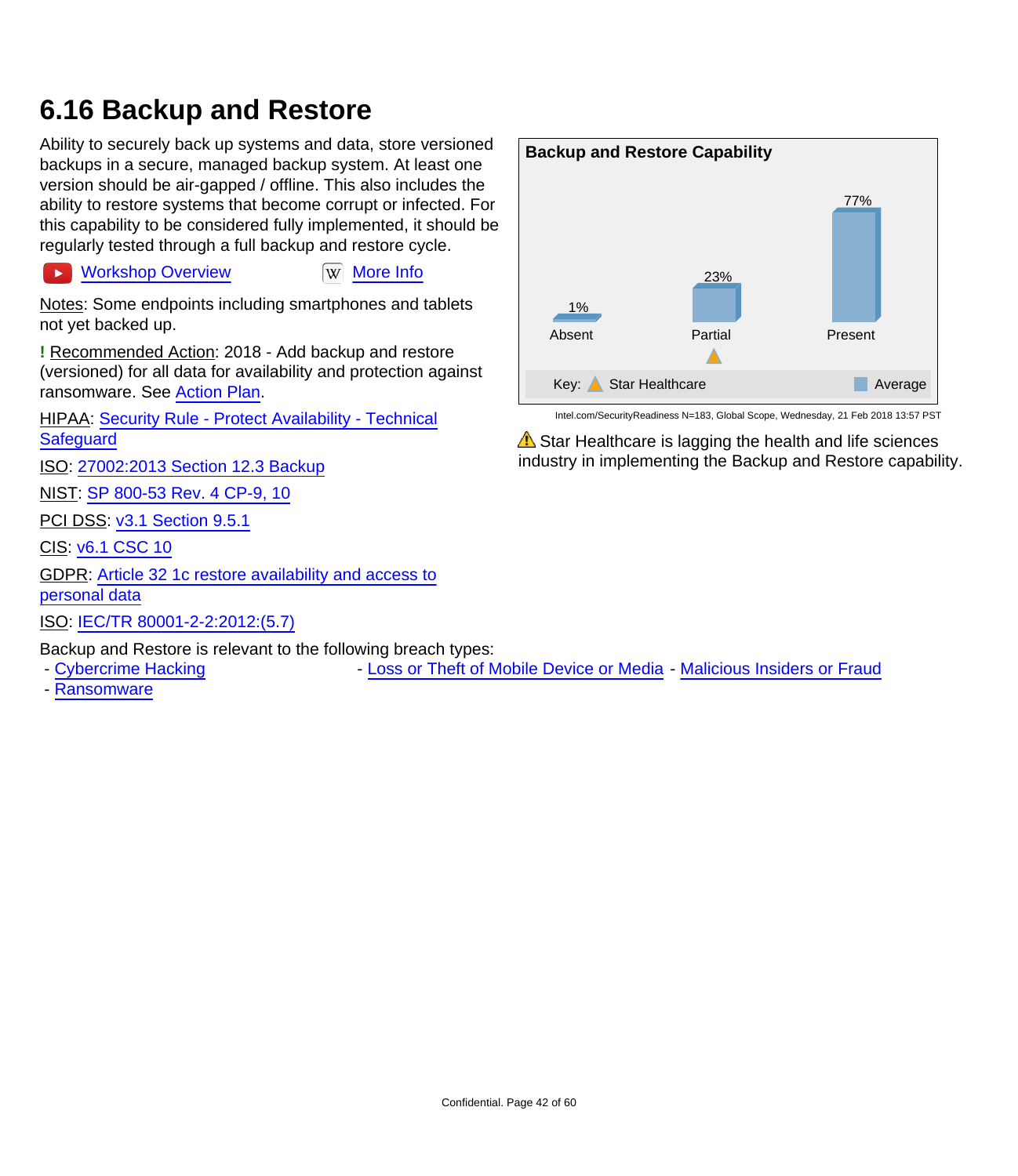## 6.16 Backup and Restore

Ability to securely back up systems and data, store versioned backups in a secure, managed backup system. At least one version should be air-gapped / offline. This also includes the ability to restore systems that become corrupt or infected. For this capability to be considered fully implemented, it should be regularly tested through a full backup and restore cycle.

Workshop Overview    More Info

Notes: Some endpoints including smartphones and tablets not yet backed up.

**!** Recommended Action: 2018 - Add backup and restore (versioned) for all data for availability and protection against ransomware. See Action Plan.

HIPAA: Security Rule - Protect Availability - Technical Safeguard

ISO: 27002:2013 Section 12.3 Backup

NIST: SP 800-53 Rev. 4 CP-9, 10

PCI DSS: v3.1 Section 9.5.1

CIS: v6.1 CSC 10

GDPR: Article 32 1c restore availability and access to personal data

ISO: IEC/TR 80001-2-2:2012:(5.7)

**Backup and Restore Capability**

| | Absent | Partial | Present |
|---|---|---|---|
| Average | 1% | 23% | 77% |
| Star Healthcare | | ▲ | |

Key: ▲ Star Healthcare; ■ Average

Intel.com/SecurityReadiness N=183, Global Scope, Wednesday, 21 Feb 2018 13:57 PST

⚠ Star Healthcare is lagging the health and life sciences industry in implementing the Backup and Restore capability.

Backup and Restore is relevant to the following breach types:

- Cybercrime Hacking
- Loss or Theft of Mobile Device or Media
- Malicious Insiders or Fraud
- Ransomware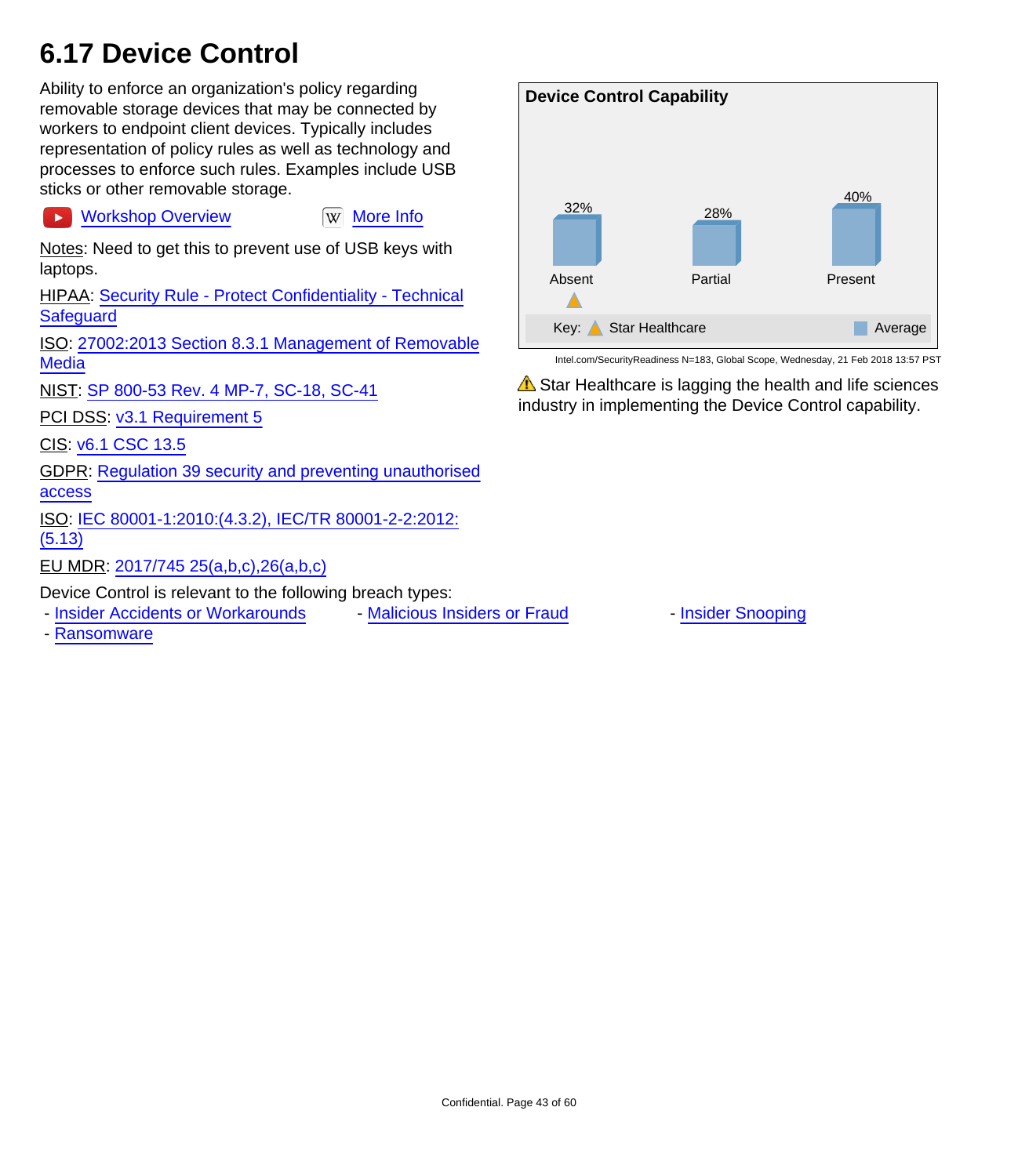# 6.17 Device Control

Ability to enforce an organization's policy regarding removable storage devices that may be connected by workers to endpoint client devices. Typically includes representation of policy rules as well as technology and processes to enforce such rules. Examples include USB sticks or other removable storage.

Workshop Overview　　More Info

Notes: Need to get this to prevent use of USB keys with laptops.

HIPAA: Security Rule - Protect Confidentiality - Technical Safeguard

ISO: 27002:2013 Section 8.3.1 Management of Removable Media

NIST: SP 800-53 Rev. 4 MP-7, SC-18, SC-41

PCI DSS: v3.1 Requirement 5

CIS: v6.1 CSC 13.5

GDPR: Regulation 39 security and preventing unauthorised access

ISO: IEC 80001-1:2010:(4.3.2), IEC/TR 80001-2-2:2012:(5.13)

EU MDR: 2017/745 25(a,b,c),26(a,b,c)

Device Control is relevant to the following breach types:

- Insider Accidents or Workarounds
- Malicious Insiders or Fraud
- Insider Snooping
- Ransomware

**Device Control Capability**

| | Absent | Partial | Present |
|---|---|---|---|
| Average | 32% | 28% | 40% |
| Star Healthcare | ▲ | | |

Key: Star Healthcare (▲), Average (■)

Intel.com/SecurityReadiness N=183, Global Scope, Wednesday, 21 Feb 2018 13:57 PST

⚠ Star Healthcare is lagging the health and life sciences industry in implementing the Device Control capability.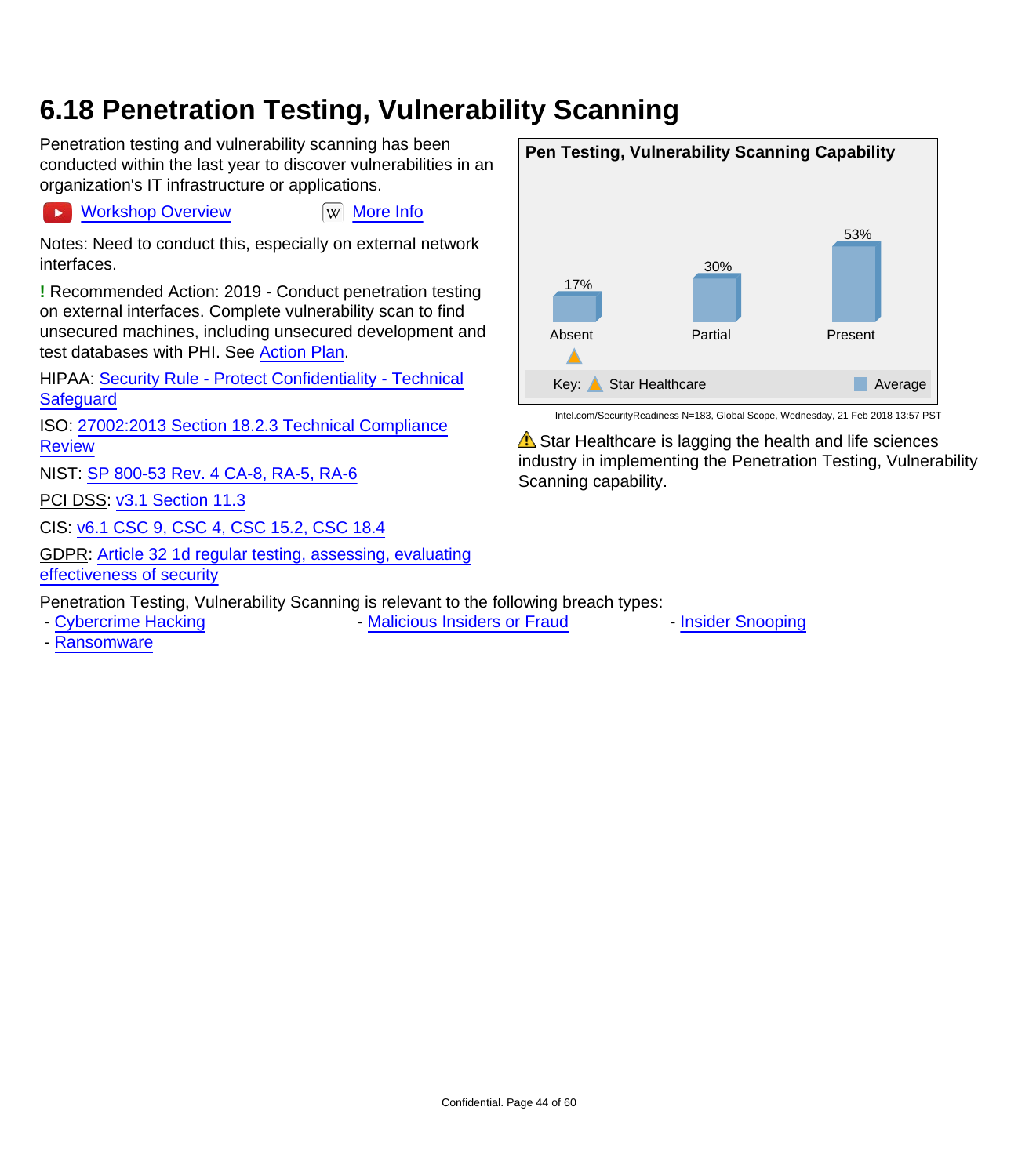# 6.18 Penetration Testing, Vulnerability Scanning

Penetration testing and vulnerability scanning has been conducted within the last year to discover vulnerabilities in an organization's IT infrastructure or applications.

Workshop Overview    More Info

Notes: Need to conduct this, especially on external network interfaces.

**!** Recommended Action: 2019 - Conduct penetration testing on external interfaces. Complete vulnerability scan to find unsecured machines, including unsecured development and test databases with PHI. See Action Plan.

HIPAA: Security Rule - Protect Confidentiality - Technical Safeguard

ISO: 27002:2013 Section 18.2.3 Technical Compliance Review

NIST: SP 800-53 Rev. 4 CA-8, RA-5, RA-6

PCI DSS: v3.1 Section 11.3

CIS: v6.1 CSC 9, CSC 4, CSC 15.2, CSC 18.4

GDPR: Article 32 1d regular testing, assessing, evaluating effectiveness of security

**Pen Testing, Vulnerability Scanning Capability**

| | Absent | Partial | Present |
|---|---|---|---|
| Average | 17% | 30% | 53% |
| Star Healthcare | ▲ | | |

Key: ▲ Star Healthcare    ■ Average

Intel.com/SecurityReadiness N=183, Global Scope, Wednesday, 21 Feb 2018 13:57 PST

⚠ Star Healthcare is lagging the health and life sciences industry in implementing the Penetration Testing, Vulnerability Scanning capability.

Penetration Testing, Vulnerability Scanning is relevant to the following breach types:

- Cybercrime Hacking
- Malicious Insiders or Fraud
- Insider Snooping
- Ransomware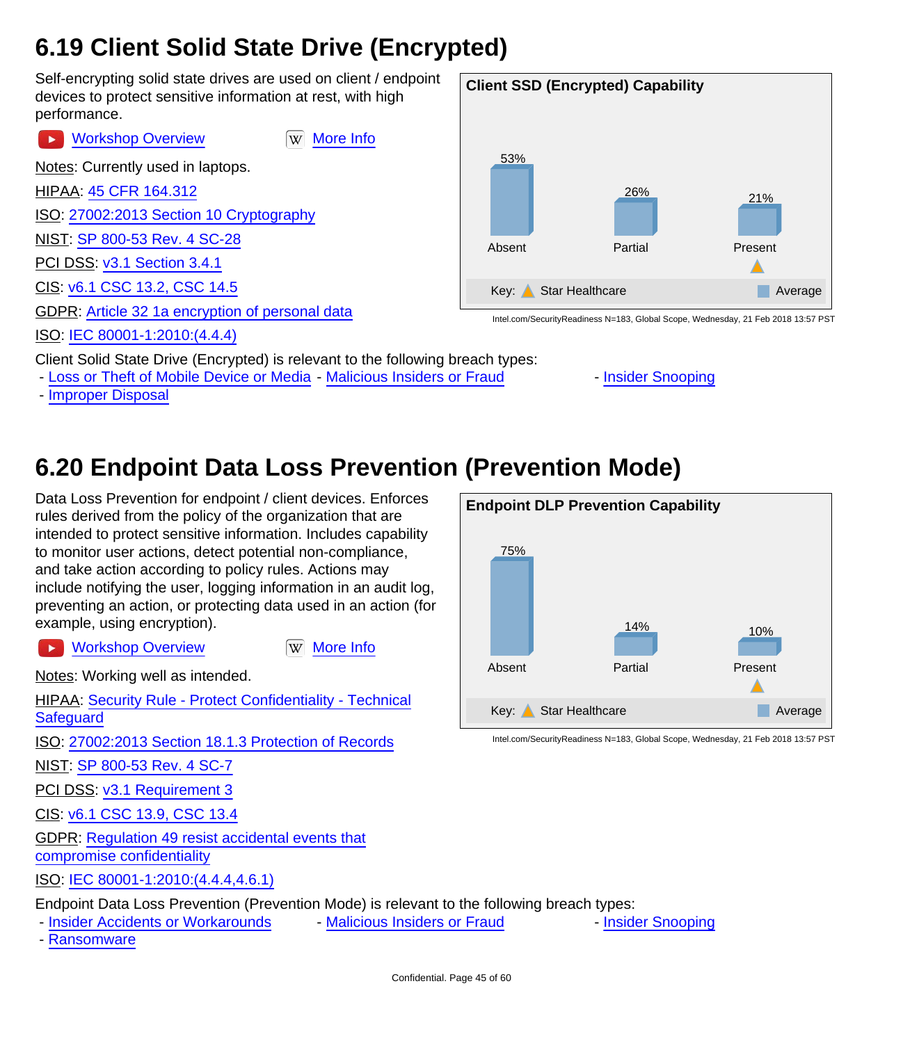## 6.19 Client Solid State Drive (Encrypted)

Self-encrypting solid state drives are used on client / endpoint devices to protect sensitive information at rest, with high performance.

Workshop Overview More Info

Notes: Currently used in laptops.

HIPAA: 45 CFR 164.312

ISO: 27002:2013 Section 10 Cryptography

NIST: SP 800-53 Rev. 4 SC-28

PCI DSS: v3.1 Section 3.4.1

CIS: v6.1 CSC 13.2, CSC 14.5

GDPR: Article 32 1a encryption of personal data

ISO: IEC 80001-1:2010:(4.4.4)

**Client SSD (Encrypted) Capability**

| | Absent | Partial | Present |
|---|---|---|---|
| Average | 53% | 26% | 21% |
| Star Healthcare | | | ▲ |

Intel.com/SecurityReadiness N=183, Global Scope, Wednesday, 21 Feb 2018 13:57 PST

Client Solid State Drive (Encrypted) is relevant to the following breach types:

- Loss or Theft of Mobile Device or Media
- Malicious Insiders or Fraud
- Insider Snooping
- Improper Disposal

## 6.20 Endpoint Data Loss Prevention (Prevention Mode)

Data Loss Prevention for endpoint / client devices. Enforces rules derived from the policy of the organization that are intended to protect sensitive information. Includes capability to monitor user actions, detect potential non-compliance, and take action according to policy rules. Actions may include notifying the user, logging information in an audit log, preventing an action, or protecting data used in an action (for example, using encryption).

Workshop Overview More Info

Notes: Working well as intended.

HIPAA: Security Rule - Protect Confidentiality - Technical Safeguard

ISO: 27002:2013 Section 18.1.3 Protection of Records

NIST: SP 800-53 Rev. 4 SC-7

PCI DSS: v3.1 Requirement 3

CIS: v6.1 CSC 13.9, CSC 13.4

GDPR: Regulation 49 resist accidental events that compromise confidentiality

ISO: IEC 80001-1:2010:(4.4.4,4.6.1)

**Endpoint DLP Prevention Capability**

| | Absent | Partial | Present |
|---|---|---|---|
| Average | 75% | 14% | 10% |
| Star Healthcare | | | ▲ |

Intel.com/SecurityReadiness N=183, Global Scope, Wednesday, 21 Feb 2018 13:57 PST

Endpoint Data Loss Prevention (Prevention Mode) is relevant to the following breach types:

- Insider Accidents or Workarounds
- Malicious Insiders or Fraud
- Insider Snooping
- Ransomware

Confidential.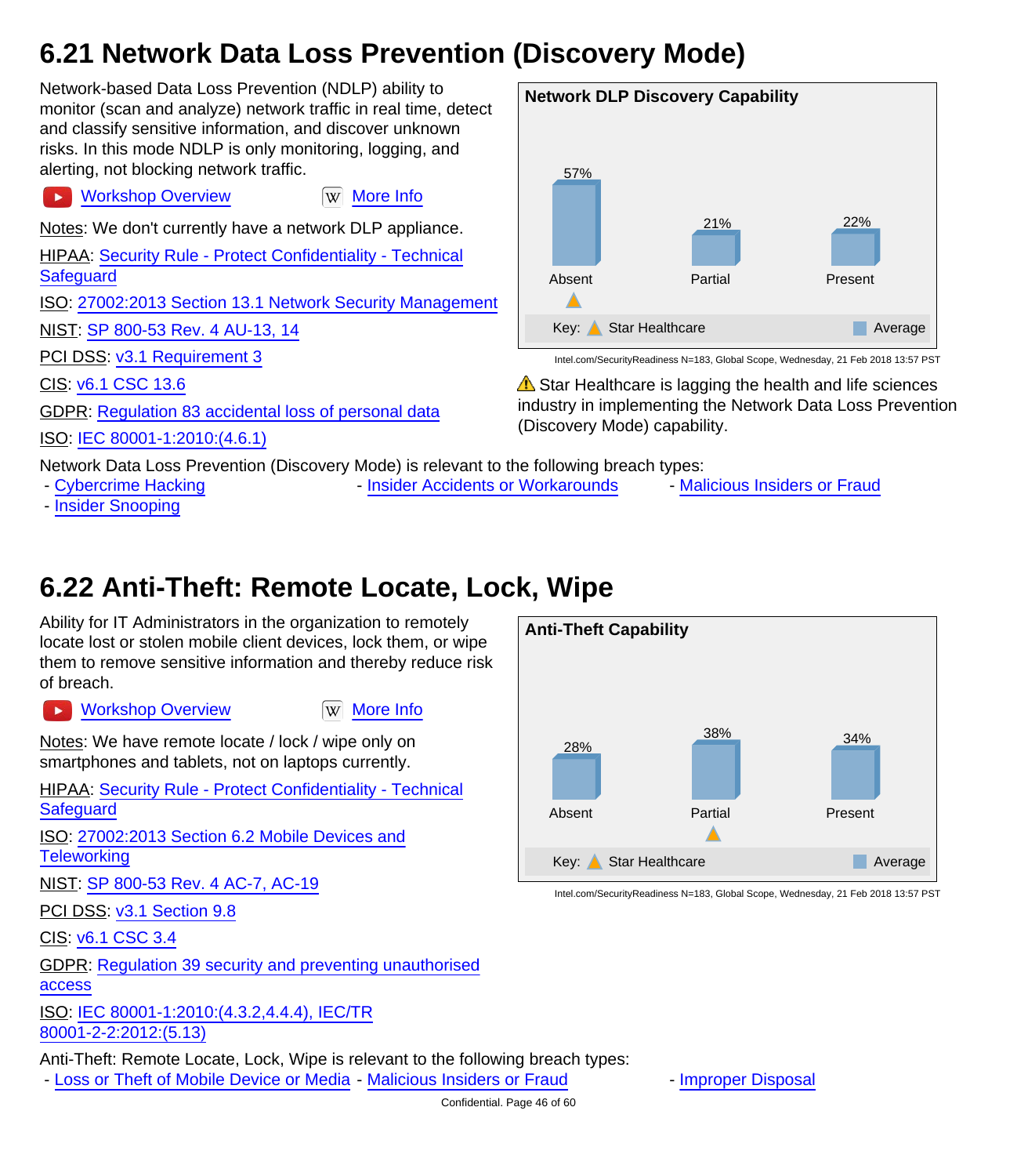## 6.21 Network Data Loss Prevention (Discovery Mode)

Network-based Data Loss Prevention (NDLP) ability to monitor (scan and analyze) network traffic in real time, detect and classify sensitive information, and discover unknown risks. In this mode NDLP is only monitoring, logging, and alerting, not blocking network traffic.

Workshop Overview More Info

Notes: We don't currently have a network DLP appliance.

HIPAA: Security Rule - Protect Confidentiality - Technical Safeguard

ISO: 27002:2013 Section 13.1 Network Security Management

NIST: SP 800-53 Rev. 4 AU-13, 14

PCI DSS: v3.1 Requirement 3

CIS: v6.1 CSC 13.6

GDPR: Regulation 83 accidental loss of personal data

ISO: IEC 80001-1:2010:(4.6.1)

**Network DLP Discovery Capability**

| | Absent | Partial | Present |
|---|---|---|---|
| Average | 57% | 21% | 22% |
| Star Healthcare | ▲ | | |

Key: ▲ Star Healthcare ■ Average

Intel.com/SecurityReadiness N=183, Global Scope, Wednesday, 21 Feb 2018 13:57 PST

⚠ Star Healthcare is lagging the health and life sciences industry in implementing the Network Data Loss Prevention (Discovery Mode) capability.

Network Data Loss Prevention (Discovery Mode) is relevant to the following breach types:
- Cybercrime Hacking
- Insider Accidents or Workarounds
- Malicious Insiders or Fraud
- Insider Snooping

## 6.22 Anti-Theft: Remote Locate, Lock, Wipe

Ability for IT Administrators in the organization to remotely locate lost or stolen mobile client devices, lock them, or wipe them to remove sensitive information and thereby reduce risk of breach.

Workshop Overview More Info

Notes: We have remote locate / lock / wipe only on smartphones and tablets, not on laptops currently.

HIPAA: Security Rule - Protect Confidentiality - Technical Safeguard

ISO: 27002:2013 Section 6.2 Mobile Devices and Teleworking

NIST: SP 800-53 Rev. 4 AC-7, AC-19

PCI DSS: v3.1 Section 9.8

CIS: v6.1 CSC 3.4

GDPR: Regulation 39 security and preventing unauthorised access

ISO: IEC 80001-1:2010:(4.3.2,4.4.4), IEC/TR 80001-2-2:2012:(5.13)

**Anti-Theft Capability**

| | Absent | Partial | Present |
|---|---|---|---|
| Average | 28% | 38% | 34% |
| Star Healthcare | | ▲ | |

Key: ▲ Star Healthcare ■ Average

Intel.com/SecurityReadiness N=183, Global Scope, Wednesday, 21 Feb 2018 13:57 PST

Anti-Theft: Remote Locate, Lock, Wipe is relevant to the following breach types:
- Loss or Theft of Mobile Device or Media
- Malicious Insiders or Fraud
- Improper Disposal

Confidential.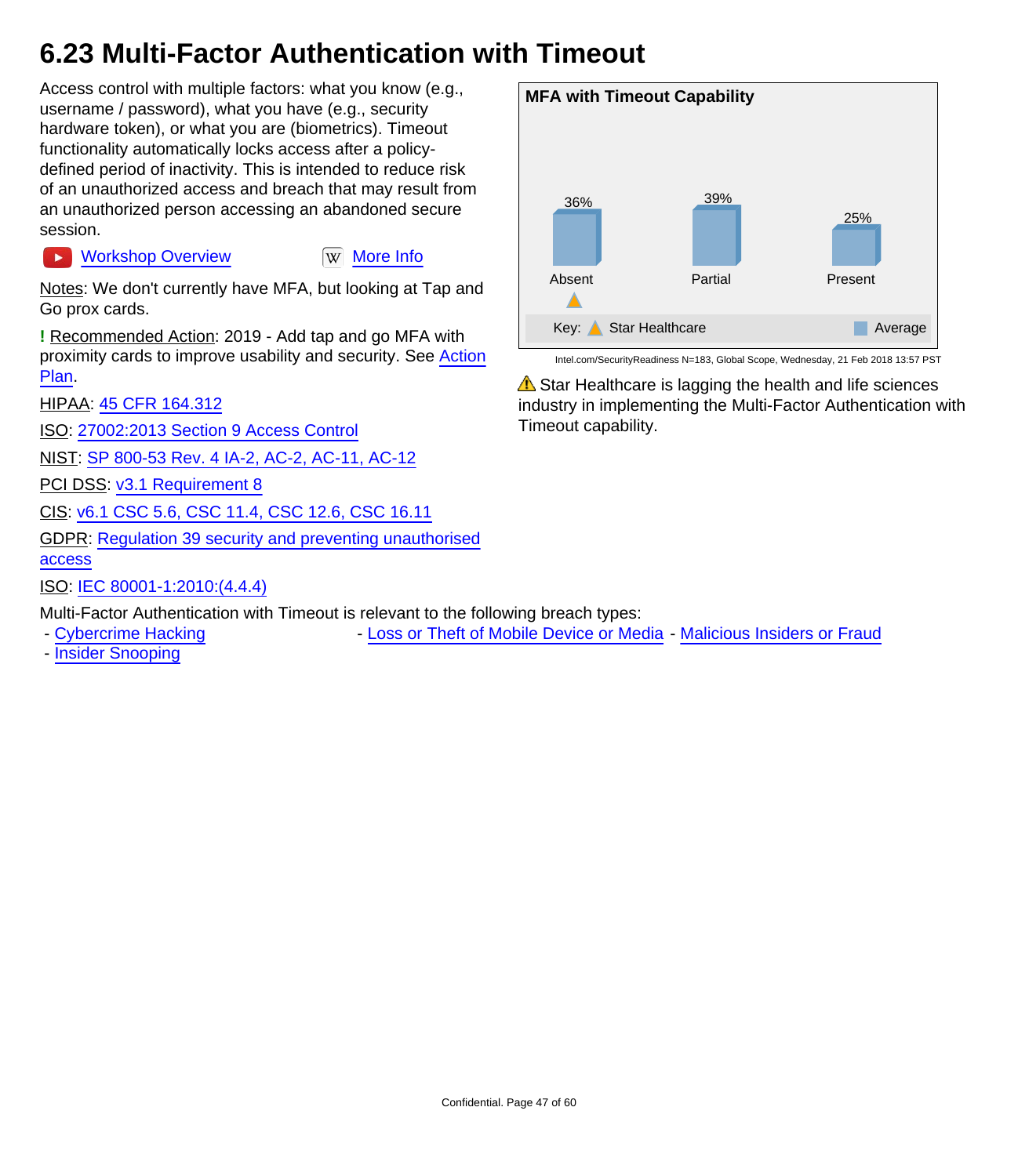# 6.23 Multi-Factor Authentication with Timeout

Access control with multiple factors: what you know (e.g., username / password), what you have (e.g., security hardware token), or what you are (biometrics). Timeout functionality automatically locks access after a policy-defined period of inactivity. This is intended to reduce risk of an unauthorized access and breach that may result from an unauthorized person accessing an abandoned secure session.

Workshop Overview    More Info

Notes: We don't currently have MFA, but looking at Tap and Go prox cards.

**!** Recommended Action: 2019 - Add tap and go MFA with proximity cards to improve usability and security. See Action Plan.

HIPAA: 45 CFR 164.312

ISO: 27002:2013 Section 9 Access Control

NIST: SP 800-53 Rev. 4 IA-2, AC-2, AC-11, AC-12

PCI DSS: v3.1 Requirement 8

CIS: v6.1 CSC 5.6, CSC 11.4, CSC 12.6, CSC 16.11

GDPR: Regulation 39 security and preventing unauthorised access

ISO: IEC 80001-1:2010:(4.4.4)

**MFA with Timeout Capability**

| | Absent | Partial | Present |
|---|---|---|---|
| Average | 36% | 39% | 25% |
| Star Healthcare | ▲ | | |

Key: Star Healthcare (▲) | Average

Intel.com/SecurityReadiness N=183, Global Scope, Wednesday, 21 Feb 2018 13:57 PST

⚠ Star Healthcare is lagging the health and life sciences industry in implementing the Multi-Factor Authentication with Timeout capability.

Multi-Factor Authentication with Timeout is relevant to the following breach types:

- Cybercrime Hacking
- Loss or Theft of Mobile Device or Media
- Malicious Insiders or Fraud
- Insider Snooping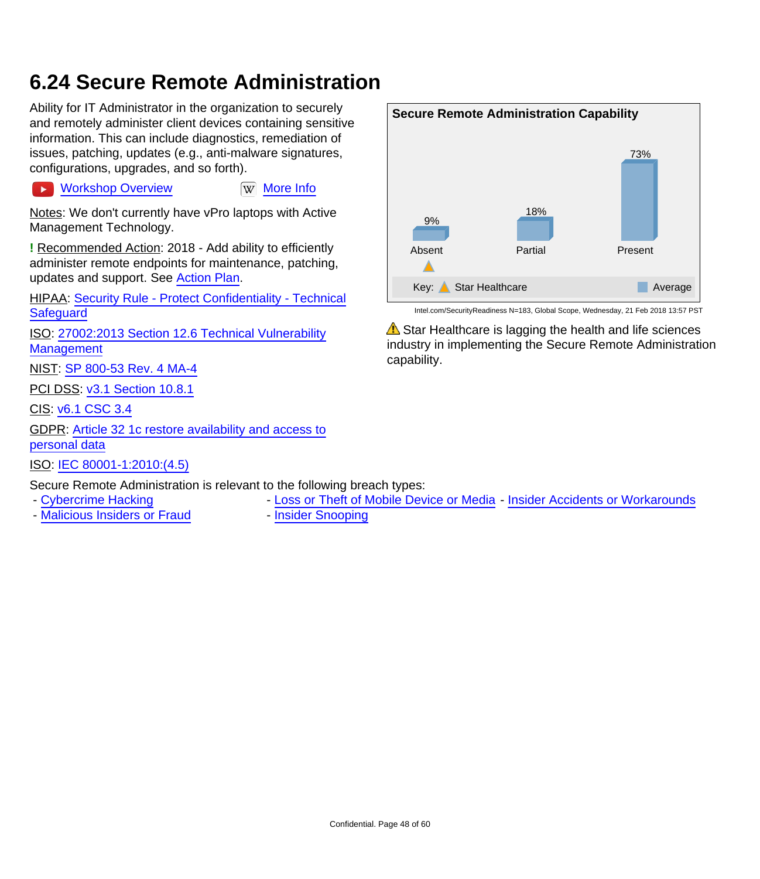# 6.24 Secure Remote Administration

Ability for IT Administrator in the organization to securely and remotely administer client devices containing sensitive information. This can include diagnostics, remediation of issues, patching, updates (e.g., anti-malware signatures, configurations, upgrades, and so forth).

Workshop Overview    More Info

Notes: We don't currently have vPro laptops with Active Management Technology.

**!** Recommended Action: 2018 - Add ability to efficiently administer remote endpoints for maintenance, patching, updates and support. See Action Plan.

HIPAA: Security Rule - Protect Confidentiality - Technical Safeguard

ISO: 27002:2013 Section 12.6 Technical Vulnerability Management

NIST: SP 800-53 Rev. 4 MA-4

PCI DSS: v3.1 Section 10.8.1

CIS: v6.1 CSC 3.4

GDPR: Article 32 1c restore availability and access to personal data

ISO: IEC 80001-1:2010:(4.5)

**Secure Remote Administration Capability**

| | Absent | Partial | Present |
|---|---|---|---|
| Average | 9% | 18% | 73% |
| Star Healthcare | ▲ | | |

Intel.com/SecurityReadiness N=183, Global Scope, Wednesday, 21 Feb 2018 13:57 PST

⚠ Star Healthcare is lagging the health and life sciences industry in implementing the Secure Remote Administration capability.

Secure Remote Administration is relevant to the following breach types:

- Cybercrime Hacking
- Loss or Theft of Mobile Device or Media
- Insider Accidents or Workarounds
- Malicious Insiders or Fraud
- Insider Snooping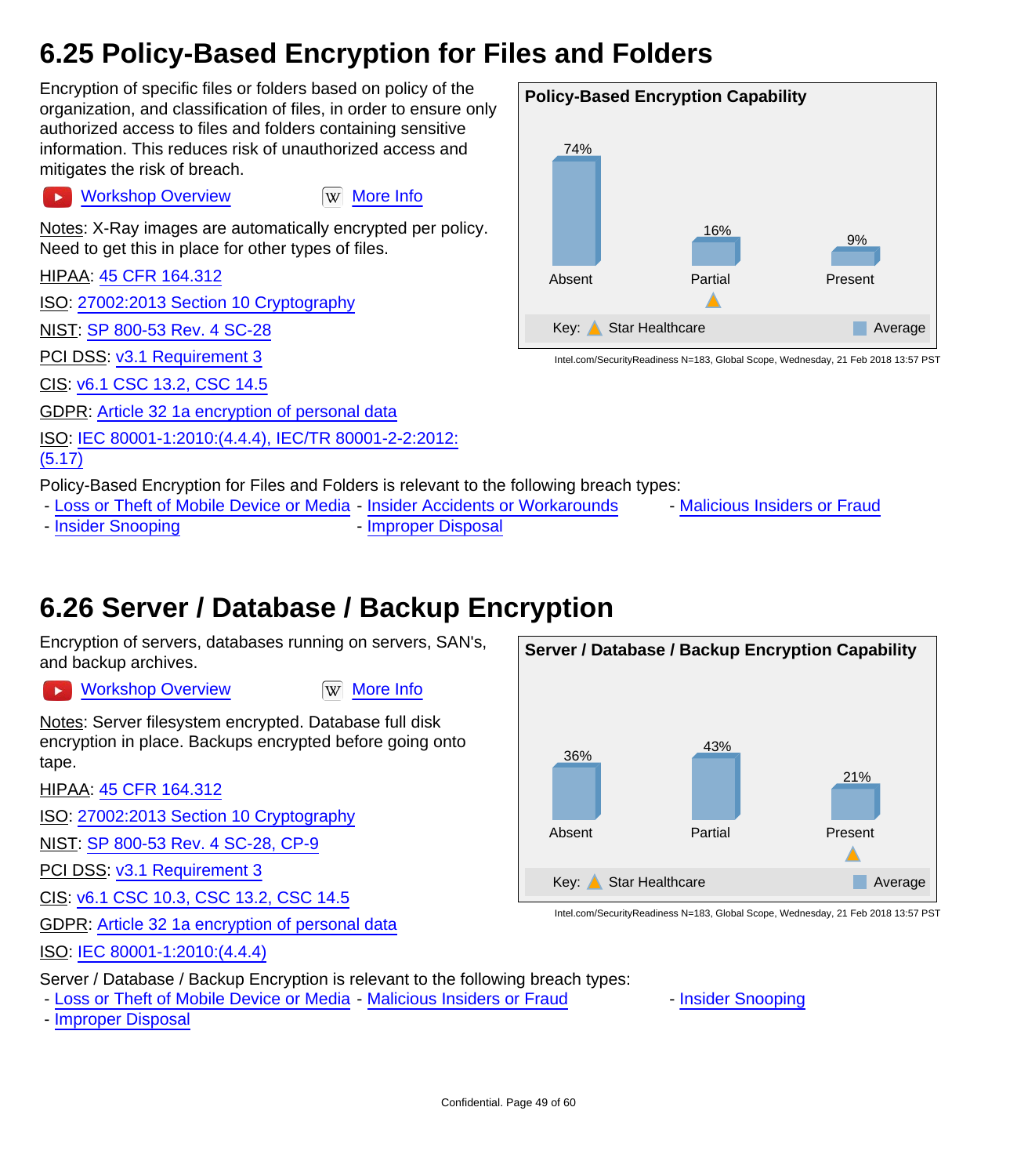## 6.25 Policy-Based Encryption for Files and Folders

Encryption of specific files or folders based on policy of the organization, and classification of files, in order to ensure only authorized access to files and folders containing sensitive information. This reduces risk of unauthorized access and mitigates the risk of breach.

Workshop Overview  More Info

Notes: X-Ray images are automatically encrypted per policy. Need to get this in place for other types of files.

HIPAA: 45 CFR 164.312

ISO: 27002:2013 Section 10 Cryptography

NIST: SP 800-53 Rev. 4 SC-28

PCI DSS: v3.1 Requirement 3

CIS: v6.1 CSC 13.2, CSC 14.5

GDPR: Article 32 1a encryption of personal data

ISO: IEC 80001-1:2010:(4.4.4), IEC/TR 80001-2-2:2012:(5.17)

**Policy-Based Encryption Capability**

| | Absent | Partial | Present |
|---|---|---|---|
| Average | 74% | 16% | 9% |
| Star Healthcare | | ▲ | |

Intel.com/SecurityReadiness N=183, Global Scope, Wednesday, 21 Feb 2018 13:57 PST

Policy-Based Encryption for Files and Folders is relevant to the following breach types:

- Loss or Theft of Mobile Device or Media
- Insider Accidents or Workarounds
- Malicious Insiders or Fraud
- Insider Snooping
- Improper Disposal

## 6.26 Server / Database / Backup Encryption

Encryption of servers, databases running on servers, SAN's, and backup archives.

Workshop Overview  More Info

Notes: Server filesystem encrypted. Database full disk encryption in place. Backups encrypted before going onto tape.

HIPAA: 45 CFR 164.312

ISO: 27002:2013 Section 10 Cryptography

NIST: SP 800-53 Rev. 4 SC-28, CP-9

PCI DSS: v3.1 Requirement 3

CIS: v6.1 CSC 10.3, CSC 13.2, CSC 14.5

GDPR: Article 32 1a encryption of personal data

ISO: IEC 80001-1:2010:(4.4.4)

**Server / Database / Backup Encryption Capability**

| | Absent | Partial | Present |
|---|---|---|---|
| Average | 36% | 43% | 21% |
| Star Healthcare | | | ▲ |

Intel.com/SecurityReadiness N=183, Global Scope, Wednesday, 21 Feb 2018 13:57 PST

Server / Database / Backup Encryption is relevant to the following breach types:

- Loss or Theft of Mobile Device or Media
- Malicious Insiders or Fraud
- Insider Snooping
- Improper Disposal

Confidential.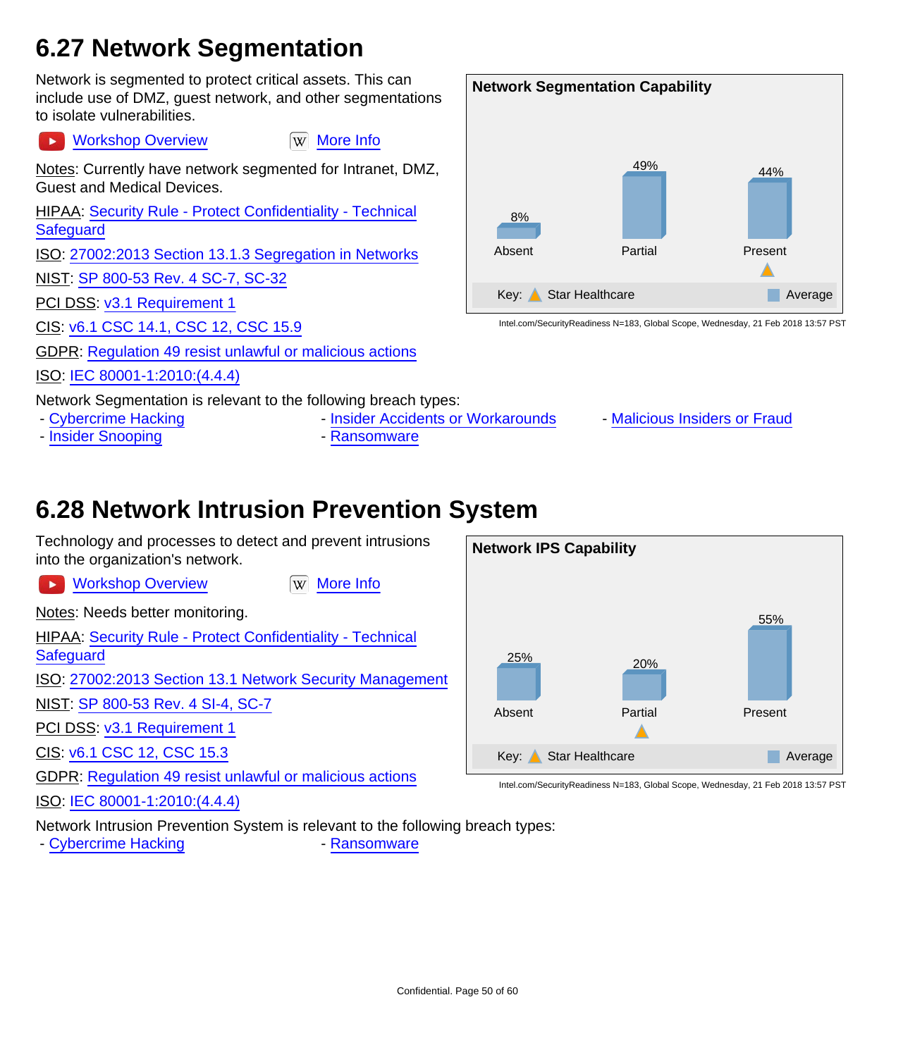## 6.27 Network Segmentation

Network is segmented to protect critical assets. This can include use of DMZ, guest network, and other segmentations to isolate vulnerabilities.

Workshop Overview     More Info

Notes: Currently have network segmented for Intranet, DMZ, Guest and Medical Devices.

HIPAA: Security Rule - Protect Confidentiality - Technical Safeguard

ISO: 27002:2013 Section 13.1.3 Segregation in Networks

NIST: SP 800-53 Rev. 4 SC-7, SC-32

PCI DSS: v3.1 Requirement 1

CIS: v6.1 CSC 14.1, CSC 12, CSC 15.9

GDPR: Regulation 49 resist unlawful or malicious actions

ISO: IEC 80001-1:2010:(4.4.4)

**Network Segmentation Capability**

| | Absent | Partial | Present |
|---|---|---|---|
| Average | 8% | 49% | 44% |
| Star Healthcare | | | ▲ |

Intel.com/SecurityReadiness N=183, Global Scope, Wednesday, 21 Feb 2018 13:57 PST

Network Segmentation is relevant to the following breach types:

- Cybercrime Hacking
- Insider Accidents or Workarounds
- Malicious Insiders or Fraud
- Insider Snooping
- Ransomware

## 6.28 Network Intrusion Prevention System

Technology and processes to detect and prevent intrusions into the organization's network.

Workshop Overview     More Info

Notes: Needs better monitoring.

HIPAA: Security Rule - Protect Confidentiality - Technical Safeguard

ISO: 27002:2013 Section 13.1 Network Security Management

NIST: SP 800-53 Rev. 4 SI-4, SC-7

PCI DSS: v3.1 Requirement 1

CIS: v6.1 CSC 12, CSC 15.3

GDPR: Regulation 49 resist unlawful or malicious actions

ISO: IEC 80001-1:2010:(4.4.4)

**Network IPS Capability**

| | Absent | Partial | Present |
|---|---|---|---|
| Average | 25% | 20% | 55% |
| Star Healthcare | | ▲ | |

Intel.com/SecurityReadiness N=183, Global Scope, Wednesday, 21 Feb 2018 13:57 PST

Network Intrusion Prevention System is relevant to the following breach types:

- Cybercrime Hacking
- Ransomware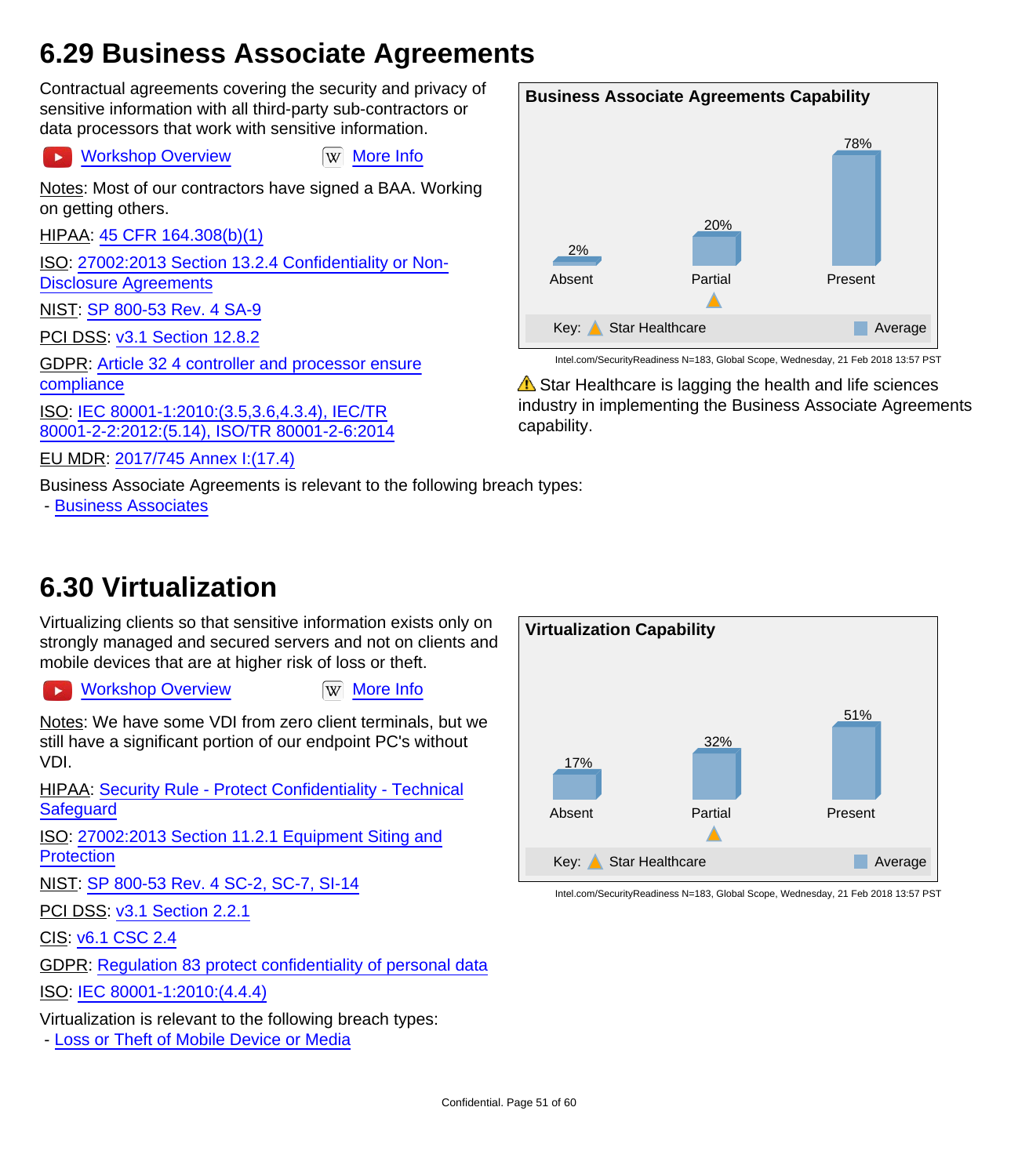## 6.29 Business Associate Agreements

Contractual agreements covering the security and privacy of sensitive information with all third-party sub-contractors or data processors that work with sensitive information.

Workshop Overview    More Info

Notes: Most of our contractors have signed a BAA. Working on getting others.

HIPAA: 45 CFR 164.308(b)(1)

ISO: 27002:2013 Section 13.2.4 Confidentiality or Non-Disclosure Agreements

NIST: SP 800-53 Rev. 4 SA-9

PCI DSS: v3.1 Section 12.8.2

GDPR: Article 32 4 controller and processor ensure compliance

ISO: IEC 80001-1:2010:(3.5,3.6,4.3.4), IEC/TR 80001-2-2:2012:(5.14), ISO/TR 80001-2-6:2014

EU MDR: 2017/745 Annex I:(17.4)

**Business Associate Agreements Capability**

| | Absent | Partial | Present |
|---|---|---|---|
| Average | 2% | 20% | 78% |
| Star Healthcare | | ▲ | |

Key: ▲ Star Healthcare ■ Average

Intel.com/SecurityReadiness N=183, Global Scope, Wednesday, 21 Feb 2018 13:57 PST

⚠ Star Healthcare is lagging the health and life sciences industry in implementing the Business Associate Agreements capability.

Business Associate Agreements is relevant to the following breach types:
- Business Associates

## 6.30 Virtualization

Virtualizing clients so that sensitive information exists only on strongly managed and secured servers and not on clients and mobile devices that are at higher risk of loss or theft.

Workshop Overview    More Info

Notes: We have some VDI from zero client terminals, but we still have a significant portion of our endpoint PC's without VDI.

HIPAA: Security Rule - Protect Confidentiality - Technical Safeguard

ISO: 27002:2013 Section 11.2.1 Equipment Siting and Protection

NIST: SP 800-53 Rev. 4 SC-2, SC-7, SI-14

PCI DSS: v3.1 Section 2.2.1

CIS: v6.1 CSC 2.4

GDPR: Regulation 83 protect confidentiality of personal data

ISO: IEC 80001-1:2010:(4.4.4)

**Virtualization Capability**

| | Absent | Partial | Present |
|---|---|---|---|
| Average | 17% | 32% | 51% |
| Star Healthcare | | ▲ | |

Key: ▲ Star Healthcare ■ Average

Intel.com/SecurityReadiness N=183, Global Scope, Wednesday, 21 Feb 2018 13:57 PST

Virtualization is relevant to the following breach types:
- Loss or Theft of Mobile Device or Media

Confidential.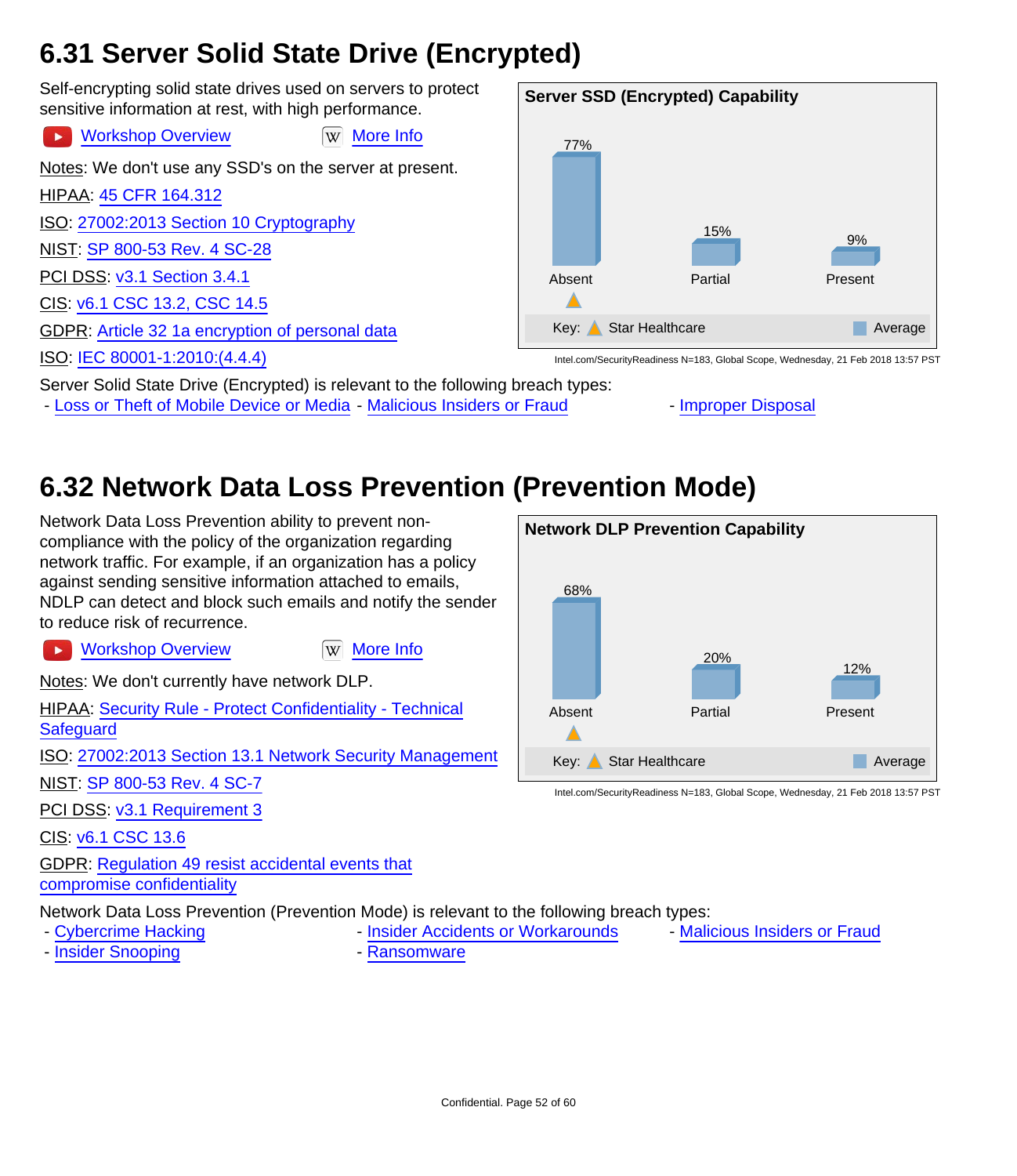## 6.31 Server Solid State Drive (Encrypted)

Self-encrypting solid state drives used on servers to protect sensitive information at rest, with high performance.

Workshop Overview　　More Info

Notes: We don't use any SSD's on the server at present.

HIPAA: 45 CFR 164.312

ISO: 27002:2013 Section 10 Cryptography

NIST: SP 800-53 Rev. 4 SC-28

PCI DSS: v3.1 Section 3.4.1

CIS: v6.1 CSC 13.2, CSC 14.5

GDPR: Article 32 1a encryption of personal data

ISO: IEC 80001-1:2010:(4.4.4)

**Server SSD (Encrypted) Capability**

| | Absent | Partial | Present |
|---|---|---|---|
| Average | 77% | 15% | 9% |
| Star Healthcare | ▲ | | |

Intel.com/SecurityReadiness N=183, Global Scope, Wednesday, 21 Feb 2018 13:57 PST

Server Solid State Drive (Encrypted) is relevant to the following breach types:

- Loss or Theft of Mobile Device or Media
- Malicious Insiders or Fraud
- Improper Disposal

## 6.32 Network Data Loss Prevention (Prevention Mode)

Network Data Loss Prevention ability to prevent non-compliance with the policy of the organization regarding network traffic. For example, if an organization has a policy against sending sensitive information attached to emails, NDLP can detect and block such emails and notify the sender to reduce risk of recurrence.

Workshop Overview　　More Info

Notes: We don't currently have network DLP.

HIPAA: Security Rule - Protect Confidentiality - Technical Safeguard

ISO: 27002:2013 Section 13.1 Network Security Management

NIST: SP 800-53 Rev. 4 SC-7

PCI DSS: v3.1 Requirement 3

CIS: v6.1 CSC 13.6

GDPR: Regulation 49 resist accidental events that compromise confidentiality

**Network DLP Prevention Capability**

| | Absent | Partial | Present |
|---|---|---|---|
| Average | 68% | 20% | 12% |
| Star Healthcare | ▲ | | |

Intel.com/SecurityReadiness N=183, Global Scope, Wednesday, 21 Feb 2018 13:57 PST

Network Data Loss Prevention (Prevention Mode) is relevant to the following breach types:

- Cybercrime Hacking
- Insider Accidents or Workarounds
- Malicious Insiders or Fraud
- Insider Snooping
- Ransomware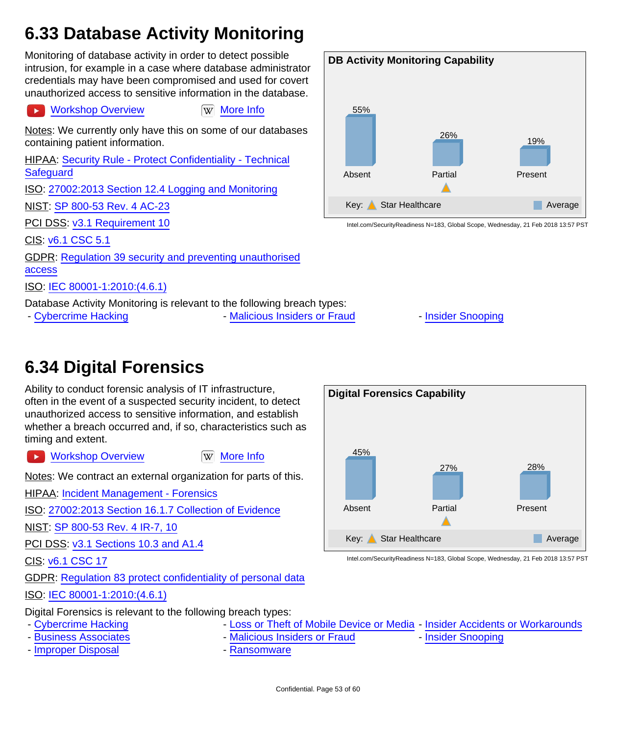## 6.33 Database Activity Monitoring

Monitoring of database activity in order to detect possible intrusion, for example in a case where database administrator credentials may have been compromised and used for covert unauthorized access to sensitive information in the database.

Workshop Overview    More Info

Notes: We currently only have this on some of our databases containing patient information.

HIPAA: Security Rule - Protect Confidentiality - Technical Safeguard

ISO: 27002:2013 Section 12.4 Logging and Monitoring

NIST: SP 800-53 Rev. 4 AC-23

PCI DSS: v3.1 Requirement 10

CIS: v6.1 CSC 5.1

GDPR: Regulation 39 security and preventing unauthorised access

ISO: IEC 80001-1:2010:(4.6.1)

**DB Activity Monitoring Capability**

| | Absent | Partial | Present |
|---|---|---|---|
| Average | 55% | 26% | 19% |
| Star Healthcare | | ▲ | |

Intel.com/SecurityReadiness N=183, Global Scope, Wednesday, 21 Feb 2018 13:57 PST

Database Activity Monitoring is relevant to the following breach types:

- Cybercrime Hacking
- Malicious Insiders or Fraud
- Insider Snooping

## 6.34 Digital Forensics

Ability to conduct forensic analysis of IT infrastructure, often in the event of a suspected security incident, to detect unauthorized access to sensitive information, and establish whether a breach occurred and, if so, characteristics such as timing and extent.

Workshop Overview    More Info

Notes: We contract an external organization for parts of this.

HIPAA: Incident Management - Forensics

ISO: 27002:2013 Section 16.1.7 Collection of Evidence

NIST: SP 800-53 Rev. 4 IR-7, 10

PCI DSS: v3.1 Sections 10.3 and A1.4

CIS: v6.1 CSC 17

GDPR: Regulation 83 protect confidentiality of personal data

ISO: IEC 80001-1:2010:(4.6.1)

**Digital Forensics Capability**

| | Absent | Partial | Present |
|---|---|---|---|
| Average | 45% | 27% | 28% |
| Star Healthcare | | ▲ | |

Intel.com/SecurityReadiness N=183, Global Scope, Wednesday, 21 Feb 2018 13:57 PST

Digital Forensics is relevant to the following breach types:

- Cybercrime Hacking
- Loss or Theft of Mobile Device or Media
- Insider Accidents or Workarounds
- Business Associates
- Malicious Insiders or Fraud
- Insider Snooping
- Improper Disposal
- Ransomware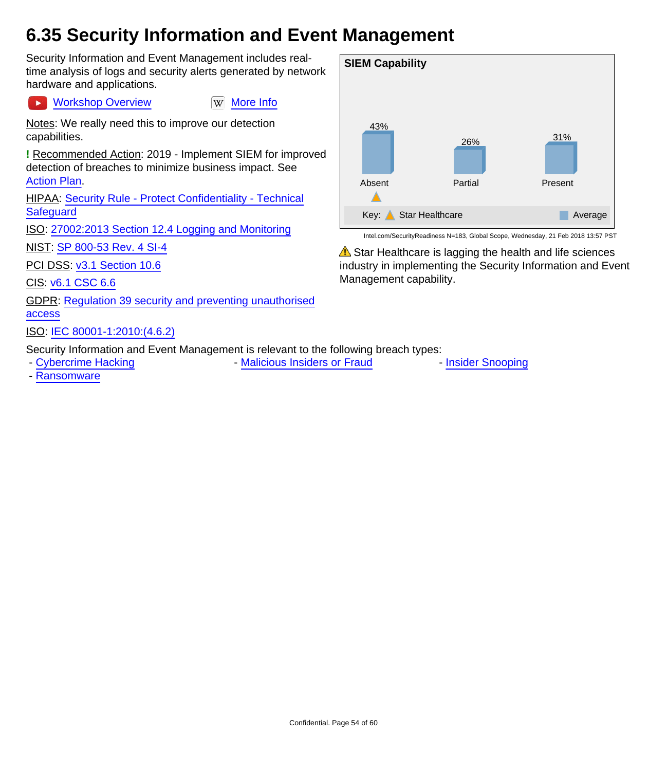# 6.35 Security Information and Event Management

Security Information and Event Management includes real-time analysis of logs and security alerts generated by network hardware and applications.

Workshop Overview     More Info

Notes: We really need this to improve our detection capabilities.

**!** Recommended Action: 2019 - Implement SIEM for improved detection of breaches to minimize business impact. See Action Plan.

HIPAA: Security Rule - Protect Confidentiality - Technical Safeguard

ISO: 27002:2013 Section 12.4 Logging and Monitoring

NIST: SP 800-53 Rev. 4 SI-4

PCI DSS: v3.1 Section 10.6

CIS: v6.1 CSC 6.6

GDPR: Regulation 39 security and preventing unauthorised access

ISO: IEC 80001-1:2010:(4.6.2)

**SIEM Capability**

| | Absent | Partial | Present |
|---|---|---|---|
| Average | 43% | 26% | 31% |
| Star Healthcare | ▲ | | |

Intel.com/SecurityReadiness N=183, Global Scope, Wednesday, 21 Feb 2018 13:57 PST

⚠ Star Healthcare is lagging the health and life sciences industry in implementing the Security Information and Event Management capability.

Security Information and Event Management is relevant to the following breach types:

- Cybercrime Hacking
- Malicious Insiders or Fraud
- Insider Snooping
- Ransomware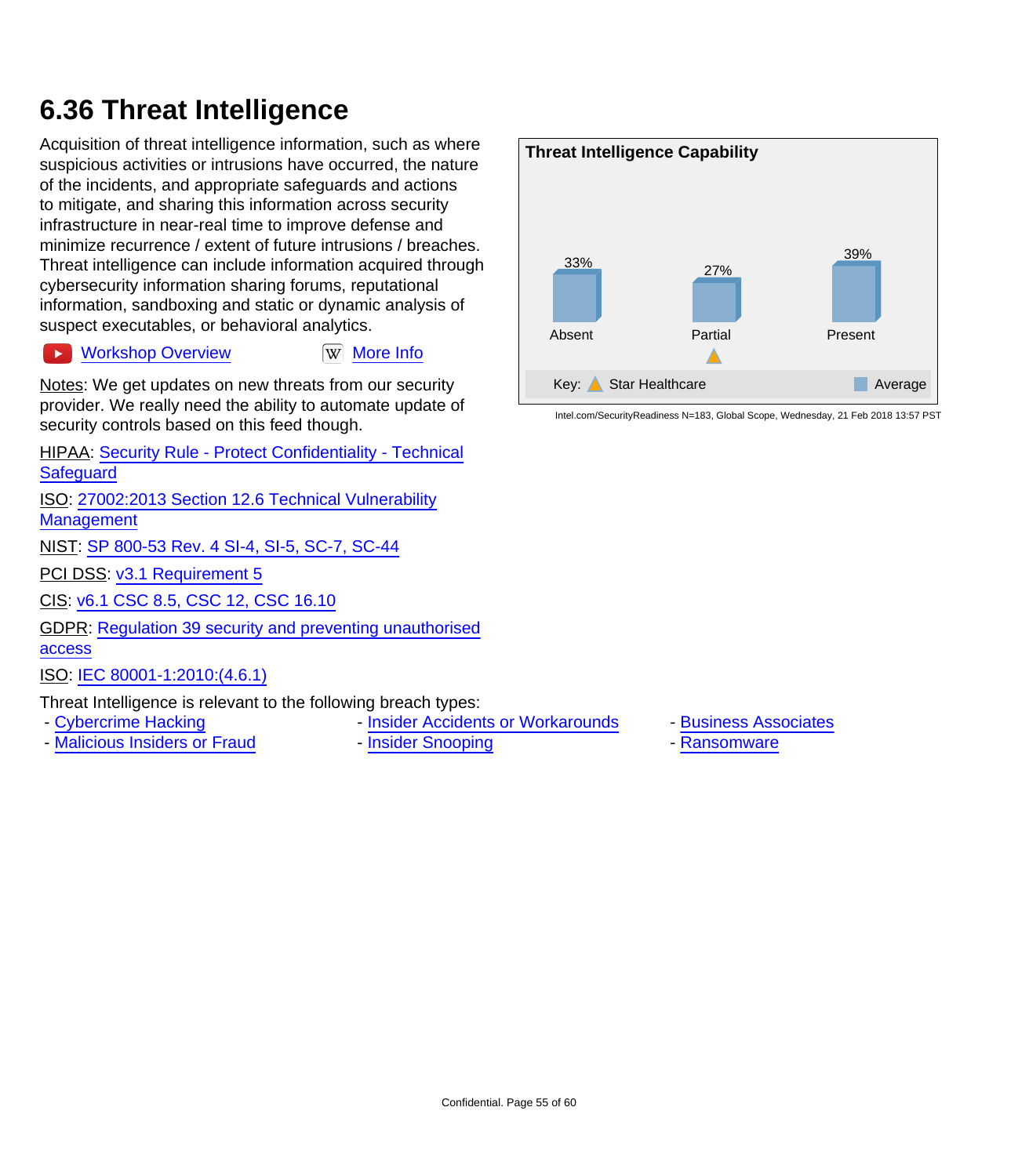## 6.36 Threat Intelligence

Acquisition of threat intelligence information, such as where suspicious activities or intrusions have occurred, the nature of the incidents, and appropriate safeguards and actions to mitigate, and sharing this information across security infrastructure in near-real time to improve defense and minimize recurrence / extent of future intrusions / breaches. Threat intelligence can include information acquired through cybersecurity information sharing forums, reputational information, sandboxing and static or dynamic analysis of suspect executables, or behavioral analytics.

Workshop Overview    More Info

**Threat Intelligence Capability**

| | Absent | Partial | Present |
|---|---|---|---|
| Average | 33% | 27% | 39% |
| Star Healthcare | | ▲ | |

Key: ▲ Star Healthcare    ■ Average

Intel.com/SecurityReadiness N=183, Global Scope, Wednesday, 21 Feb 2018 13:57 PST

Notes: We get updates on new threats from our security provider. We really need the ability to automate update of security controls based on this feed though.

HIPAA: Security Rule - Protect Confidentiality - Technical Safeguard

ISO: 27002:2013 Section 12.6 Technical Vulnerability Management

NIST: SP 800-53 Rev. 4 SI-4, SI-5, SC-7, SC-44

PCI DSS: v3.1 Requirement 5

CIS: v6.1 CSC 8.5, CSC 12, CSC 16.10

GDPR: Regulation 39 security and preventing unauthorised access

ISO: IEC 80001-1:2010:(4.6.1)

Threat Intelligence is relevant to the following breach types:

- Cybercrime Hacking
- Malicious Insiders or Fraud
- Insider Accidents or Workarounds
- Insider Snooping
- Business Associates
- Ransomware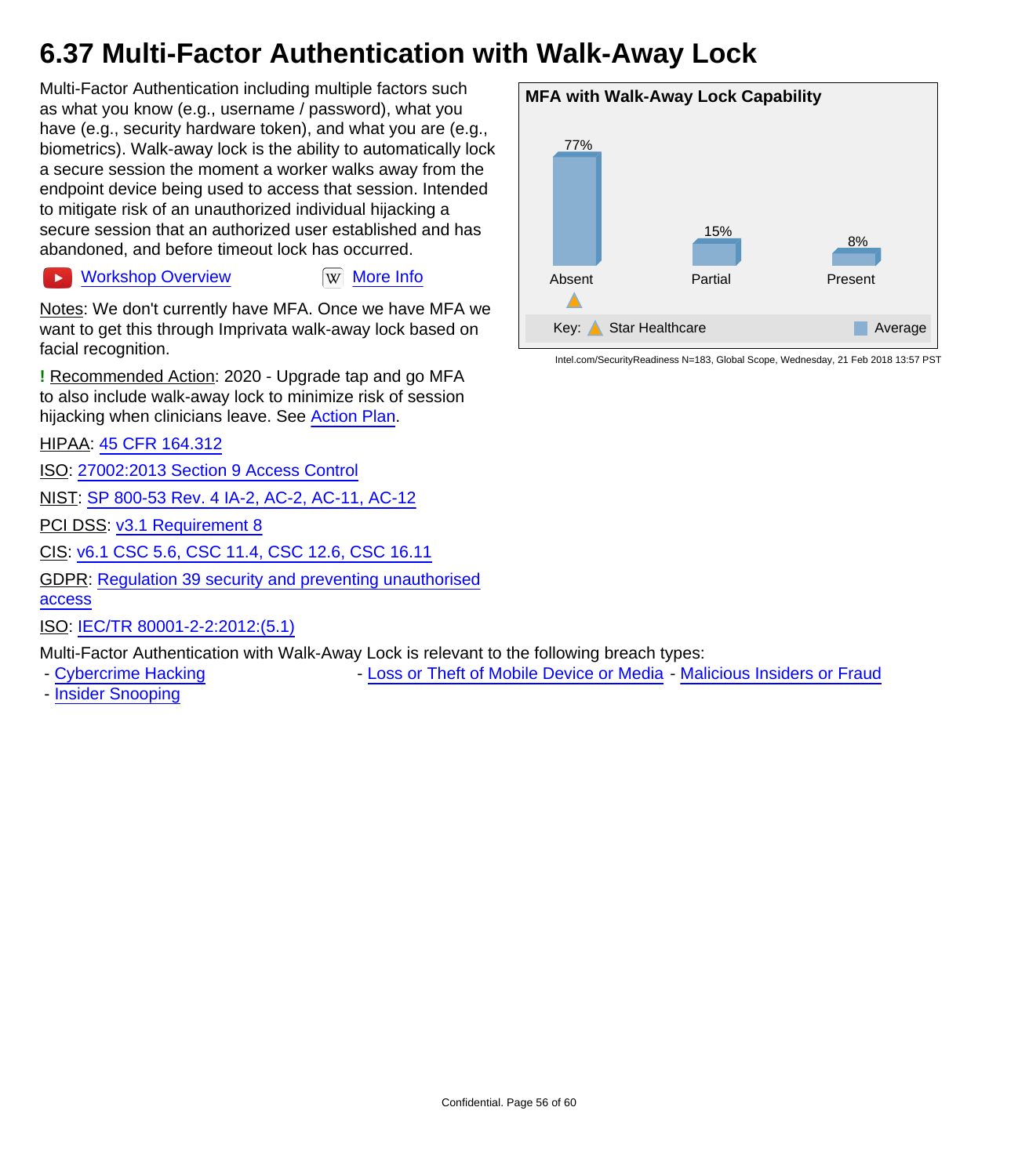# 6.37 Multi-Factor Authentication with Walk-Away Lock

Multi-Factor Authentication including multiple factors such as what you know (e.g., username / password), what you have (e.g., security hardware token), and what you are (e.g., biometrics). Walk-away lock is the ability to automatically lock a secure session the moment a worker walks away from the endpoint device being used to access that session. Intended to mitigate risk of an unauthorized individual hijacking a secure session that an authorized user established and has abandoned, and before timeout lock has occurred.

Workshop Overview    More Info

Notes: We don't currently have MFA. Once we have MFA we want to get this through Imprivata walk-away lock based on facial recognition.

**!** Recommended Action: 2020 - Upgrade tap and go MFA to also include walk-away lock to minimize risk of session hijacking when clinicians leave. See Action Plan.

HIPAA: 45 CFR 164.312

ISO: 27002:2013 Section 9 Access Control

NIST: SP 800-53 Rev. 4 IA-2, AC-2, AC-11, AC-12

PCI DSS: v3.1 Requirement 8

CIS: v6.1 CSC 5.6, CSC 11.4, CSC 12.6, CSC 16.11

GDPR: Regulation 39 security and preventing unauthorised access

ISO: IEC/TR 80001-2-2:2012:(5.1)

**MFA with Walk-Away Lock Capability**

| | Absent | Partial | Present |
|---|---|---|---|
| Average | 77% | 15% | 8% |
| Star Healthcare | ▲ | | |

Key: ▲ Star Healthcare, ■ Average

Intel.com/SecurityReadiness N=183, Global Scope, Wednesday, 21 Feb 2018 13:57 PST

Multi-Factor Authentication with Walk-Away Lock is relevant to the following breach types:

- Cybercrime Hacking
- Loss or Theft of Mobile Device or Media
- Malicious Insiders or Fraud
- Insider Snooping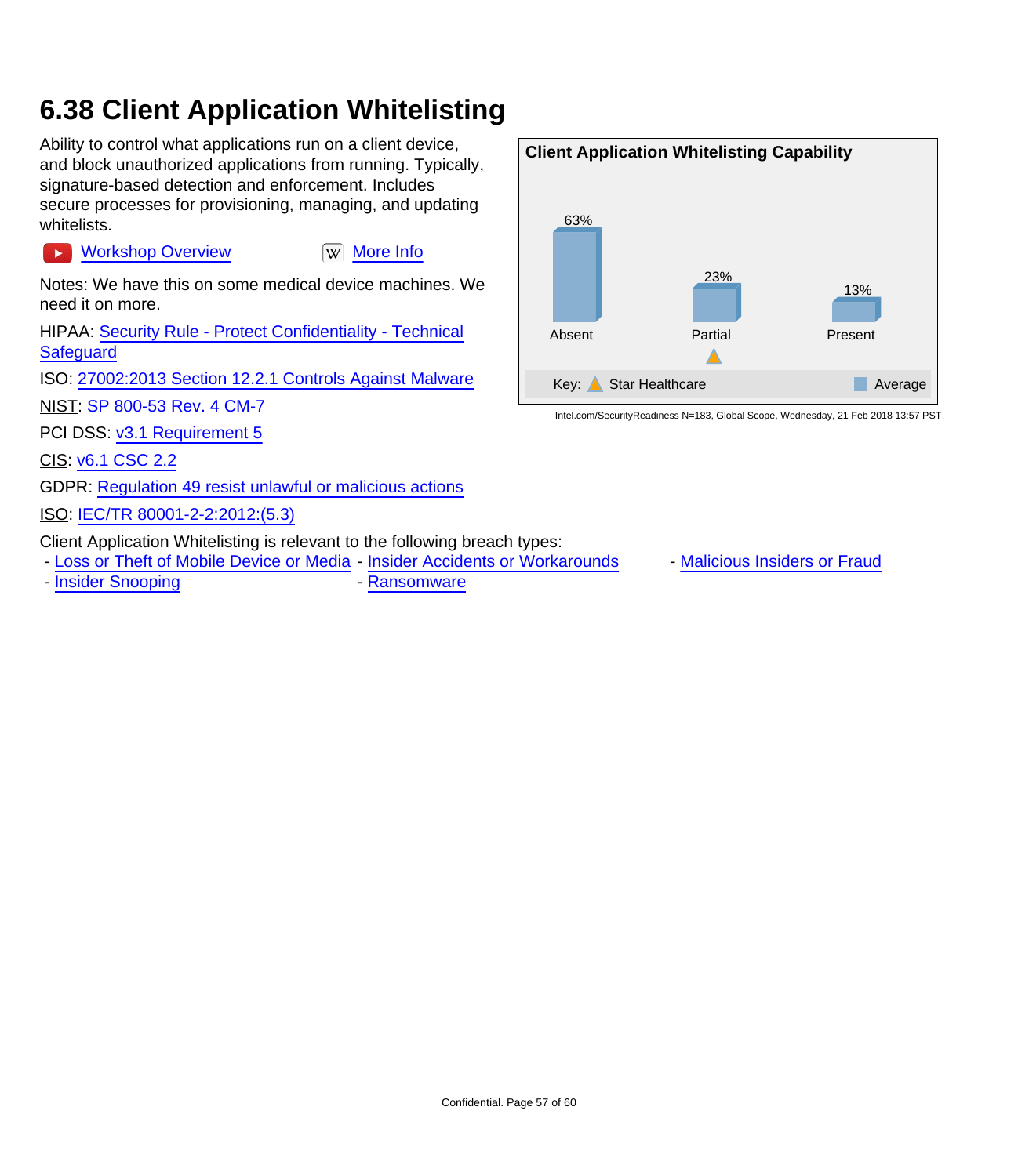# 6.38 Client Application Whitelisting

Ability to control what applications run on a client device, and block unauthorized applications from running. Typically, signature-based detection and enforcement. Includes secure processes for provisioning, managing, and updating whitelists.

Workshop Overview    More Info

Notes: We have this on some medical device machines. We need it on more.

HIPAA: Security Rule - Protect Confidentiality - Technical Safeguard

ISO: 27002:2013 Section 12.2.1 Controls Against Malware

NIST: SP 800-53 Rev. 4 CM-7

PCI DSS: v3.1 Requirement 5

CIS: v6.1 CSC 2.2

GDPR: Regulation 49 resist unlawful or malicious actions

ISO: IEC/TR 80001-2-2:2012:(5.3)

**Client Application Whitelisting Capability**

| | Absent | Partial | Present |
|---|---|---|---|
| Average | 63% | 23% | 13% |
| Star Healthcare | | ▲ | |

Key: ▲ Star Healthcare ■ Average

Intel.com/SecurityReadiness N=183, Global Scope, Wednesday, 21 Feb 2018 13:57 PST

Client Application Whitelisting is relevant to the following breach types:

- Loss or Theft of Mobile Device or Media
- Insider Accidents or Workarounds
- Malicious Insiders or Fraud
- Insider Snooping
- Ransomware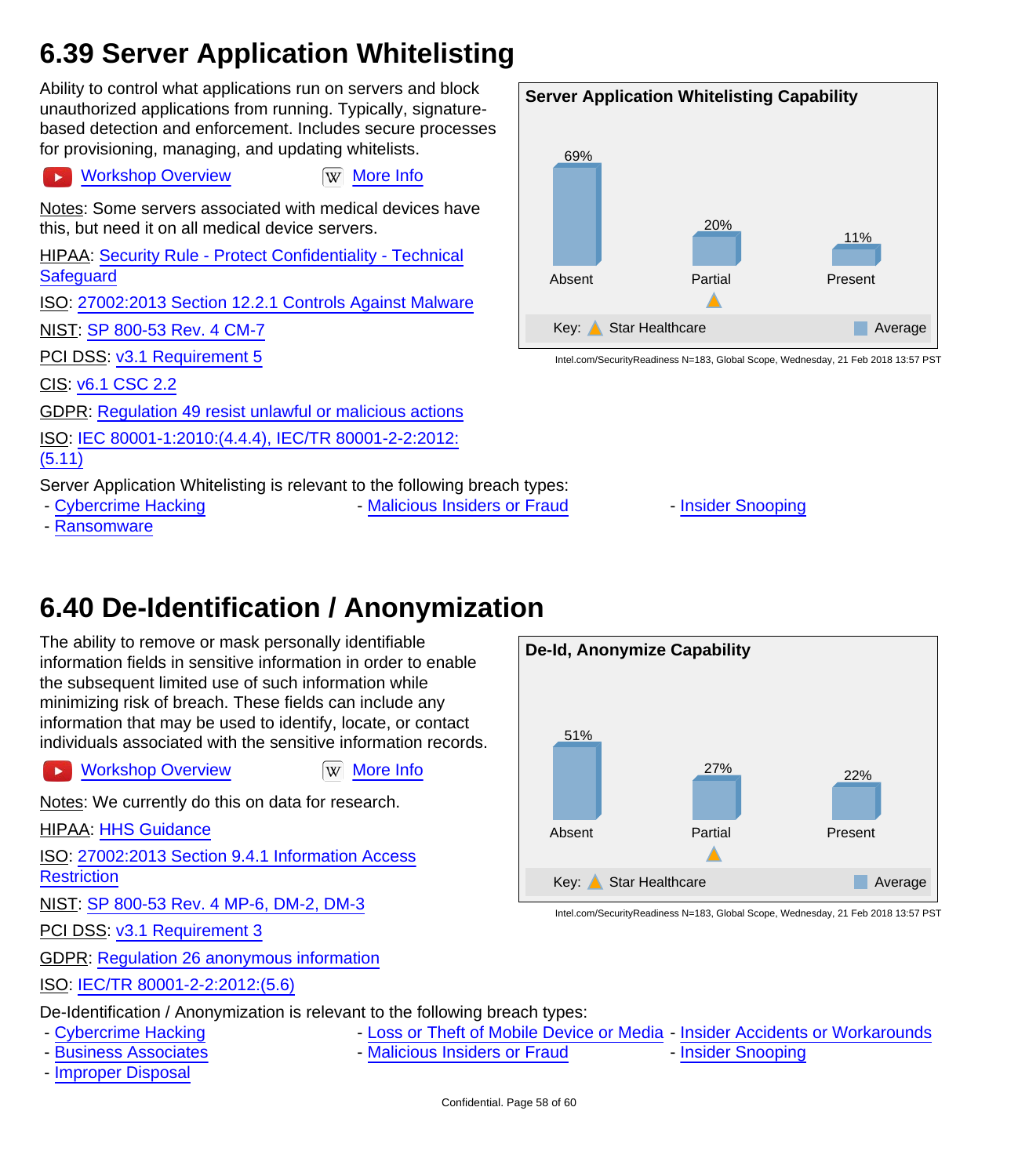## 6.39 Server Application Whitelisting

Ability to control what applications run on servers and block unauthorized applications from running. Typically, signature-based detection and enforcement. Includes secure processes for provisioning, managing, and updating whitelists.

Workshop Overview    More Info

**Server Application Whitelisting Capability**

| Absent | Partial | Present |
|---|---|---|
| 69% | 20% | 11% |

Key: Star Healthcare (Partial) | Average

Intel.com/SecurityReadiness N=183, Global Scope, Wednesday, 21 Feb 2018 13:57 PST

Notes: Some servers associated with medical devices have this, but need it on all medical device servers.

HIPAA: Security Rule - Protect Confidentiality - Technical Safeguard

ISO: 27002:2013 Section 12.2.1 Controls Against Malware

NIST: SP 800-53 Rev. 4 CM-7

PCI DSS: v3.1 Requirement 5

CIS: v6.1 CSC 2.2

GDPR: Regulation 49 resist unlawful or malicious actions

ISO: IEC 80001-1:2010:(4.4.4), IEC/TR 80001-2-2:2012:(5.11)

Server Application Whitelisting is relevant to the following breach types:

- Cybercrime Hacking
- Malicious Insiders or Fraud
- Insider Snooping
- Ransomware

## 6.40 De-Identification / Anonymization

The ability to remove or mask personally identifiable information fields in sensitive information in order to enable the subsequent limited use of such information while minimizing risk of breach. These fields can include any information that may be used to identify, locate, or contact individuals associated with the sensitive information records.

Workshop Overview    More Info

**De-Id, Anonymize Capability**

| Absent | Partial | Present |
|---|---|---|
| 51% | 27% | 22% |

Key: Star Healthcare (Partial) | Average

Intel.com/SecurityReadiness N=183, Global Scope, Wednesday, 21 Feb 2018 13:57 PST

Notes: We currently do this on data for research.

HIPAA: HHS Guidance

ISO: 27002:2013 Section 9.4.1 Information Access Restriction

NIST: SP 800-53 Rev. 4 MP-6, DM-2, DM-3

PCI DSS: v3.1 Requirement 3

GDPR: Regulation 26 anonymous information

ISO: IEC/TR 80001-2-2:2012:(5.6)

De-Identification / Anonymization is relevant to the following breach types:

- Cybercrime Hacking
- Loss or Theft of Mobile Device or Media
- Insider Accidents or Workarounds
- Business Associates
- Malicious Insiders or Fraud
- Insider Snooping
- Improper Disposal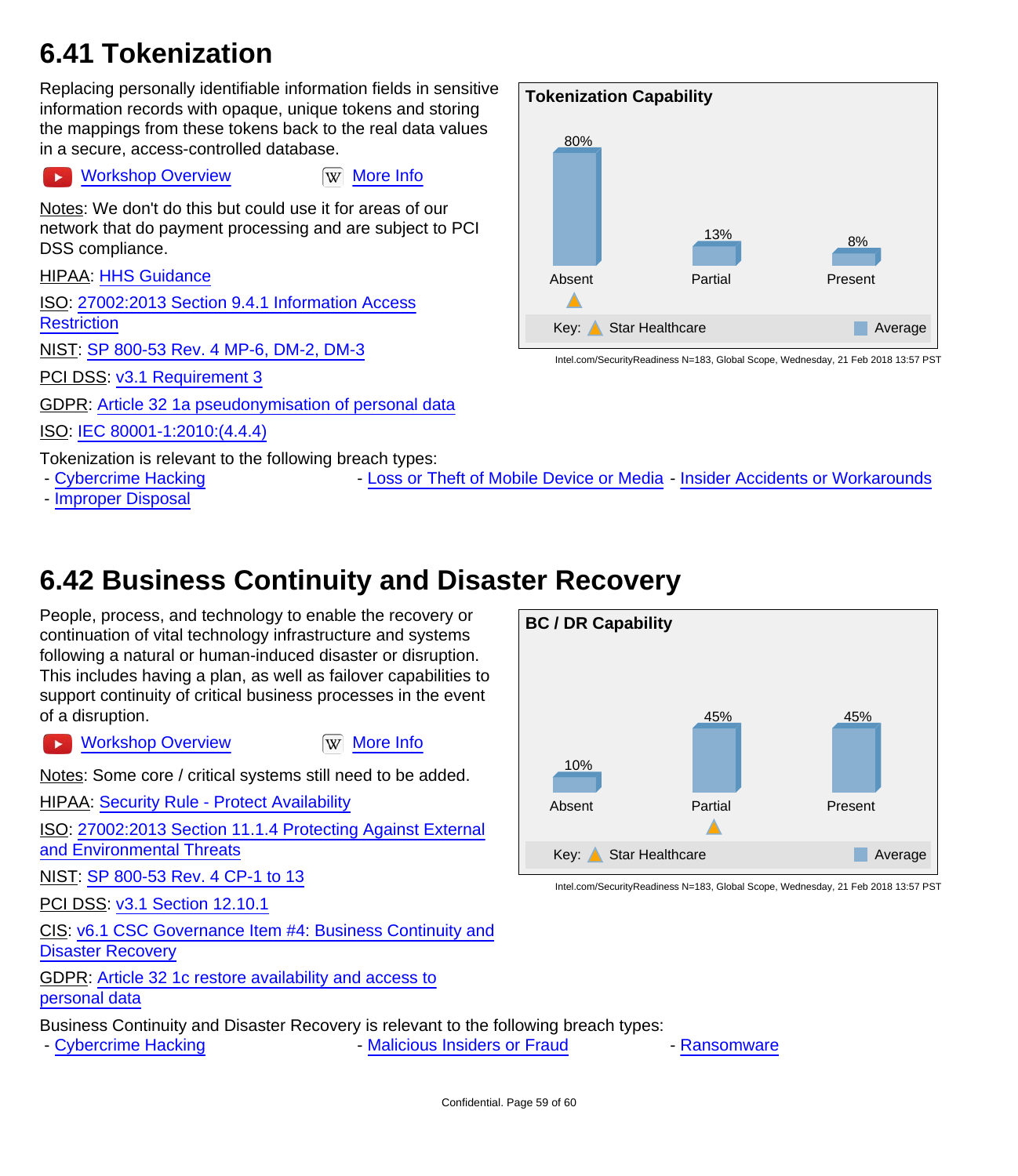## 6.41 Tokenization

Replacing personally identifiable information fields in sensitive information records with opaque, unique tokens and storing the mappings from these tokens back to the real data values in a secure, access-controlled database.

Workshop Overview　　More Info

Notes: We don't do this but could use it for areas of our network that do payment processing and are subject to PCI DSS compliance.

HIPAA: HHS Guidance

ISO: 27002:2013 Section 9.4.1 Information Access Restriction

NIST: SP 800-53 Rev. 4 MP-6, DM-2, DM-3

PCI DSS: v3.1 Requirement 3

GDPR: Article 32 1a pseudonymisation of personal data

ISO: IEC 80001-1:2010:(4.4.4)

**Tokenization Capability**

| | Absent | Partial | Present |
|---|---|---|---|
| Average | 80% | 13% | 8% |
| Star Healthcare | ▲ | | |

Intel.com/SecurityReadiness N=183, Global Scope, Wednesday, 21 Feb 2018 13:57 PST

Tokenization is relevant to the following breach types:

- Cybercrime Hacking
- Loss or Theft of Mobile Device or Media
- Insider Accidents or Workarounds
- Improper Disposal

## 6.42 Business Continuity and Disaster Recovery

People, process, and technology to enable the recovery or continuation of vital technology infrastructure and systems following a natural or human-induced disaster or disruption. This includes having a plan, as well as failover capabilities to support continuity of critical business processes in the event of a disruption.

Workshop Overview　　More Info

Notes: Some core / critical systems still need to be added.

HIPAA: Security Rule - Protect Availability

ISO: 27002:2013 Section 11.1.4 Protecting Against External and Environmental Threats

NIST: SP 800-53 Rev. 4 CP-1 to 13

PCI DSS: v3.1 Section 12.10.1

CIS: v6.1 CSC Governance Item #4: Business Continuity and Disaster Recovery

GDPR: Article 32 1c restore availability and access to personal data

**BC / DR Capability**

| | Absent | Partial | Present |
|---|---|---|---|
| Average | 10% | 45% | 45% |
| Star Healthcare | | ▲ | |

Intel.com/SecurityReadiness N=183, Global Scope, Wednesday, 21 Feb 2018 13:57 PST

Business Continuity and Disaster Recovery is relevant to the following breach types:

- Cybercrime Hacking
- Malicious Insiders or Fraud
- Ransomware

Confidential.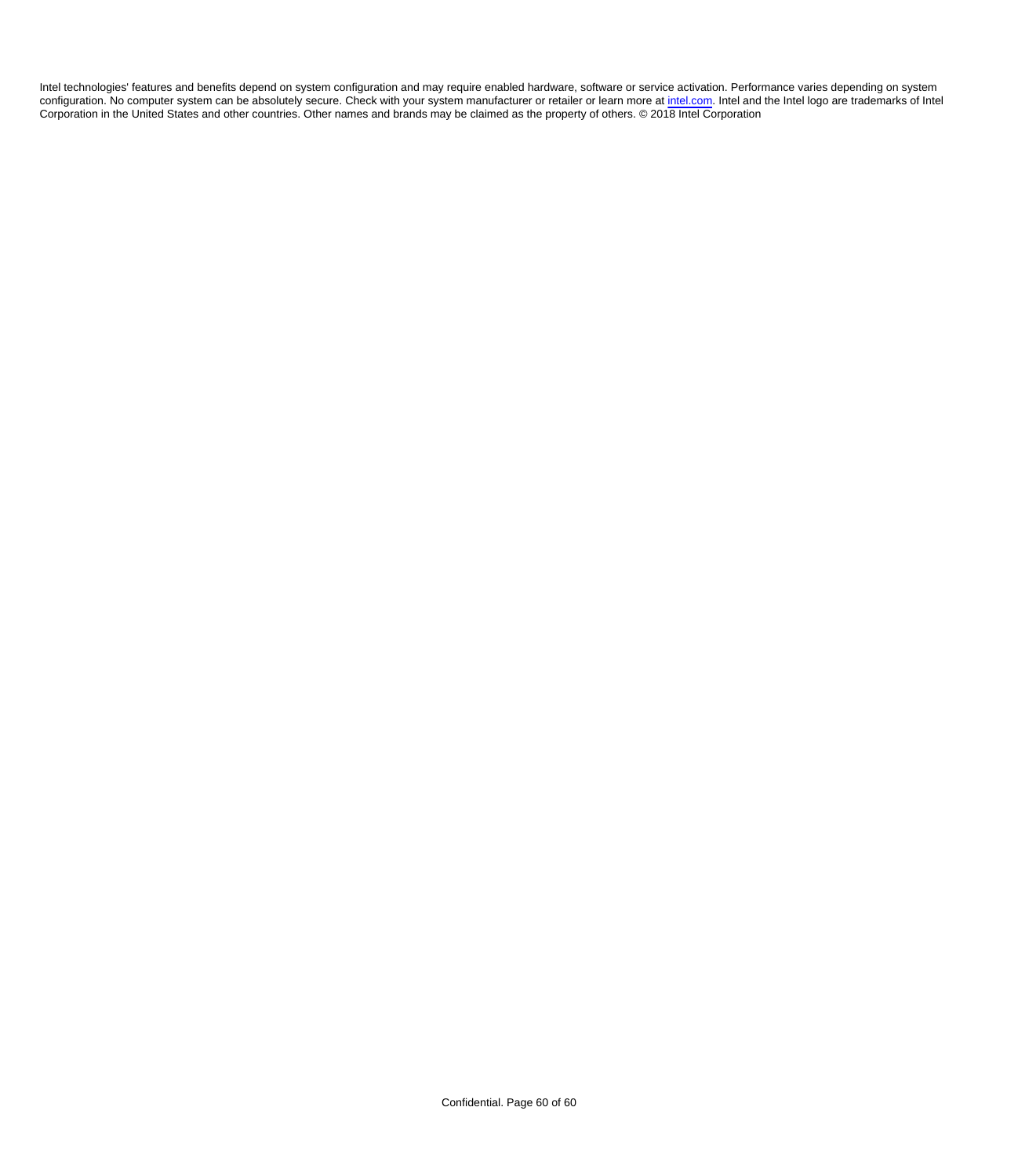Intel technologies' features and benefits depend on system configuration and may require enabled hardware, software or service activation. Performance varies depending on system configuration. No computer system can be absolutely secure. Check with your system manufacturer or retailer or learn more at [intel.com](intel.com). Intel and the Intel logo are trademarks of Intel Corporation in the United States and other countries. Other names and brands may be claimed as the property of others. © 2018 Intel Corporation